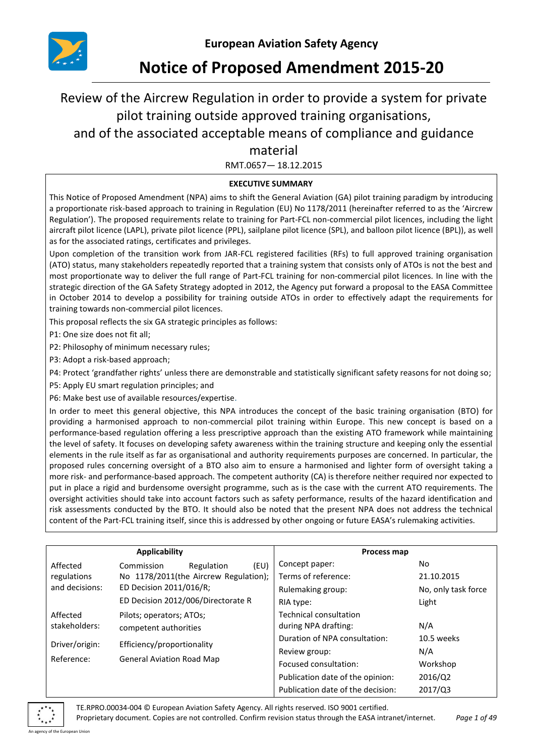**European Aviation Safety Agency**

# Notice of Proposed Amendment 2015-20

## Review of the Aircrew Regulation in order to provide a system for private pilot training outside approved training organisations, and of the associated acceptable means of compliance and guidance material

RMT.0657— 18.12.2015

**EXECUTIVE SUMMARY**

This Notice of Proposed Amendment (NPA) aims to shift the General Aviation (GA) pilot training paradigm by introducing a proportionate risk-based approach to training in Regulation (EU) No 1178/2011 (hereinafter referred to as the 'Aircrew Regulation'). The proposed requirements relate to training for Part-FCL non-commercial pilot licences, including the light aircraft pilot licence (LAPL), private pilot licence (PPL), sailplane pilot licence (SPL), and balloon pilot licence (BPL)), as well as for the associated ratings, certificates and privileges.

Upon completion of the transition work from JAR-FCL registered facilities (RFs) to full approved training organisation (ATO) status, many stakeholders repeatedly reported that a training system that consists only of ATOs is not the best and most proportionate way to deliver the full range of Part-FCL training for non-commercial pilot licences. In line with the strategic direction of the GA Safety Strategy adopted in 2012, the Agency put forward a proposal to the EASA Committee in October 2014 to develop a possibility for training outside ATOs in order to effectively adapt the requirements for training towards non-commercial pilot licences.

This proposal reflects the six GA strategic principles as follows:

P1: One size does not fit all;

P2: Philosophy of minimum necessary rules;

P3: Adopt a risk-based approach;

P4: Protect 'grandfather rights' unless there are demonstrable and statistically significant safety reasons for not doing so;

P5: Apply EU smart regulation principles; and

P6: Make best use of available resources/expertise.

In order to meet this general objective, this NPA introduces the concept of the basic training organisation (BTO) for providing a harmonised approach to non-commercial pilot training within Europe. This new concept is based on a performance-based regulation offering a less prescriptive approach than the existing ATO framework while maintaining the level of safety. It focuses on developing safety awareness within the training structure and keeping only the essential elements in the rule itself as far as organisational and authority requirements purposes are concerned. In particular, the proposed rules concerning oversight of a BTO also aim to ensure a harmonised and lighter form of oversight taking a more risk- and performance-based approach. The competent authority (CA) is therefore neither required nor expected to put in place a rigid and burdensome oversight programme, such as is the case with the current ATO requirements. The oversight activities should take into account factors such as safety performance, results of the hazard identification and risk assessments conducted by the BTO. It should also be noted that the present NPA does not address the technical content of the Part-FCL training itself, since this is addressed by other ongoing or future EASA's rulemaking activities.

| Applicability | | Process map | |
|---|---|---|---|
| Affected regulations and decisions: | Commission Regulation (EU) No 1178/2011(the Aircrew Regulation); ED Decision 2011/016/R; ED Decision 2012/006/Directorate R | Concept paper: | No |
| | | Terms of reference: | 21.10.2015 |
| | | Rulemaking group: | No, only task force |
| | | RIA type: | Light |
| Affected stakeholders: | Pilots; operators; ATOs; competent authorities | Technical consultation during NPA drafting: | N/A |
| Driver/origin: | Efficiency/proportionality | Duration of NPA consultation: | 10.5 weeks |
| Reference: | General Aviation Road Map | Review group: | N/A |
| | | Focused consultation: | Workshop |
| | | Publication date of the opinion: | 2016/Q2 |
| | | Publication date of the decision: | 2017/Q3 |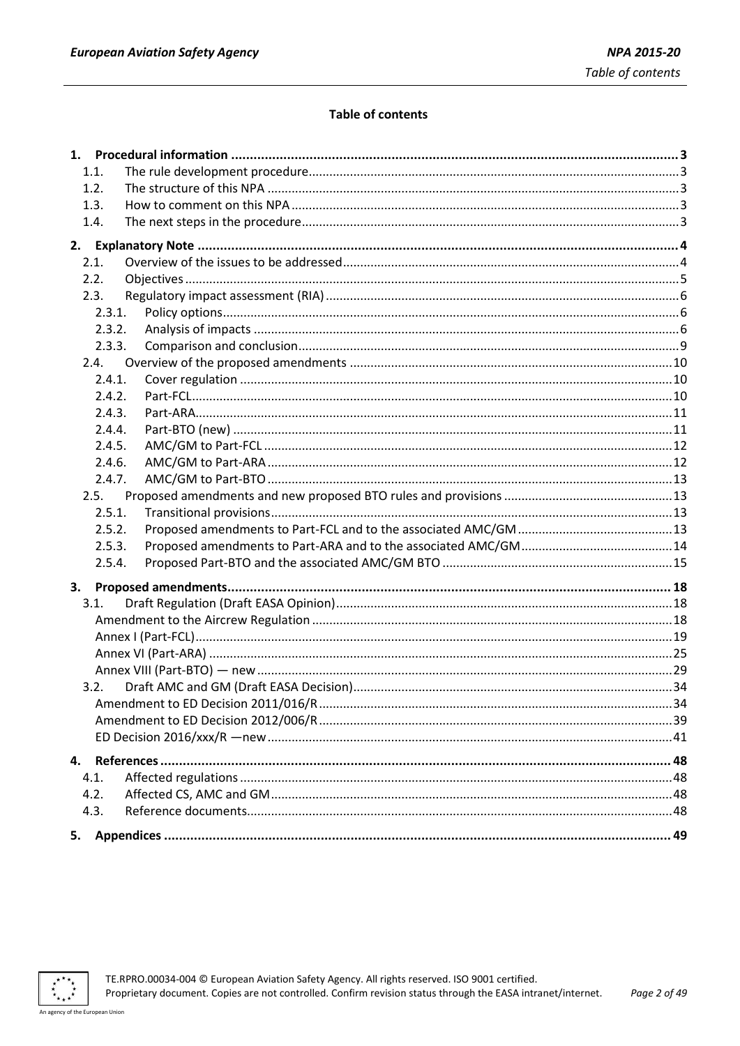**Table of contents**

**1. Procedural information** ........ 3
- 1.1. The rule development procedure ........ 3
- 1.2. The structure of this NPA ........ 3
- 1.3. How to comment on this NPA ........ 3
- 1.4. The next steps in the procedure ........ 3

**2. Explanatory Note** ........ 4
- 2.1. Overview of the issues to be addressed ........ 4
- 2.2. Objectives ........ 5
- 2.3. Regulatory impact assessment (RIA) ........ 6
  - 2.3.1. Policy options ........ 6
  - 2.3.2. Analysis of impacts ........ 6
  - 2.3.3. Comparison and conclusion ........ 9
- 2.4. Overview of the proposed amendments ........ 10
  - 2.4.1. Cover regulation ........ 10
  - 2.4.2. Part-FCL ........ 10
  - 2.4.3. Part-ARA ........ 11
  - 2.4.4. Part-BTO (new) ........ 11
  - 2.4.5. AMC/GM to Part-FCL ........ 12
  - 2.4.6. AMC/GM to Part-ARA ........ 12
  - 2.4.7. AMC/GM to Part-BTO ........ 13
- 2.5. Proposed amendments and new proposed BTO rules and provisions ........ 13
  - 2.5.1. Transitional provisions ........ 13
  - 2.5.2. Proposed amendments to Part-FCL and to the associated AMC/GM ........ 13
  - 2.5.3. Proposed amendments to Part-ARA and to the associated AMC/GM ........ 14
  - 2.5.4. Proposed Part-BTO and the associated AMC/GM BTO ........ 15

**3. Proposed amendments** ........ 18
- 3.1. Draft Regulation (Draft EASA Opinion) ........ 18
  - Amendment to the Aircrew Regulation ........ 18
  - Annex I (Part-FCL) ........ 19
  - Annex VI (Part-ARA) ........ 25
  - Annex VIII (Part-BTO) — new ........ 29
- 3.2. Draft AMC and GM (Draft EASA Decision) ........ 34
  - Amendment to ED Decision 2011/016/R ........ 34
  - Amendment to ED Decision 2012/006/R ........ 39
  - ED Decision 2016/xxx/R —new ........ 41

**4. References** ........ 48
- 4.1. Affected regulations ........ 48
- 4.2. Affected CS, AMC and GM ........ 48
- 4.3. Reference documents ........ 48

**5. Appendices** ........ 49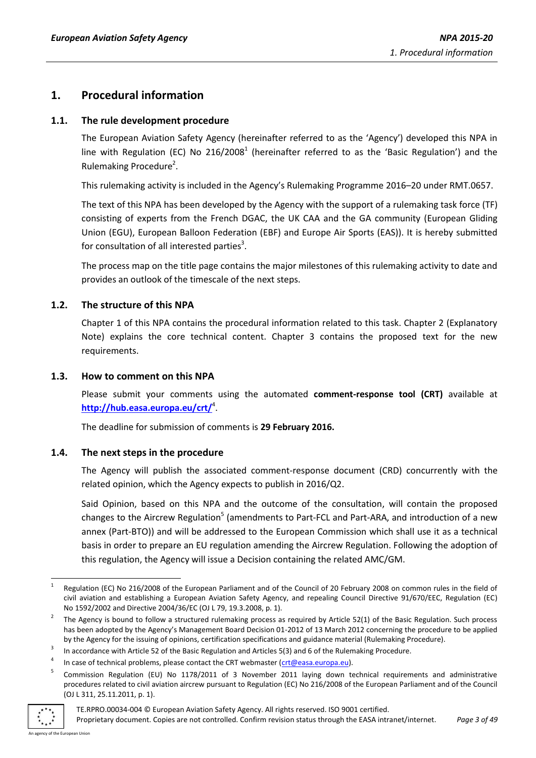# 1. Procedural information

## 1.1. The rule development procedure

The European Aviation Safety Agency (hereinafter referred to as the 'Agency') developed this NPA in line with Regulation (EC) No 216/2008[1] (hereinafter referred to as the 'Basic Regulation') and the Rulemaking Procedure[2].

This rulemaking activity is included in the Agency's Rulemaking Programme 2016–20 under RMT.0657.

The text of this NPA has been developed by the Agency with the support of a rulemaking task force (TF) consisting of experts from the French DGAC, the UK CAA and the GA community (European Gliding Union (EGU), European Balloon Federation (EBF) and Europe Air Sports (EAS)). It is hereby submitted for consultation of all interested parties[3].

The process map on the title page contains the major milestones of this rulemaking activity to date and provides an outlook of the timescale of the next steps.

## 1.2. The structure of this NPA

Chapter 1 of this NPA contains the procedural information related to this task. Chapter 2 (Explanatory Note) explains the core technical content. Chapter 3 contains the proposed text for the new requirements.

## 1.3. How to comment on this NPA

Please submit your comments using the automated **comment-response tool (CRT)** available at **http://hub.easa.europa.eu/crt/**[4].

The deadline for submission of comments is **29 February 2016.**

## 1.4. The next steps in the procedure

The Agency will publish the associated comment-response document (CRD) concurrently with the related opinion, which the Agency expects to publish in 2016/Q2.

Said Opinion, based on this NPA and the outcome of the consultation, will contain the proposed changes to the Aircrew Regulation[5] (amendments to Part-FCL and Part-ARA, and introduction of a new annex (Part-BTO)) and will be addressed to the European Commission which shall use it as a technical basis in order to prepare an EU regulation amending the Aircrew Regulation. Following the adoption of this regulation, the Agency will issue a Decision containing the related AMC/GM.

---

[1] Regulation (EC) No 216/2008 of the European Parliament and of the Council of 20 February 2008 on common rules in the field of civil aviation and establishing a European Aviation Safety Agency, and repealing Council Directive 91/670/EEC, Regulation (EC) No 1592/2002 and Directive 2004/36/EC (OJ L 79, 19.3.2008, p. 1).

[2] The Agency is bound to follow a structured rulemaking process as required by Article 52(1) of the Basic Regulation. Such process has been adopted by the Agency's Management Board Decision 01-2012 of 13 March 2012 concerning the procedure to be applied by the Agency for the issuing of opinions, certification specifications and guidance material (Rulemaking Procedure).

[3] In accordance with Article 52 of the Basic Regulation and Articles 5(3) and 6 of the Rulemaking Procedure.

[4] In case of technical problems, please contact the CRT webmaster (crt@easa.europa.eu).

[5] Commission Regulation (EU) No 1178/2011 of 3 November 2011 laying down technical requirements and administrative procedures related to civil aviation aircrew pursuant to Regulation (EC) No 216/2008 of the European Parliament and of the Council (OJ L 311, 25.11.2011, p. 1).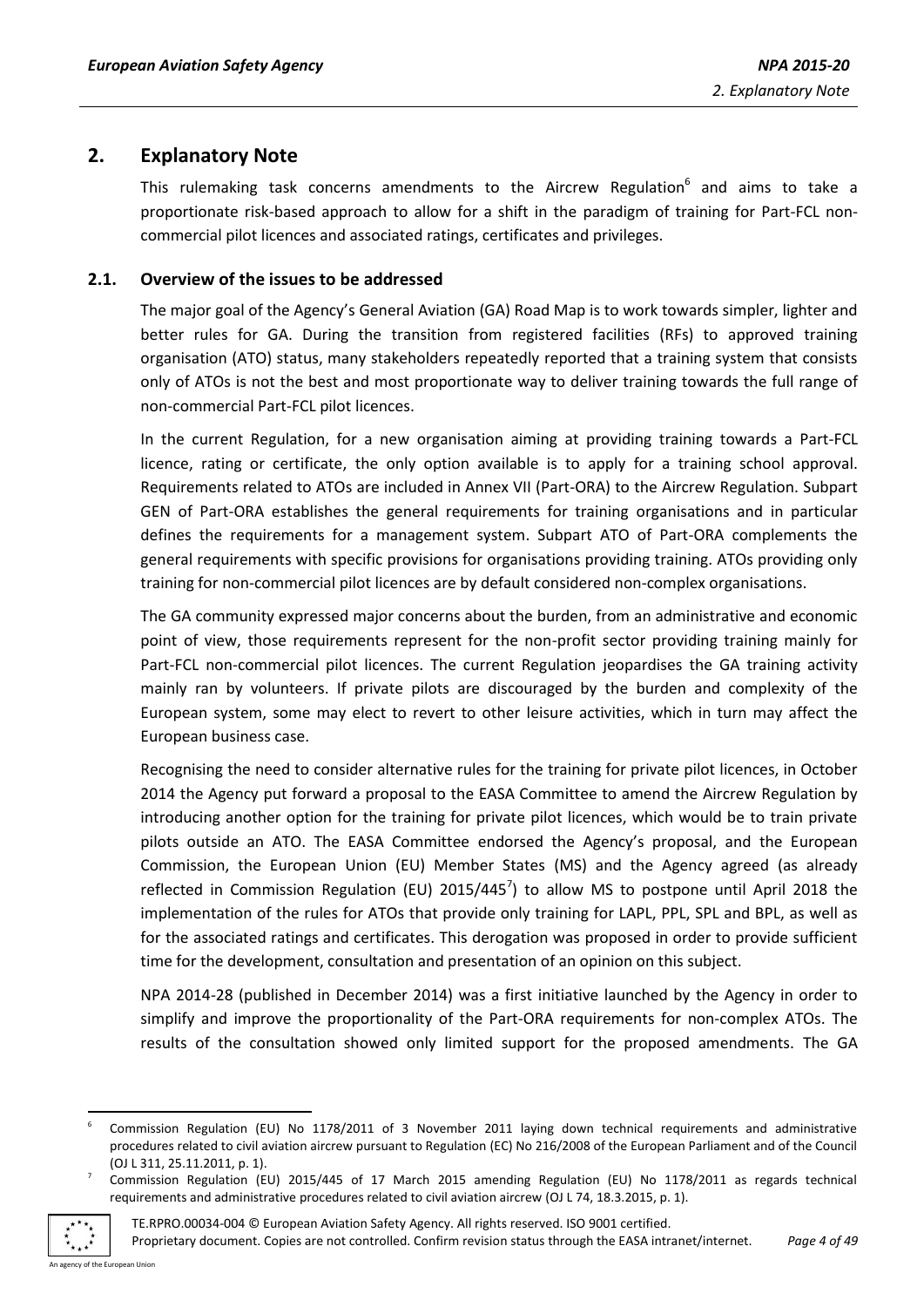## 2. Explanatory Note

This rulemaking task concerns amendments to the Aircrew Regulation[6] and aims to take a proportionate risk-based approach to allow for a shift in the paradigm of training for Part-FCL non-commercial pilot licences and associated ratings, certificates and privileges.

### 2.1. Overview of the issues to be addressed

The major goal of the Agency's General Aviation (GA) Road Map is to work towards simpler, lighter and better rules for GA. During the transition from registered facilities (RFs) to approved training organisation (ATO) status, many stakeholders repeatedly reported that a training system that consists only of ATOs is not the best and most proportionate way to deliver training towards the full range of non-commercial Part-FCL pilot licences.

In the current Regulation, for a new organisation aiming at providing training towards a Part-FCL licence, rating or certificate, the only option available is to apply for a training school approval. Requirements related to ATOs are included in Annex VII (Part-ORA) to the Aircrew Regulation. Subpart GEN of Part-ORA establishes the general requirements for training organisations and in particular defines the requirements for a management system. Subpart ATO of Part-ORA complements the general requirements with specific provisions for organisations providing training. ATOs providing only training for non-commercial pilot licences are by default considered non-complex organisations.

The GA community expressed major concerns about the burden, from an administrative and economic point of view, those requirements represent for the non-profit sector providing training mainly for Part-FCL non-commercial pilot licences. The current Regulation jeopardises the GA training activity mainly ran by volunteers. If private pilots are discouraged by the burden and complexity of the European system, some may elect to revert to other leisure activities, which in turn may affect the European business case.

Recognising the need to consider alternative rules for the training for private pilot licences, in October 2014 the Agency put forward a proposal to the EASA Committee to amend the Aircrew Regulation by introducing another option for the training for private pilot licences, which would be to train private pilots outside an ATO. The EASA Committee endorsed the Agency's proposal, and the European Commission, the European Union (EU) Member States (MS) and the Agency agreed (as already reflected in Commission Regulation (EU) 2015/445[7]) to allow MS to postpone until April 2018 the implementation of the rules for ATOs that provide only training for LAPL, PPL, SPL and BPL, as well as for the associated ratings and certificates. This derogation was proposed in order to provide sufficient time for the development, consultation and presentation of an opinion on this subject.

NPA 2014-28 (published in December 2014) was a first initiative launched by the Agency in order to simplify and improve the proportionality of the Part-ORA requirements for non-complex ATOs. The results of the consultation showed only limited support for the proposed amendments. The GA

---

[6] Commission Regulation (EU) No 1178/2011 of 3 November 2011 laying down technical requirements and administrative procedures related to civil aviation aircrew pursuant to Regulation (EC) No 216/2008 of the European Parliament and of the Council (OJ L 311, 25.11.2011, p. 1).

[7] Commission Regulation (EU) 2015/445 of 17 March 2015 amending Regulation (EU) No 1178/2011 as regards technical requirements and administrative procedures related to civil aviation aircrew (OJ L 74, 18.3.2015, p. 1).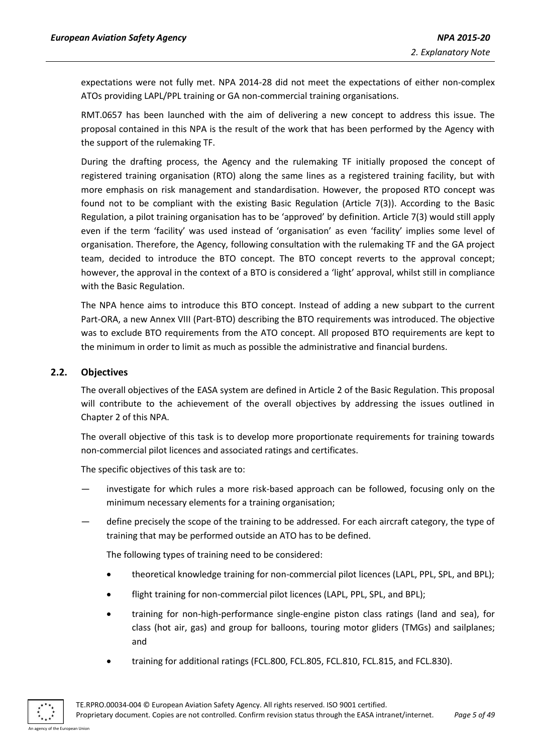expectations were not fully met. NPA 2014-28 did not meet the expectations of either non-complex ATOs providing LAPL/PPL training or GA non-commercial training organisations.

RMT.0657 has been launched with the aim of delivering a new concept to address this issue. The proposal contained in this NPA is the result of the work that has been performed by the Agency with the support of the rulemaking TF.

During the drafting process, the Agency and the rulemaking TF initially proposed the concept of registered training organisation (RTO) along the same lines as a registered training facility, but with more emphasis on risk management and standardisation. However, the proposed RTO concept was found not to be compliant with the existing Basic Regulation (Article 7(3)). According to the Basic Regulation, a pilot training organisation has to be 'approved' by definition. Article 7(3) would still apply even if the term 'facility' was used instead of 'organisation' as even 'facility' implies some level of organisation. Therefore, the Agency, following consultation with the rulemaking TF and the GA project team, decided to introduce the BTO concept. The BTO concept reverts to the approval concept; however, the approval in the context of a BTO is considered a 'light' approval, whilst still in compliance with the Basic Regulation.

The NPA hence aims to introduce this BTO concept. Instead of adding a new subpart to the current Part-ORA, a new Annex VIII (Part-BTO) describing the BTO requirements was introduced. The objective was to exclude BTO requirements from the ATO concept. All proposed BTO requirements are kept to the minimum in order to limit as much as possible the administrative and financial burdens.

## 2.2. Objectives

The overall objectives of the EASA system are defined in Article 2 of the Basic Regulation. This proposal will contribute to the achievement of the overall objectives by addressing the issues outlined in Chapter 2 of this NPA.

The overall objective of this task is to develop more proportionate requirements for training towards non-commercial pilot licences and associated ratings and certificates.

The specific objectives of this task are to:

— investigate for which rules a more risk-based approach can be followed, focusing only on the minimum necessary elements for a training organisation;

— define precisely the scope of the training to be addressed. For each aircraft category, the type of training that may be performed outside an ATO has to be defined.

  The following types of training need to be considered:

  - theoretical knowledge training for non-commercial pilot licences (LAPL, PPL, SPL, and BPL);
  - flight training for non-commercial pilot licences (LAPL, PPL, SPL, and BPL);
  - training for non-high-performance single-engine piston class ratings (land and sea), for class (hot air, gas) and group for balloons, touring motor gliders (TMGs) and sailplanes; and
  - training for additional ratings (FCL.800, FCL.805, FCL.810, FCL.815, and FCL.830).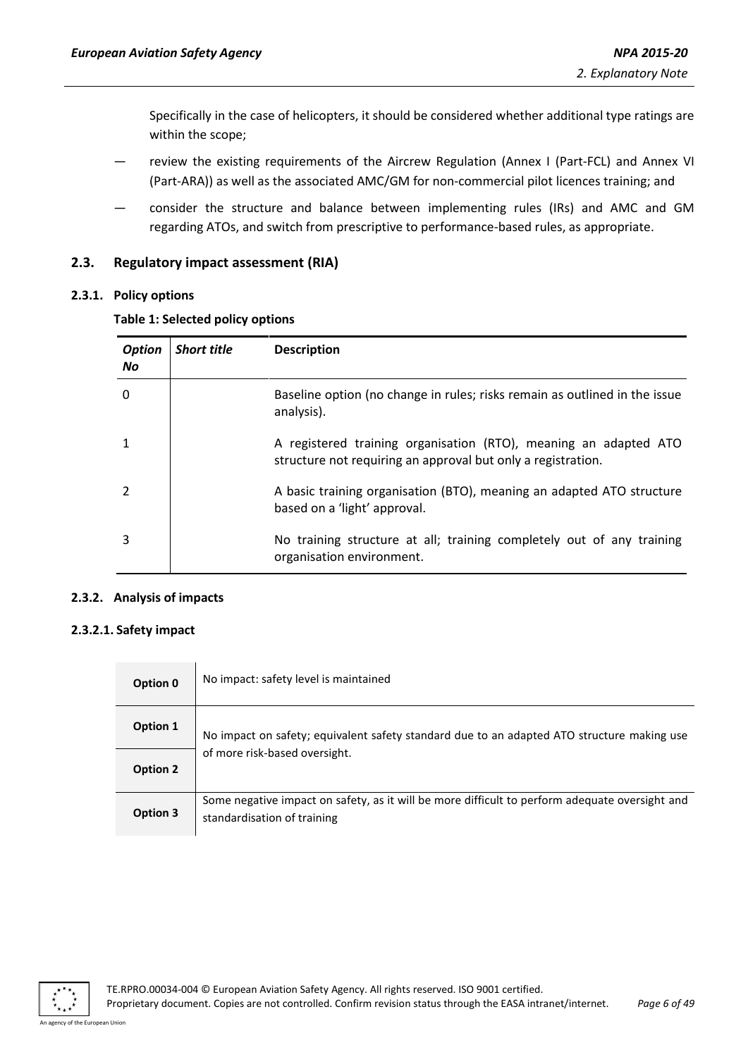Specifically in the case of helicopters, it should be considered whether additional type ratings are within the scope;

- review the existing requirements of the Aircrew Regulation (Annex I (Part-FCL) and Annex VI (Part-ARA)) as well as the associated AMC/GM for non-commercial pilot licences training; and
- consider the structure and balance between implementing rules (IRs) and AMC and GM regarding ATOs, and switch from prescriptive to performance-based rules, as appropriate.

## 2.3. Regulatory impact assessment (RIA)

### 2.3.1. Policy options

**Table 1: Selected policy options**

| *Option No* | *Short title* | **Description** |
|---|---|---|
| 0 | | Baseline option (no change in rules; risks remain as outlined in the issue analysis). |
| 1 | | A registered training organisation (RTO), meaning an adapted ATO structure not requiring an approval but only a registration. |
| 2 | | A basic training organisation (BTO), meaning an adapted ATO structure based on a 'light' approval. |
| 3 | | No training structure at all; training completely out of any training organisation environment. |

### 2.3.2. Analysis of impacts

#### 2.3.2.1. Safety impact

| | |
|---|---|
| **Option 0** | No impact: safety level is maintained |
| **Option 1** | No impact on safety; equivalent safety standard due to an adapted ATO structure making use of more risk-based oversight. |
| **Option 2** | |
| **Option 3** | Some negative impact on safety, as it will be more difficult to perform adequate oversight and standardisation of training |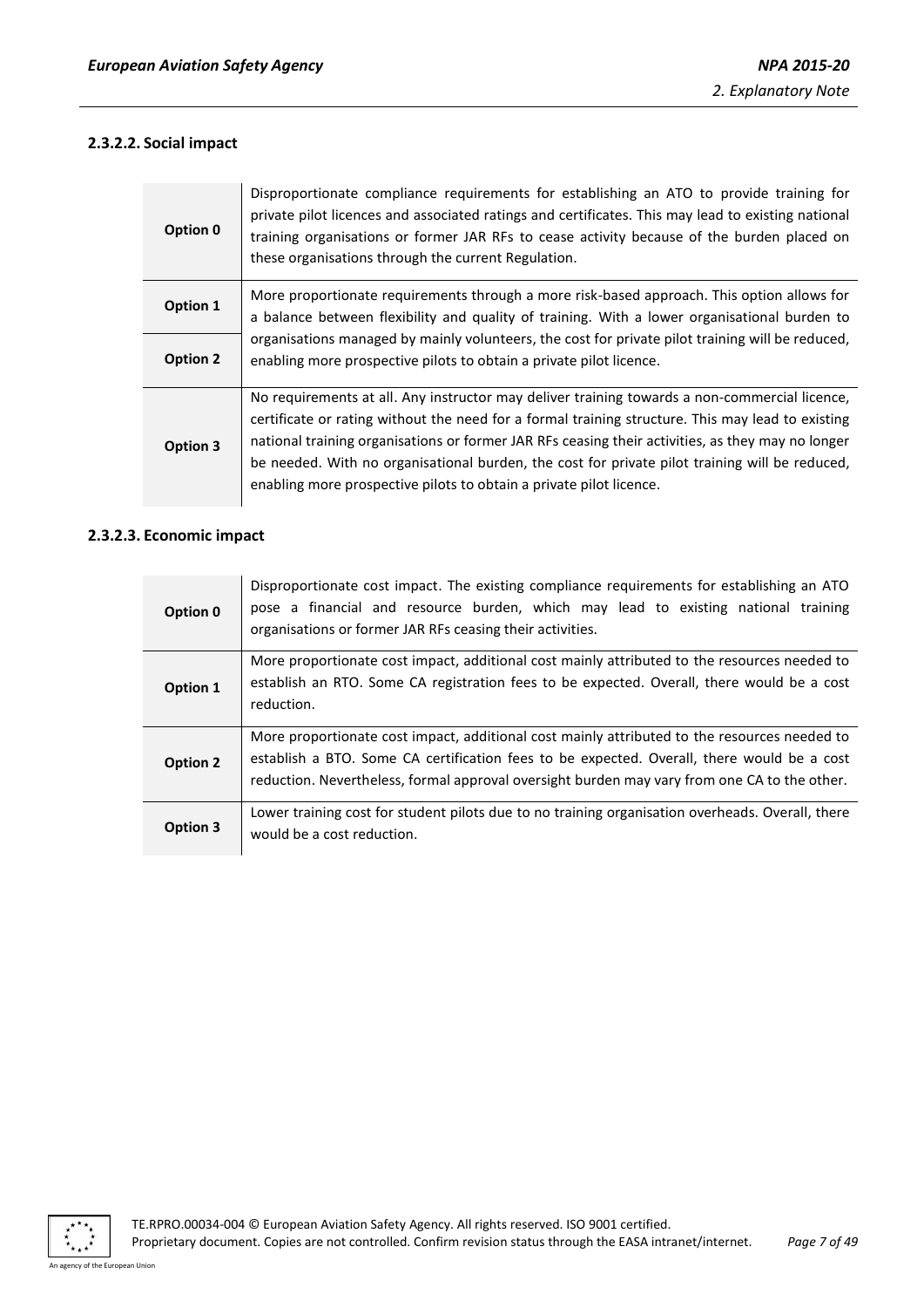### 2.3.2.2. Social impact

| | |
|---|---|
| **Option 0** | Disproportionate compliance requirements for establishing an ATO to provide training for private pilot licences and associated ratings and certificates. This may lead to existing national training organisations or former JAR RFs to cease activity because of the burden placed on these organisations through the current Regulation. |
| **Option 1** | More proportionate requirements through a more risk-based approach. This option allows for a balance between flexibility and quality of training. With a lower organisational burden to organisations managed by mainly volunteers, the cost for private pilot training will be reduced, enabling more prospective pilots to obtain a private pilot licence. |
| **Option 2** | |
| **Option 3** | No requirements at all. Any instructor may deliver training towards a non-commercial licence, certificate or rating without the need for a formal training structure. This may lead to existing national training organisations or former JAR RFs ceasing their activities, as they may no longer be needed. With no organisational burden, the cost for private pilot training will be reduced, enabling more prospective pilots to obtain a private pilot licence. |

### 2.3.2.3. Economic impact

| | |
|---|---|
| **Option 0** | Disproportionate cost impact. The existing compliance requirements for establishing an ATO pose a financial and resource burden, which may lead to existing national training organisations or former JAR RFs ceasing their activities. |
| **Option 1** | More proportionate cost impact, additional cost mainly attributed to the resources needed to establish an RTO. Some CA registration fees to be expected. Overall, there would be a cost reduction. |
| **Option 2** | More proportionate cost impact, additional cost mainly attributed to the resources needed to establish a BTO. Some CA certification fees to be expected. Overall, there would be a cost reduction. Nevertheless, formal approval oversight burden may vary from one CA to the other. |
| **Option 3** | Lower training cost for student pilots due to no training organisation overheads. Overall, there would be a cost reduction. |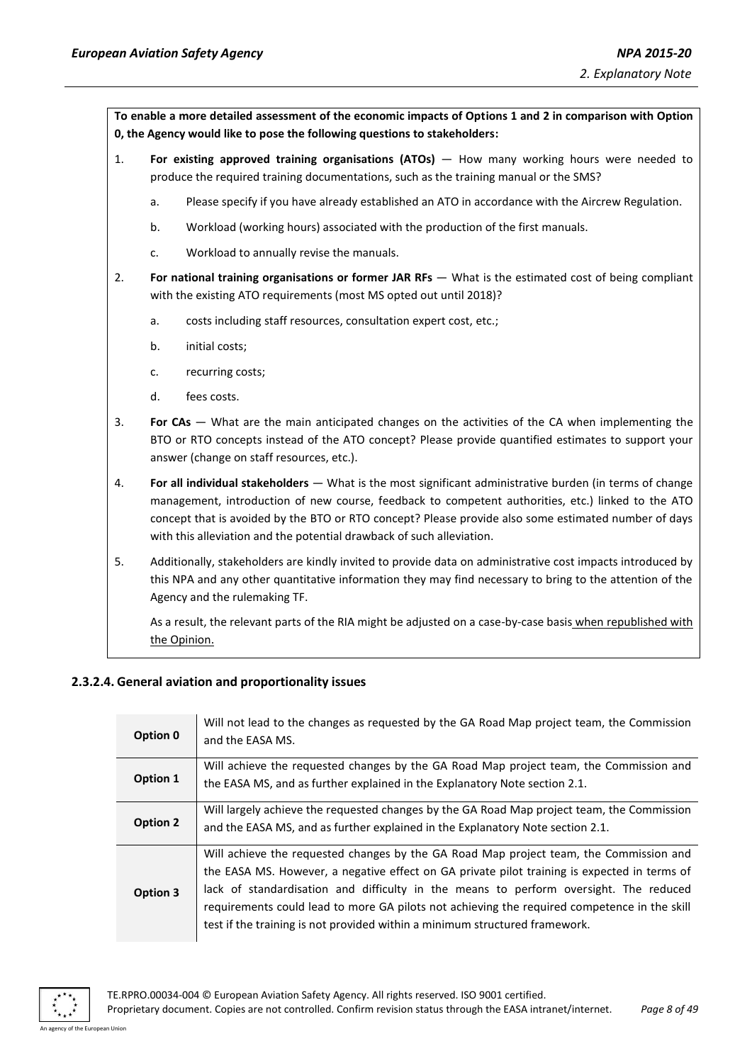**To enable a more detailed assessment of the economic impacts of Options 1 and 2 in comparison with Option 0, the Agency would like to pose the following questions to stakeholders:**

1. **For existing approved training organisations (ATOs)** — How many working hours were needed to produce the required training documentations, such as the training manual or the SMS?
   a. Please specify if you have already established an ATO in accordance with the Aircrew Regulation.
   b. Workload (working hours) associated with the production of the first manuals.
   c. Workload to annually revise the manuals.
2. **For national training organisations or former JAR RFs** — What is the estimated cost of being compliant with the existing ATO requirements (most MS opted out until 2018)?
   a. costs including staff resources, consultation expert cost, etc.;
   b. initial costs;
   c. recurring costs;
   d. fees costs.
3. **For CAs** — What are the main anticipated changes on the activities of the CA when implementing the BTO or RTO concepts instead of the ATO concept? Please provide quantified estimates to support your answer (change on staff resources, etc.).
4. **For all individual stakeholders** — What is the most significant administrative burden (in terms of change management, introduction of new course, feedback to competent authorities, etc.) linked to the ATO concept that is avoided by the BTO or RTO concept? Please provide also some estimated number of days with this alleviation and the potential drawback of such alleviation.
5. Additionally, stakeholders are kindly invited to provide data on administrative cost impacts introduced by this NPA and any other quantitative information they may find necessary to bring to the attention of the Agency and the rulemaking TF.

   As a result, the relevant parts of the RIA might be adjusted on a case-by-case basis when republished with the Opinion.

### 2.3.2.4. General aviation and proportionality issues

| | |
|---|---|
| **Option 0** | Will not lead to the changes as requested by the GA Road Map project team, the Commission and the EASA MS. |
| **Option 1** | Will achieve the requested changes by the GA Road Map project team, the Commission and the EASA MS, and as further explained in the Explanatory Note section 2.1. |
| **Option 2** | Will largely achieve the requested changes by the GA Road Map project team, the Commission and the EASA MS, and as further explained in the Explanatory Note section 2.1. |
| **Option 3** | Will achieve the requested changes by the GA Road Map project team, the Commission and the EASA MS. However, a negative effect on GA private pilot training is expected in terms of lack of standardisation and difficulty in the means to perform oversight. The reduced requirements could lead to more GA pilots not achieving the required competence in the skill test if the training is not provided within a minimum structured framework. |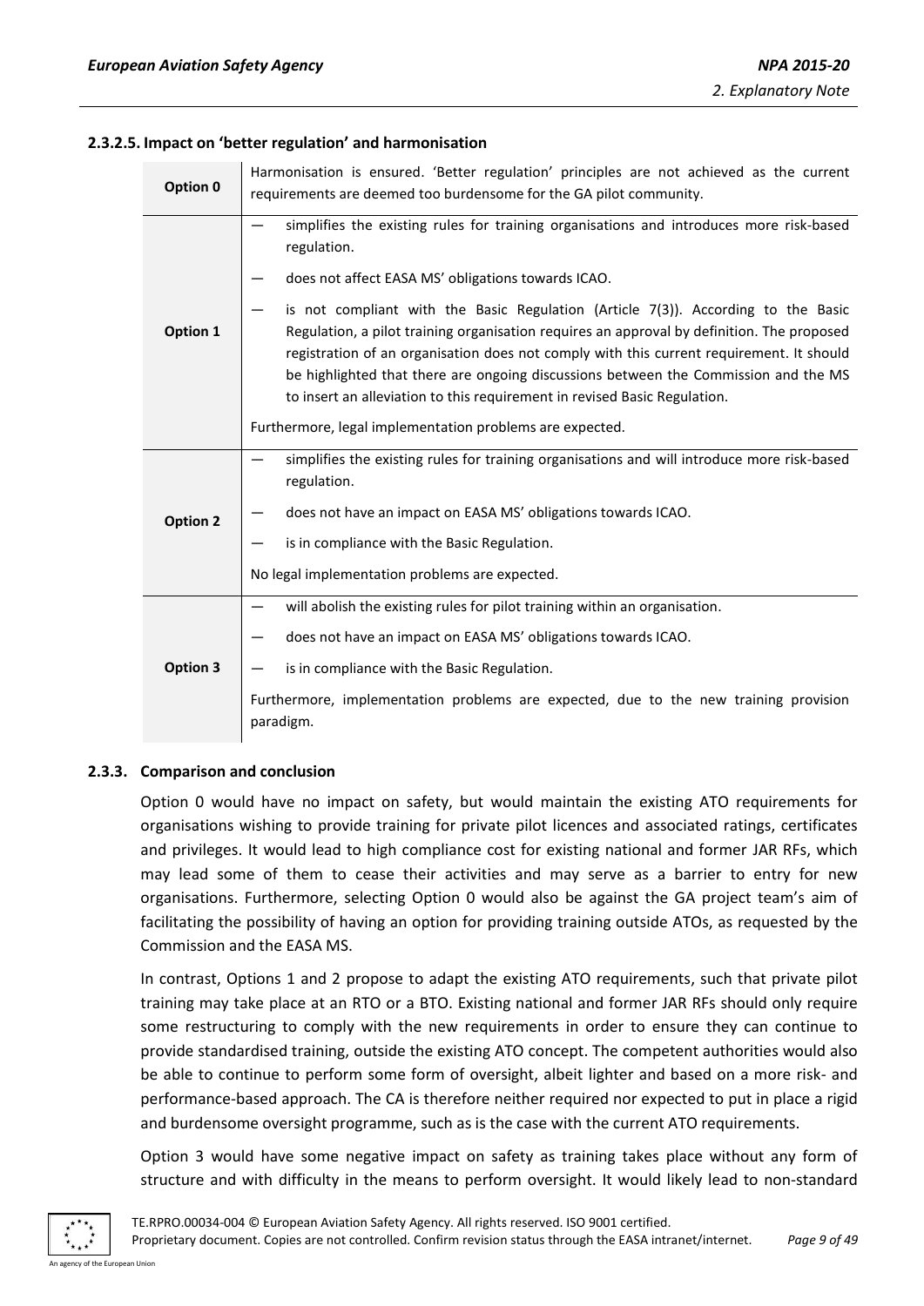### 2.3.2.5. Impact on 'better regulation' and harmonisation

| | |
|---|---|
| **Option 0** | Harmonisation is ensured. 'Better regulation' principles are not achieved as the current requirements are deemed too burdensome for the GA pilot community. |
| **Option 1** | — simplifies the existing rules for training organisations and introduces more risk-based regulation.<br>— does not affect EASA MS' obligations towards ICAO.<br>— is not compliant with the Basic Regulation (Article 7(3)). According to the Basic Regulation, a pilot training organisation requires an approval by definition. The proposed registration of an organisation does not comply with this current requirement. It should be highlighted that there are ongoing discussions between the Commission and the MS to insert an alleviation to this requirement in revised Basic Regulation.<br>Furthermore, legal implementation problems are expected. |
| **Option 2** | — simplifies the existing rules for training organisations and will introduce more risk-based regulation.<br>— does not have an impact on EASA MS' obligations towards ICAO.<br>— is in compliance with the Basic Regulation.<br>No legal implementation problems are expected. |
| **Option 3** | — will abolish the existing rules for pilot training within an organisation.<br>— does not have an impact on EASA MS' obligations towards ICAO.<br>— is in compliance with the Basic Regulation.<br>Furthermore, implementation problems are expected, due to the new training provision paradigm. |

### 2.3.3. Comparison and conclusion

Option 0 would have no impact on safety, but would maintain the existing ATO requirements for organisations wishing to provide training for private pilot licences and associated ratings, certificates and privileges. It would lead to high compliance cost for existing national and former JAR RFs, which may lead some of them to cease their activities and may serve as a barrier to entry for new organisations. Furthermore, selecting Option 0 would also be against the GA project team's aim of facilitating the possibility of having an option for providing training outside ATOs, as requested by the Commission and the EASA MS.

In contrast, Options 1 and 2 propose to adapt the existing ATO requirements, such that private pilot training may take place at an RTO or a BTO. Existing national and former JAR RFs should only require some restructuring to comply with the new requirements in order to ensure they can continue to provide standardised training, outside the existing ATO concept. The competent authorities would also be able to continue to perform some form of oversight, albeit lighter and based on a more risk- and performance-based approach. The CA is therefore neither required nor expected to put in place a rigid and burdensome oversight programme, such as is the case with the current ATO requirements.

Option 3 would have some negative impact on safety as training takes place without any form of structure and with difficulty in the means to perform oversight. It would likely lead to non-standard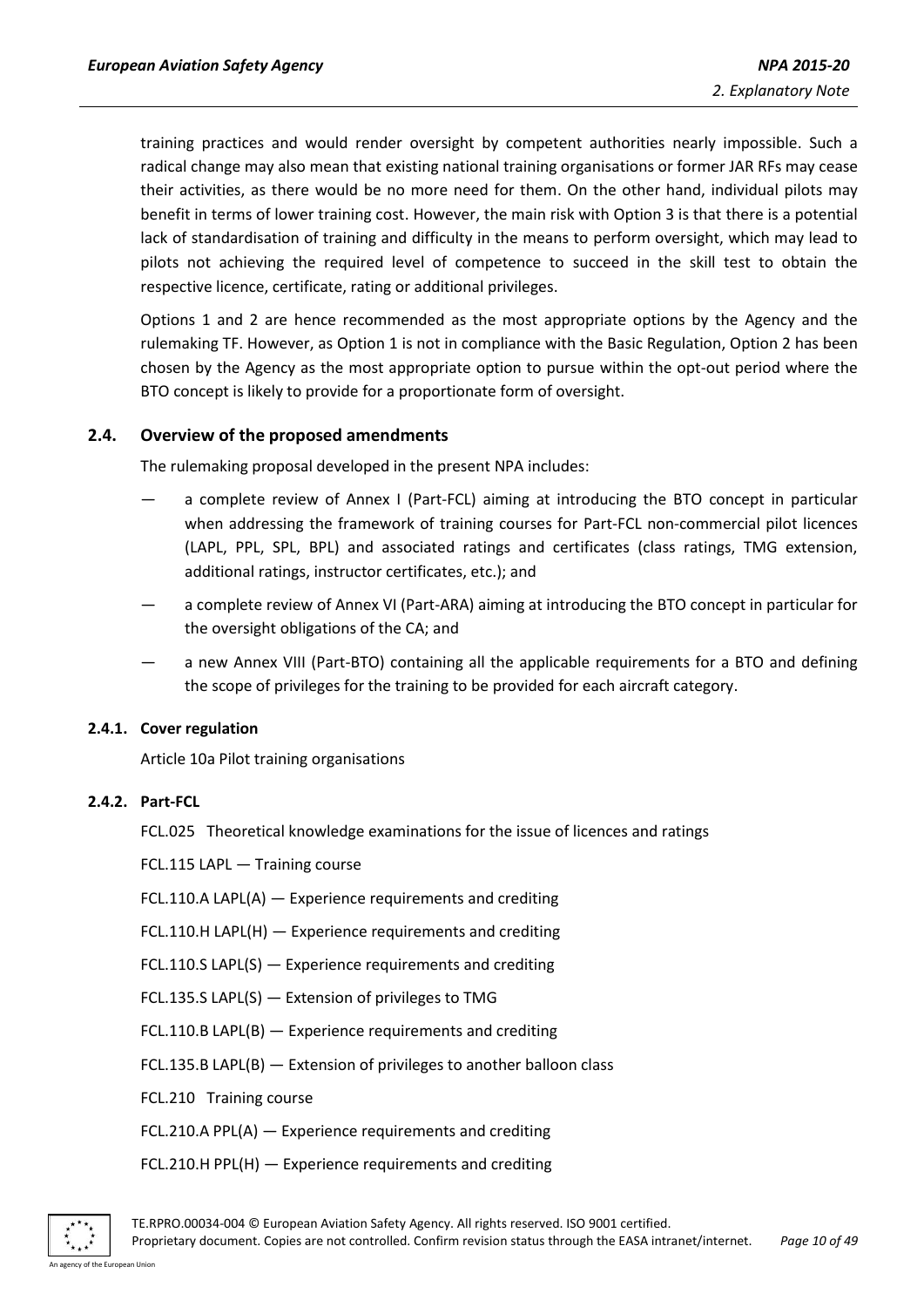training practices and would render oversight by competent authorities nearly impossible. Such a radical change may also mean that existing national training organisations or former JAR RFs may cease their activities, as there would be no more need for them. On the other hand, individual pilots may benefit in terms of lower training cost. However, the main risk with Option 3 is that there is a potential lack of standardisation of training and difficulty in the means to perform oversight, which may lead to pilots not achieving the required level of competence to succeed in the skill test to obtain the respective licence, certificate, rating or additional privileges.

Options 1 and 2 are hence recommended as the most appropriate options by the Agency and the rulemaking TF. However, as Option 1 is not in compliance with the Basic Regulation, Option 2 has been chosen by the Agency as the most appropriate option to pursue within the opt-out period where the BTO concept is likely to provide for a proportionate form of oversight.

## 2.4. Overview of the proposed amendments

The rulemaking proposal developed in the present NPA includes:

- a complete review of Annex I (Part-FCL) aiming at introducing the BTO concept in particular when addressing the framework of training courses for Part-FCL non-commercial pilot licences (LAPL, PPL, SPL, BPL) and associated ratings and certificates (class ratings, TMG extension, additional ratings, instructor certificates, etc.); and
- a complete review of Annex VI (Part-ARA) aiming at introducing the BTO concept in particular for the oversight obligations of the CA; and
- a new Annex VIII (Part-BTO) containing all the applicable requirements for a BTO and defining the scope of privileges for the training to be provided for each aircraft category.

### 2.4.1. Cover regulation

Article 10a Pilot training organisations

### 2.4.2. Part-FCL

FCL.025 Theoretical knowledge examinations for the issue of licences and ratings

FCL.115 LAPL — Training course

FCL.110.A LAPL(A) — Experience requirements and crediting

FCL.110.H LAPL(H) — Experience requirements and crediting

FCL.110.S LAPL(S) — Experience requirements and crediting

FCL.135.S LAPL(S) — Extension of privileges to TMG

FCL.110.B LAPL(B) — Experience requirements and crediting

FCL.135.B LAPL(B) — Extension of privileges to another balloon class

FCL.210 Training course

FCL.210.A PPL(A) — Experience requirements and crediting

FCL.210.H PPL(H) — Experience requirements and crediting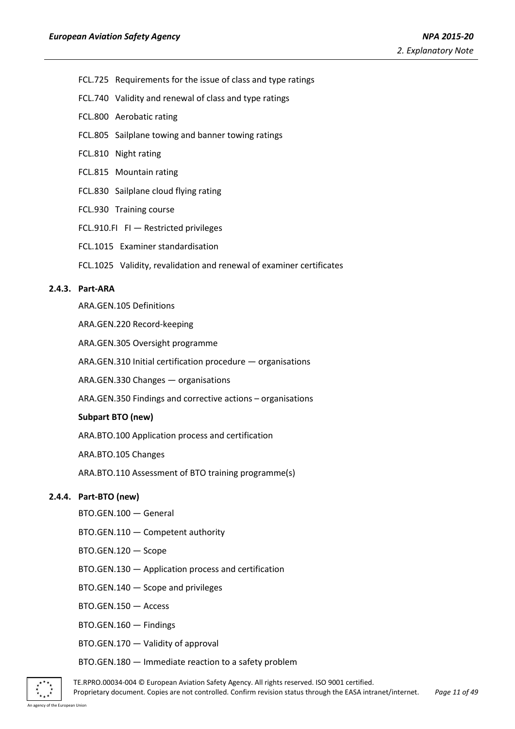FCL.725 Requirements for the issue of class and type ratings

FCL.740 Validity and renewal of class and type ratings

FCL.800 Aerobatic rating

FCL.805 Sailplane towing and banner towing ratings

FCL.810 Night rating

FCL.815 Mountain rating

FCL.830 Sailplane cloud flying rating

FCL.930 Training course

FCL.910.FI FI — Restricted privileges

FCL.1015 Examiner standardisation

FCL.1025 Validity, revalidation and renewal of examiner certificates

### 2.4.3. Part-ARA

ARA.GEN.105 Definitions

ARA.GEN.220 Record-keeping

ARA.GEN.305 Oversight programme

ARA.GEN.310 Initial certification procedure — organisations

ARA.GEN.330 Changes — organisations

ARA.GEN.350 Findings and corrective actions – organisations

**Subpart BTO (new)**

ARA.BTO.100 Application process and certification

ARA.BTO.105 Changes

ARA.BTO.110 Assessment of BTO training programme(s)

### 2.4.4. Part-BTO (new)

BTO.GEN.100 — General

BTO.GEN.110 — Competent authority

BTO.GEN.120 — Scope

BTO.GEN.130 — Application process and certification

BTO.GEN.140 — Scope and privileges

BTO.GEN.150 — Access

BTO.GEN.160 — Findings

BTO.GEN.170 — Validity of approval

BTO.GEN.180 — Immediate reaction to a safety problem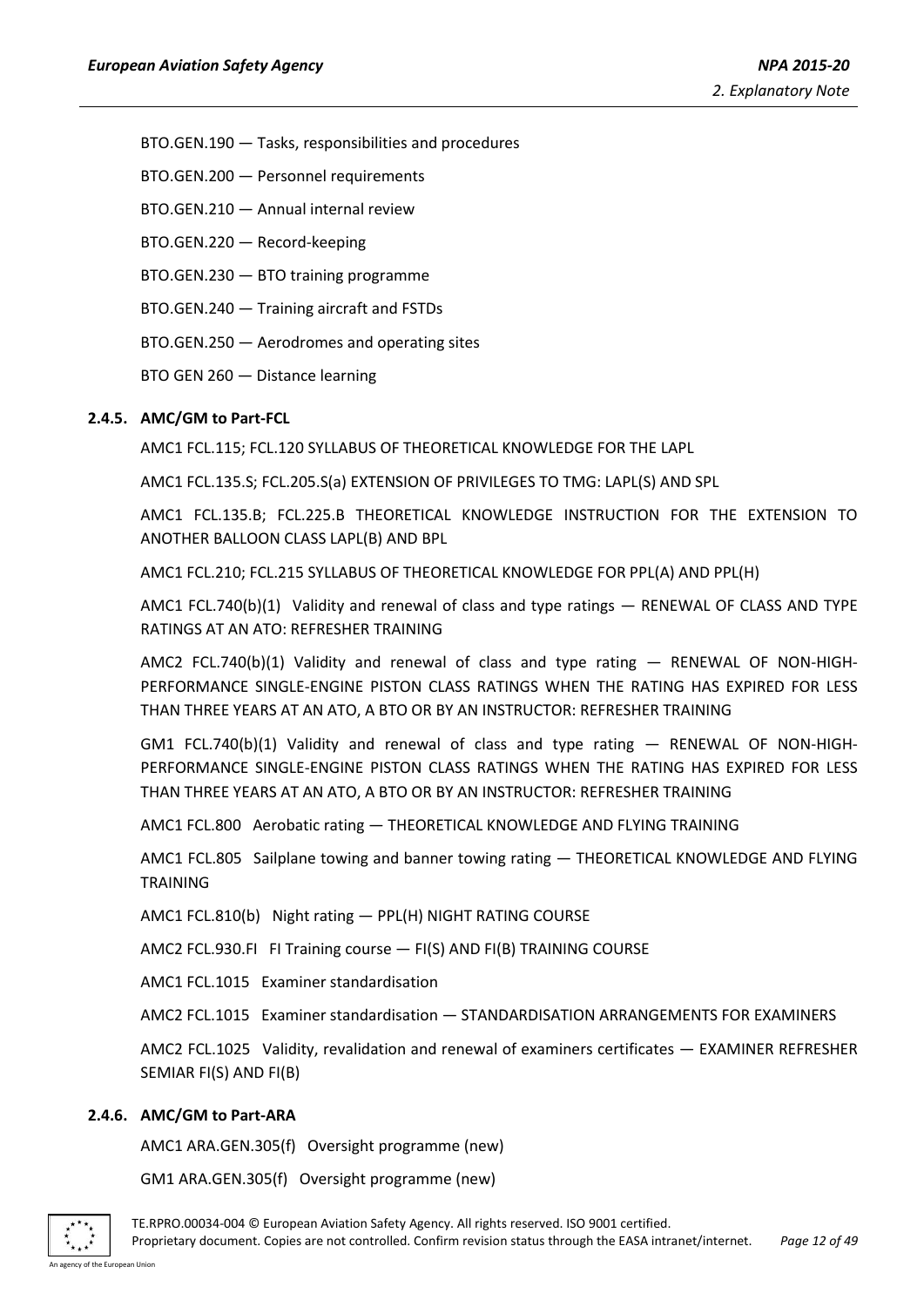BTO.GEN.190 — Tasks, responsibilities and procedures

BTO.GEN.200 — Personnel requirements

BTO.GEN.210 — Annual internal review

BTO.GEN.220 — Record-keeping

BTO.GEN.230 — BTO training programme

BTO.GEN.240 — Training aircraft and FSTDs

BTO.GEN.250 — Aerodromes and operating sites

BTO GEN 260 — Distance learning

### 2.4.5. AMC/GM to Part-FCL

AMC1 FCL.115; FCL.120 SYLLABUS OF THEORETICAL KNOWLEDGE FOR THE LAPL

AMC1 FCL.135.S; FCL.205.S(a) EXTENSION OF PRIVILEGES TO TMG: LAPL(S) AND SPL

AMC1 FCL.135.B; FCL.225.B THEORETICAL KNOWLEDGE INSTRUCTION FOR THE EXTENSION TO ANOTHER BALLOON CLASS LAPL(B) AND BPL

AMC1 FCL.210; FCL.215 SYLLABUS OF THEORETICAL KNOWLEDGE FOR PPL(A) AND PPL(H)

AMC1 FCL.740(b)(1) Validity and renewal of class and type ratings — RENEWAL OF CLASS AND TYPE RATINGS AT AN ATO: REFRESHER TRAINING

AMC2 FCL.740(b)(1) Validity and renewal of class and type rating — RENEWAL OF NON-HIGH-PERFORMANCE SINGLE-ENGINE PISTON CLASS RATINGS WHEN THE RATING HAS EXPIRED FOR LESS THAN THREE YEARS AT AN ATO, A BTO OR BY AN INSTRUCTOR: REFRESHER TRAINING

GM1 FCL.740(b)(1) Validity and renewal of class and type rating — RENEWAL OF NON-HIGH-PERFORMANCE SINGLE-ENGINE PISTON CLASS RATINGS WHEN THE RATING HAS EXPIRED FOR LESS THAN THREE YEARS AT AN ATO, A BTO OR BY AN INSTRUCTOR: REFRESHER TRAINING

AMC1 FCL.800 Aerobatic rating — THEORETICAL KNOWLEDGE AND FLYING TRAINING

AMC1 FCL.805 Sailplane towing and banner towing rating — THEORETICAL KNOWLEDGE AND FLYING TRAINING

AMC1 FCL.810(b) Night rating — PPL(H) NIGHT RATING COURSE

AMC2 FCL.930.FI FI Training course — FI(S) AND FI(B) TRAINING COURSE

AMC1 FCL.1015 Examiner standardisation

AMC2 FCL.1015 Examiner standardisation — STANDARDISATION ARRANGEMENTS FOR EXAMINERS

AMC2 FCL.1025 Validity, revalidation and renewal of examiners certificates — EXAMINER REFRESHER SEMIAR FI(S) AND FI(B)

### 2.4.6. AMC/GM to Part-ARA

AMC1 ARA.GEN.305(f) Oversight programme (new)

GM1 ARA.GEN.305(f) Oversight programme (new)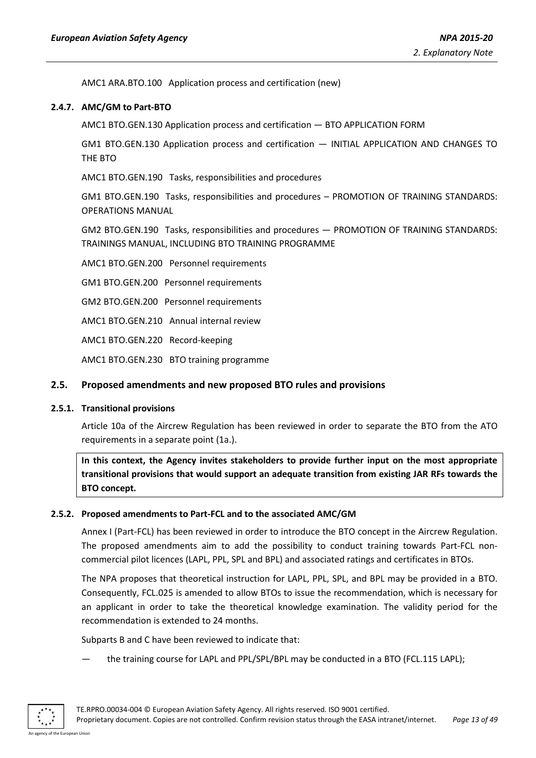AMC1 ARA.BTO.100 Application process and certification (new)

### 2.4.7. AMC/GM to Part-BTO

AMC1 BTO.GEN.130 Application process and certification — BTO APPLICATION FORM

GM1 BTO.GEN.130 Application process and certification — INITIAL APPLICATION AND CHANGES TO THE BTO

AMC1 BTO.GEN.190 Tasks, responsibilities and procedures

GM1 BTO.GEN.190 Tasks, responsibilities and procedures – PROMOTION OF TRAINING STANDARDS: OPERATIONS MANUAL

GM2 BTO.GEN.190 Tasks, responsibilities and procedures — PROMOTION OF TRAINING STANDARDS: TRAININGS MANUAL, INCLUDING BTO TRAINING PROGRAMME

AMC1 BTO.GEN.200 Personnel requirements

GM1 BTO.GEN.200 Personnel requirements

GM2 BTO.GEN.200 Personnel requirements

AMC1 BTO.GEN.210 Annual internal review

AMC1 BTO.GEN.220 Record-keeping

AMC1 BTO.GEN.230 BTO training programme

## 2.5. Proposed amendments and new proposed BTO rules and provisions

### 2.5.1. Transitional provisions

Article 10a of the Aircrew Regulation has been reviewed in order to separate the BTO from the ATO requirements in a separate point (1a.).

**In this context, the Agency invites stakeholders to provide further input on the most appropriate transitional provisions that would support an adequate transition from existing JAR RFs towards the BTO concept.**

### 2.5.2. Proposed amendments to Part-FCL and to the associated AMC/GM

Annex I (Part-FCL) has been reviewed in order to introduce the BTO concept in the Aircrew Regulation. The proposed amendments aim to add the possibility to conduct training towards Part-FCL non-commercial pilot licences (LAPL, PPL, SPL and BPL) and associated ratings and certificates in BTOs.

The NPA proposes that theoretical instruction for LAPL, PPL, SPL, and BPL may be provided in a BTO. Consequently, FCL.025 is amended to allow BTOs to issue the recommendation, which is necessary for an applicant in order to take the theoretical knowledge examination. The validity period for the recommendation is extended to 24 months.

Subparts B and C have been reviewed to indicate that:

— the training course for LAPL and PPL/SPL/BPL may be conducted in a BTO (FCL.115 LAPL);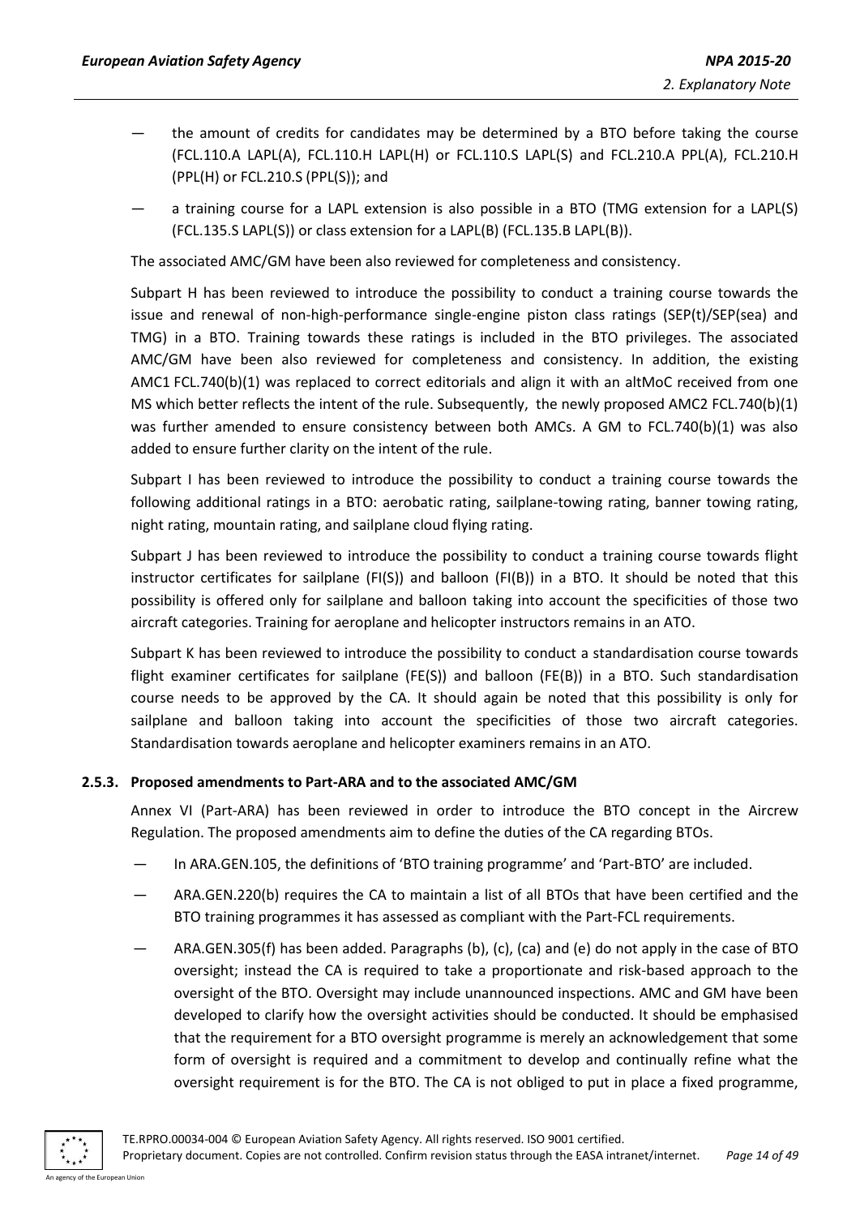- the amount of credits for candidates may be determined by a BTO before taking the course (FCL.110.A LAPL(A), FCL.110.H LAPL(H) or FCL.110.S LAPL(S) and FCL.210.A PPL(A), FCL.210.H (PPL(H) or FCL.210.S (PPL(S)); and
- a training course for a LAPL extension is also possible in a BTO (TMG extension for a LAPL(S) (FCL.135.S LAPL(S)) or class extension for a LAPL(B) (FCL.135.B LAPL(B)).

The associated AMC/GM have been also reviewed for completeness and consistency.

Subpart H has been reviewed to introduce the possibility to conduct a training course towards the issue and renewal of non-high-performance single-engine piston class ratings (SEP(t)/SEP(sea) and TMG) in a BTO. Training towards these ratings is included in the BTO privileges. The associated AMC/GM have been also reviewed for completeness and consistency. In addition, the existing AMC1 FCL.740(b)(1) was replaced to correct editorials and align it with an altMoC received from one MS which better reflects the intent of the rule. Subsequently, the newly proposed AMC2 FCL.740(b)(1) was further amended to ensure consistency between both AMCs. A GM to FCL.740(b)(1) was also added to ensure further clarity on the intent of the rule.

Subpart I has been reviewed to introduce the possibility to conduct a training course towards the following additional ratings in a BTO: aerobatic rating, sailplane-towing rating, banner towing rating, night rating, mountain rating, and sailplane cloud flying rating.

Subpart J has been reviewed to introduce the possibility to conduct a training course towards flight instructor certificates for sailplane (FI(S)) and balloon (FI(B)) in a BTO. It should be noted that this possibility is offered only for sailplane and balloon taking into account the specificities of those two aircraft categories. Training for aeroplane and helicopter instructors remains in an ATO.

Subpart K has been reviewed to introduce the possibility to conduct a standardisation course towards flight examiner certificates for sailplane (FE(S)) and balloon (FE(B)) in a BTO. Such standardisation course needs to be approved by the CA. It should again be noted that this possibility is only for sailplane and balloon taking into account the specificities of those two aircraft categories. Standardisation towards aeroplane and helicopter examiners remains in an ATO.

### 2.5.3. Proposed amendments to Part-ARA and to the associated AMC/GM

Annex VI (Part-ARA) has been reviewed in order to introduce the BTO concept in the Aircrew Regulation. The proposed amendments aim to define the duties of the CA regarding BTOs.

- In ARA.GEN.105, the definitions of 'BTO training programme' and 'Part-BTO' are included.
- ARA.GEN.220(b) requires the CA to maintain a list of all BTOs that have been certified and the BTO training programmes it has assessed as compliant with the Part-FCL requirements.
- ARA.GEN.305(f) has been added. Paragraphs (b), (c), (ca) and (e) do not apply in the case of BTO oversight; instead the CA is required to take a proportionate and risk-based approach to the oversight of the BTO. Oversight may include unannounced inspections. AMC and GM have been developed to clarify how the oversight activities should be conducted. It should be emphasised that the requirement for a BTO oversight programme is merely an acknowledgement that some form of oversight is required and a commitment to develop and continually refine what the oversight requirement is for the BTO. The CA is not obliged to put in place a fixed programme,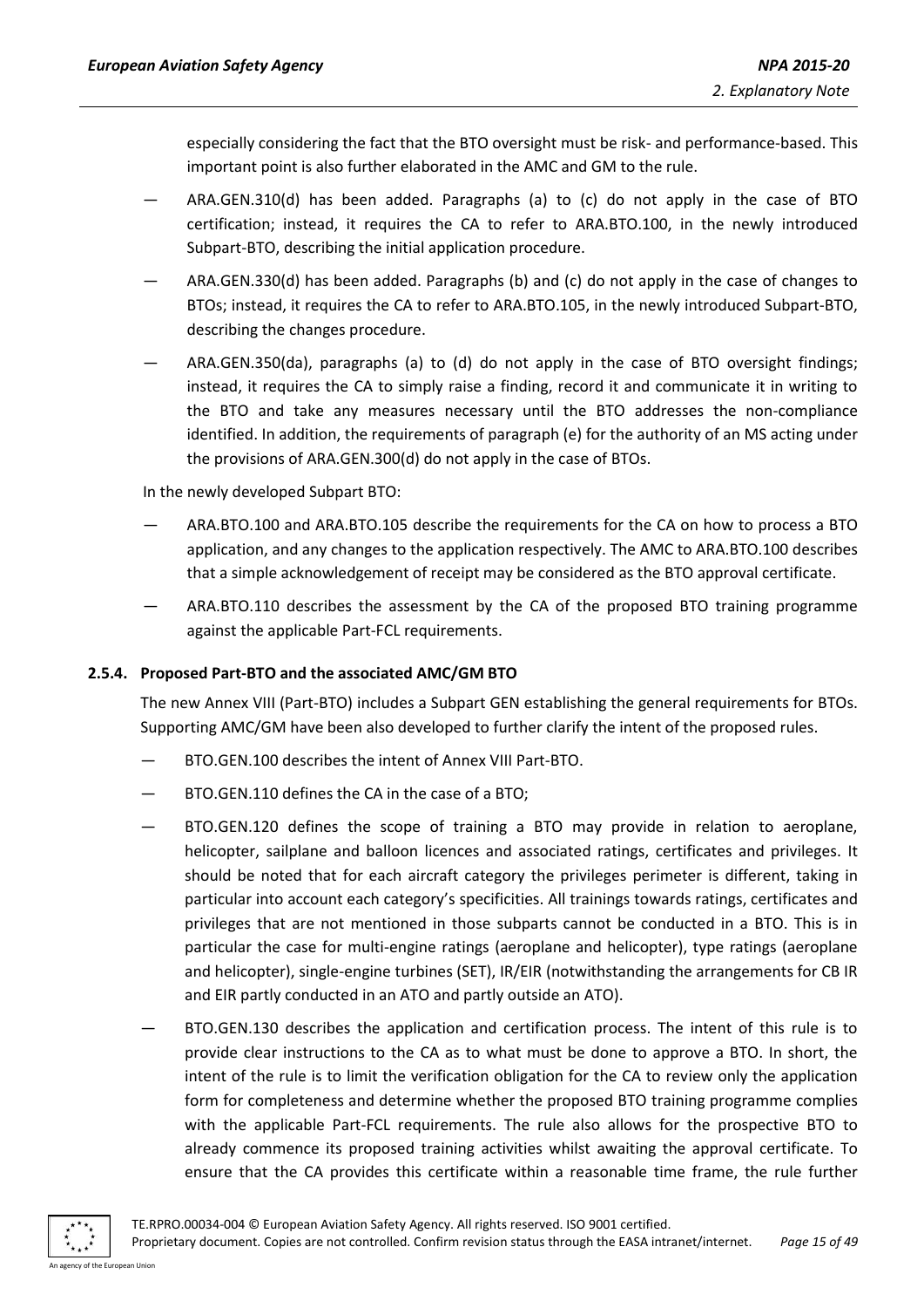especially considering the fact that the BTO oversight must be risk- and performance-based. This important point is also further elaborated in the AMC and GM to the rule.

- ARA.GEN.310(d) has been added. Paragraphs (a) to (c) do not apply in the case of BTO certification; instead, it requires the CA to refer to ARA.BTO.100, in the newly introduced Subpart-BTO, describing the initial application procedure.
- ARA.GEN.330(d) has been added. Paragraphs (b) and (c) do not apply in the case of changes to BTOs; instead, it requires the CA to refer to ARA.BTO.105, in the newly introduced Subpart-BTO, describing the changes procedure.
- ARA.GEN.350(da), paragraphs (a) to (d) do not apply in the case of BTO oversight findings; instead, it requires the CA to simply raise a finding, record it and communicate it in writing to the BTO and take any measures necessary until the BTO addresses the non-compliance identified. In addition, the requirements of paragraph (e) for the authority of an MS acting under the provisions of ARA.GEN.300(d) do not apply in the case of BTOs.

In the newly developed Subpart BTO:

- ARA.BTO.100 and ARA.BTO.105 describe the requirements for the CA on how to process a BTO application, and any changes to the application respectively. The AMC to ARA.BTO.100 describes that a simple acknowledgement of receipt may be considered as the BTO approval certificate.
- ARA.BTO.110 describes the assessment by the CA of the proposed BTO training programme against the applicable Part-FCL requirements.

### 2.5.4. Proposed Part-BTO and the associated AMC/GM BTO

The new Annex VIII (Part-BTO) includes a Subpart GEN establishing the general requirements for BTOs. Supporting AMC/GM have been also developed to further clarify the intent of the proposed rules.

- BTO.GEN.100 describes the intent of Annex VIII Part-BTO.
- BTO.GEN.110 defines the CA in the case of a BTO;
- BTO.GEN.120 defines the scope of training a BTO may provide in relation to aeroplane, helicopter, sailplane and balloon licences and associated ratings, certificates and privileges. It should be noted that for each aircraft category the privileges perimeter is different, taking in particular into account each category's specificities. All trainings towards ratings, certificates and privileges that are not mentioned in those subparts cannot be conducted in a BTO. This is in particular the case for multi-engine ratings (aeroplane and helicopter), type ratings (aeroplane and helicopter), single-engine turbines (SET), IR/EIR (notwithstanding the arrangements for CB IR and EIR partly conducted in an ATO and partly outside an ATO).
- BTO.GEN.130 describes the application and certification process. The intent of this rule is to provide clear instructions to the CA as to what must be done to approve a BTO. In short, the intent of the rule is to limit the verification obligation for the CA to review only the application form for completeness and determine whether the proposed BTO training programme complies with the applicable Part-FCL requirements. The rule also allows for the prospective BTO to already commence its proposed training activities whilst awaiting the approval certificate. To ensure that the CA provides this certificate within a reasonable time frame, the rule further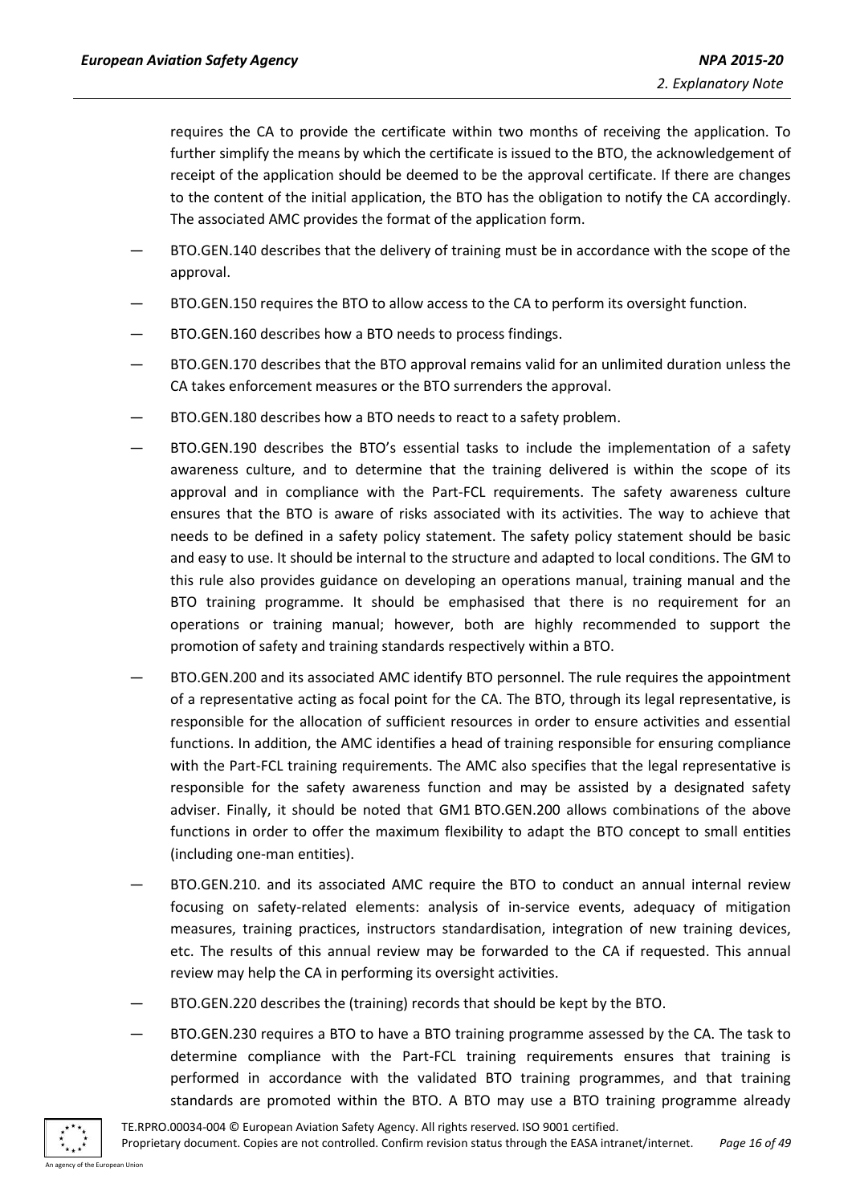requires the CA to provide the certificate within two months of receiving the application. To further simplify the means by which the certificate is issued to the BTO, the acknowledgement of receipt of the application should be deemed to be the approval certificate. If there are changes to the content of the initial application, the BTO has the obligation to notify the CA accordingly. The associated AMC provides the format of the application form.

— BTO.GEN.140 describes that the delivery of training must be in accordance with the scope of the approval.

— BTO.GEN.150 requires the BTO to allow access to the CA to perform its oversight function.

— BTO.GEN.160 describes how a BTO needs to process findings.

— BTO.GEN.170 describes that the BTO approval remains valid for an unlimited duration unless the CA takes enforcement measures or the BTO surrenders the approval.

— BTO.GEN.180 describes how a BTO needs to react to a safety problem.

— BTO.GEN.190 describes the BTO's essential tasks to include the implementation of a safety awareness culture, and to determine that the training delivered is within the scope of its approval and in compliance with the Part-FCL requirements. The safety awareness culture ensures that the BTO is aware of risks associated with its activities. The way to achieve that needs to be defined in a safety policy statement. The safety policy statement should be basic and easy to use. It should be internal to the structure and adapted to local conditions. The GM to this rule also provides guidance on developing an operations manual, training manual and the BTO training programme. It should be emphasised that there is no requirement for an operations or training manual; however, both are highly recommended to support the promotion of safety and training standards respectively within a BTO.

— BTO.GEN.200 and its associated AMC identify BTO personnel. The rule requires the appointment of a representative acting as focal point for the CA. The BTO, through its legal representative, is responsible for the allocation of sufficient resources in order to ensure activities and essential functions. In addition, the AMC identifies a head of training responsible for ensuring compliance with the Part-FCL training requirements. The AMC also specifies that the legal representative is responsible for the safety awareness function and may be assisted by a designated safety adviser. Finally, it should be noted that GM1 BTO.GEN.200 allows combinations of the above functions in order to offer the maximum flexibility to adapt the BTO concept to small entities (including one-man entities).

— BTO.GEN.210. and its associated AMC require the BTO to conduct an annual internal review focusing on safety-related elements: analysis of in-service events, adequacy of mitigation measures, training practices, instructors standardisation, integration of new training devices, etc. The results of this annual review may be forwarded to the CA if requested. This annual review may help the CA in performing its oversight activities.

— BTO.GEN.220 describes the (training) records that should be kept by the BTO.

— BTO.GEN.230 requires a BTO to have a BTO training programme assessed by the CA. The task to determine compliance with the Part-FCL training requirements ensures that training is performed in accordance with the validated BTO training programmes, and that training standards are promoted within the BTO. A BTO may use a BTO training programme already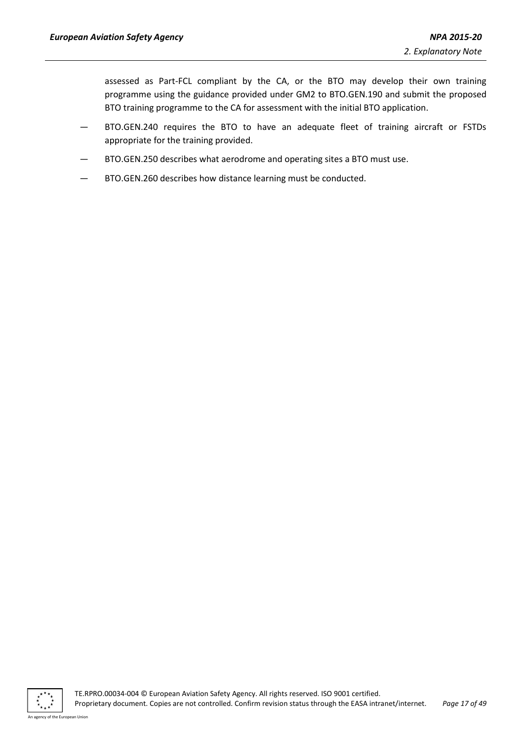assessed as Part-FCL compliant by the CA, or the BTO may develop their own training programme using the guidance provided under GM2 to BTO.GEN.190 and submit the proposed BTO training programme to the CA for assessment with the initial BTO application.

— BTO.GEN.240 requires the BTO to have an adequate fleet of training aircraft or FSTDs appropriate for the training provided.

— BTO.GEN.250 describes what aerodrome and operating sites a BTO must use.

— BTO.GEN.260 describes how distance learning must be conducted.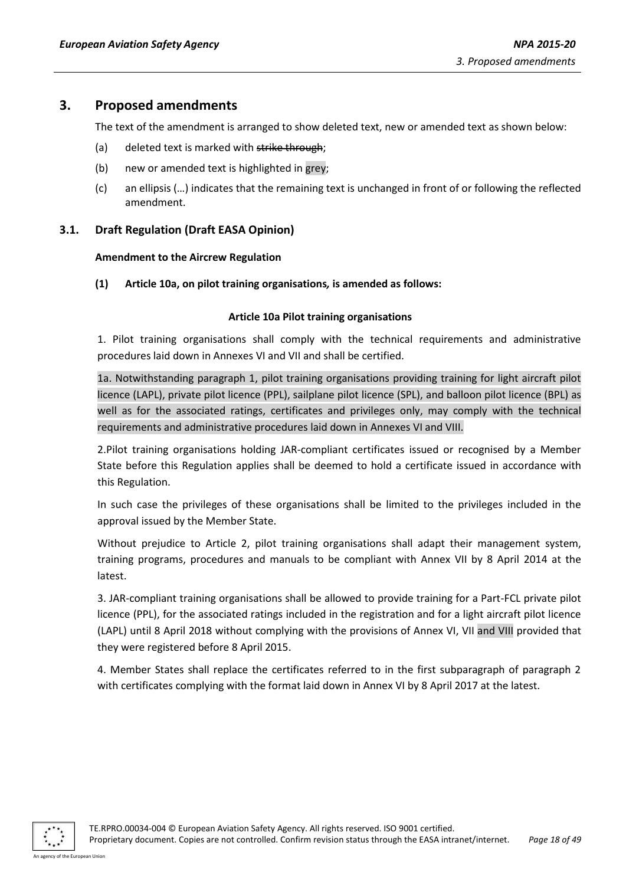## 3. Proposed amendments

The text of the amendment is arranged to show deleted text, new or amended text as shown below:

(a) deleted text is marked with ~~strike through~~;

(b) new or amended text is highlighted in grey;

(c) an ellipsis (…) indicates that the remaining text is unchanged in front of or following the reflected amendment.

### 3.1. Draft Regulation (Draft EASA Opinion)

**Amendment to the Aircrew Regulation**

**(1) Article 10a, on pilot training organisations, is amended as follows:**

**Article 10a Pilot training organisations**

1. Pilot training organisations shall comply with the technical requirements and administrative procedures laid down in Annexes VI and VII and shall be certified.

1a. Notwithstanding paragraph 1, pilot training organisations providing training for light aircraft pilot licence (LAPL), private pilot licence (PPL), sailplane pilot licence (SPL), and balloon pilot licence (BPL) as well as for the associated ratings, certificates and privileges only, may comply with the technical requirements and administrative procedures laid down in Annexes VI and VIII.

2.Pilot training organisations holding JAR-compliant certificates issued or recognised by a Member State before this Regulation applies shall be deemed to hold a certificate issued in accordance with this Regulation.

In such case the privileges of these organisations shall be limited to the privileges included in the approval issued by the Member State.

Without prejudice to Article 2, pilot training organisations shall adapt their management system, training programs, procedures and manuals to be compliant with Annex VII by 8 April 2014 at the latest.

3. JAR-compliant training organisations shall be allowed to provide training for a Part-FCL private pilot licence (PPL), for the associated ratings included in the registration and for a light aircraft pilot licence (LAPL) until 8 April 2018 without complying with the provisions of Annex VI, VII and VIII provided that they were registered before 8 April 2015.

4. Member States shall replace the certificates referred to in the first subparagraph of paragraph 2 with certificates complying with the format laid down in Annex VI by 8 April 2017 at the latest.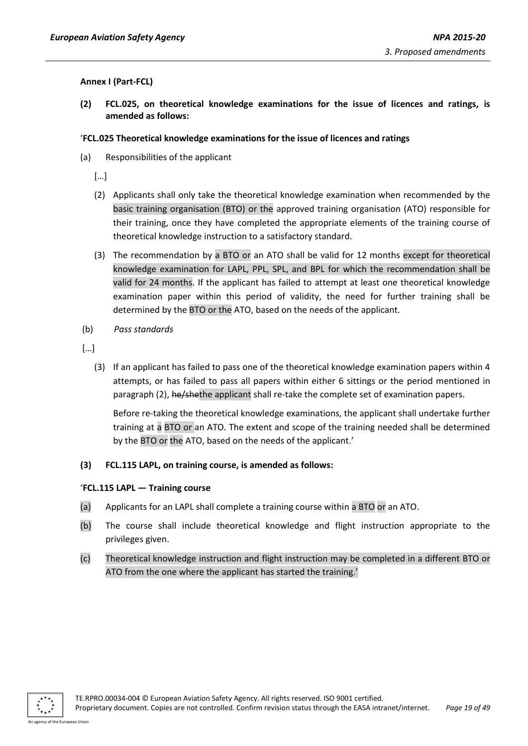**Annex I (Part-FCL)**

**(2) FCL.025, on theoretical knowledge examinations for the issue of licences and ratings, is amended as follows:**

'**FCL.025 Theoretical knowledge examinations for the issue of licences and ratings**

(a) Responsibilities of the applicant

[…]

(2) Applicants shall only take the theoretical knowledge examination when recommended by the basic training organisation (BTO) or the approved training organisation (ATO) responsible for their training, once they have completed the appropriate elements of the training course of theoretical knowledge instruction to a satisfactory standard.

(3) The recommendation by a BTO or an ATO shall be valid for 12 months except for theoretical knowledge examination for LAPL, PPL, SPL, and BPL for which the recommendation shall be valid for 24 months. If the applicant has failed to attempt at least one theoretical knowledge examination paper within this period of validity, the need for further training shall be determined by the BTO or the ATO, based on the needs of the applicant.

(b) *Pass standards*

[…]

(3) If an applicant has failed to pass one of the theoretical knowledge examination papers within 4 attempts, or has failed to pass all papers within either 6 sittings or the period mentioned in paragraph (2), ~~he/she~~the applicant shall re-take the complete set of examination papers.

Before re-taking the theoretical knowledge examinations, the applicant shall undertake further training at a BTO or an ATO. The extent and scope of the training needed shall be determined by the BTO or the ATO, based on the needs of the applicant.'

**(3) FCL.115 LAPL, on training course, is amended as follows:**

'**FCL.115 LAPL — Training course**

(a) Applicants for an LAPL shall complete a training course within a BTO or an ATO.

(b) The course shall include theoretical knowledge and flight instruction appropriate to the privileges given.

(c) Theoretical knowledge instruction and flight instruction may be completed in a different BTO or ATO from the one where the applicant has started the training.'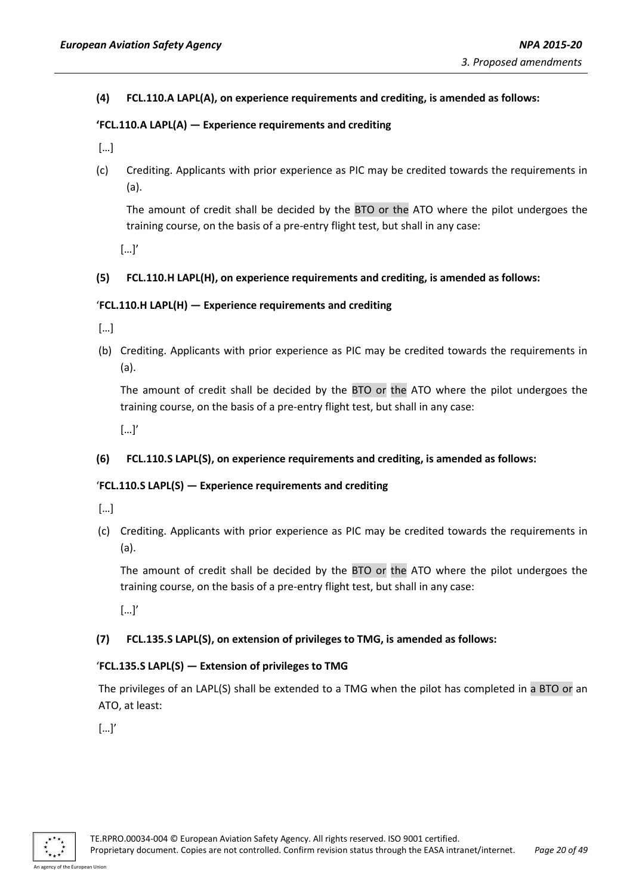**(4) FCL.110.A LAPL(A), on experience requirements and crediting, is amended as follows:**

**'FCL.110.A LAPL(A) — Experience requirements and crediting**

[…]

(c) Crediting. Applicants with prior experience as PIC may be credited towards the requirements in (a).

The amount of credit shall be decided by the BTO or the ATO where the pilot undergoes the training course, on the basis of a pre-entry flight test, but shall in any case:

[…]'

**(5) FCL.110.H LAPL(H), on experience requirements and crediting, is amended as follows:**

'**FCL.110.H LAPL(H) — Experience requirements and crediting**

[…]

(b) Crediting. Applicants with prior experience as PIC may be credited towards the requirements in (a).

The amount of credit shall be decided by the BTO or the ATO where the pilot undergoes the training course, on the basis of a pre-entry flight test, but shall in any case:

[…]'

**(6) FCL.110.S LAPL(S), on experience requirements and crediting, is amended as follows:**

'**FCL.110.S LAPL(S) — Experience requirements and crediting**

[…]

(c) Crediting. Applicants with prior experience as PIC may be credited towards the requirements in (a).

The amount of credit shall be decided by the BTO or the ATO where the pilot undergoes the training course, on the basis of a pre-entry flight test, but shall in any case:

[…]'

**(7) FCL.135.S LAPL(S), on extension of privileges to TMG, is amended as follows:**

'**FCL.135.S LAPL(S) — Extension of privileges to TMG**

The privileges of an LAPL(S) shall be extended to a TMG when the pilot has completed in a BTO or an ATO, at least:

[…]'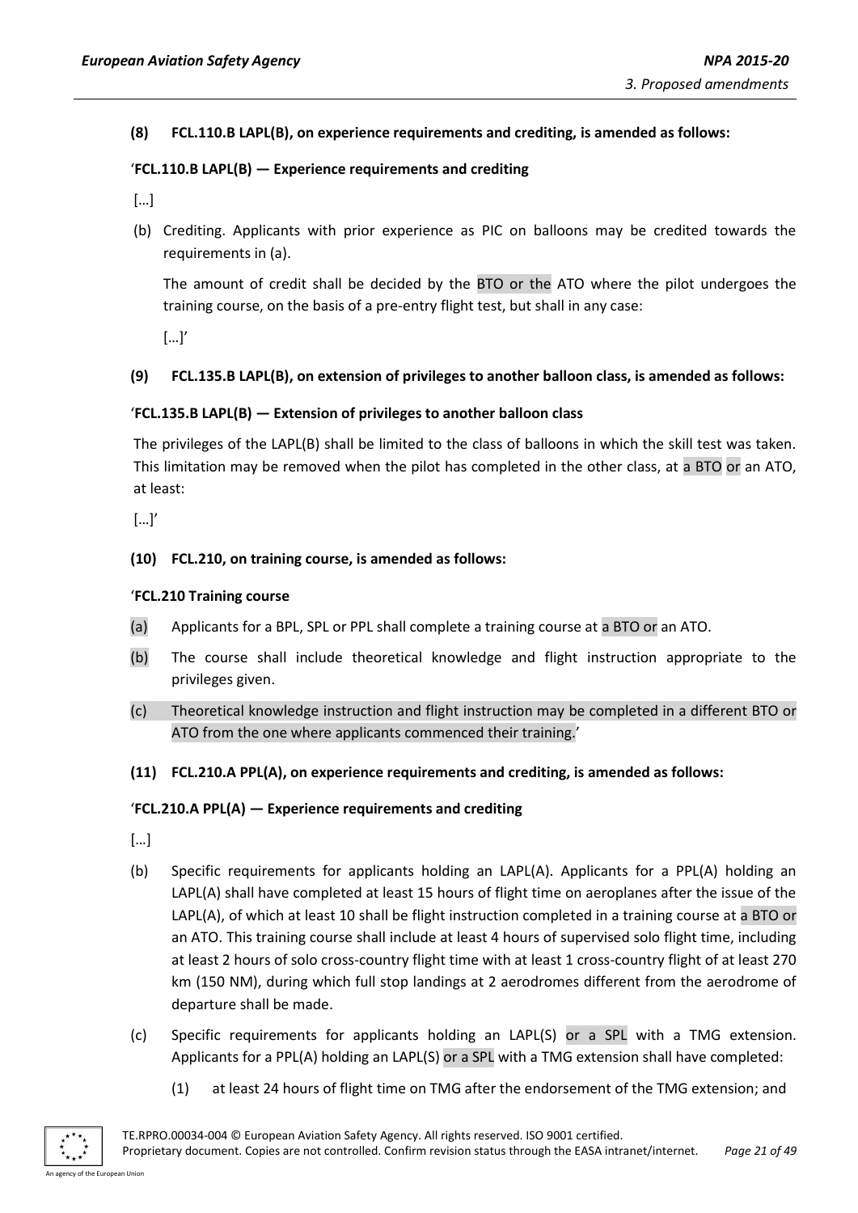**(8) FCL.110.B LAPL(B), on experience requirements and crediting, is amended as follows:**

'**FCL.110.B LAPL(B) — Experience requirements and crediting**

[…]

(b) Crediting. Applicants with prior experience as PIC on balloons may be credited towards the requirements in (a).

The amount of credit shall be decided by the BTO or the ATO where the pilot undergoes the training course, on the basis of a pre-entry flight test, but shall in any case:

[…]'

**(9) FCL.135.B LAPL(B), on extension of privileges to another balloon class, is amended as follows:**

'**FCL.135.B LAPL(B) — Extension of privileges to another balloon class**

The privileges of the LAPL(B) shall be limited to the class of balloons in which the skill test was taken. This limitation may be removed when the pilot has completed in the other class, at a BTO or an ATO, at least:

[…]'

**(10) FCL.210, on training course, is amended as follows:**

'**FCL.210 Training course**

(a) Applicants for a BPL, SPL or PPL shall complete a training course at a BTO or an ATO.

(b) The course shall include theoretical knowledge and flight instruction appropriate to the privileges given.

(c) Theoretical knowledge instruction and flight instruction may be completed in a different BTO or ATO from the one where applicants commenced their training.'

**(11) FCL.210.A PPL(A), on experience requirements and crediting, is amended as follows:**

'**FCL.210.A PPL(A) — Experience requirements and crediting**

[…]

(b) Specific requirements for applicants holding an LAPL(A). Applicants for a PPL(A) holding an LAPL(A) shall have completed at least 15 hours of flight time on aeroplanes after the issue of the LAPL(A), of which at least 10 shall be flight instruction completed in a training course at a BTO or an ATO. This training course shall include at least 4 hours of supervised solo flight time, including at least 2 hours of solo cross-country flight time with at least 1 cross-country flight of at least 270 km (150 NM), during which full stop landings at 2 aerodromes different from the aerodrome of departure shall be made.

(c) Specific requirements for applicants holding an LAPL(S) or a SPL with a TMG extension. Applicants for a PPL(A) holding an LAPL(S) or a SPL with a TMG extension shall have completed:

(1) at least 24 hours of flight time on TMG after the endorsement of the TMG extension; and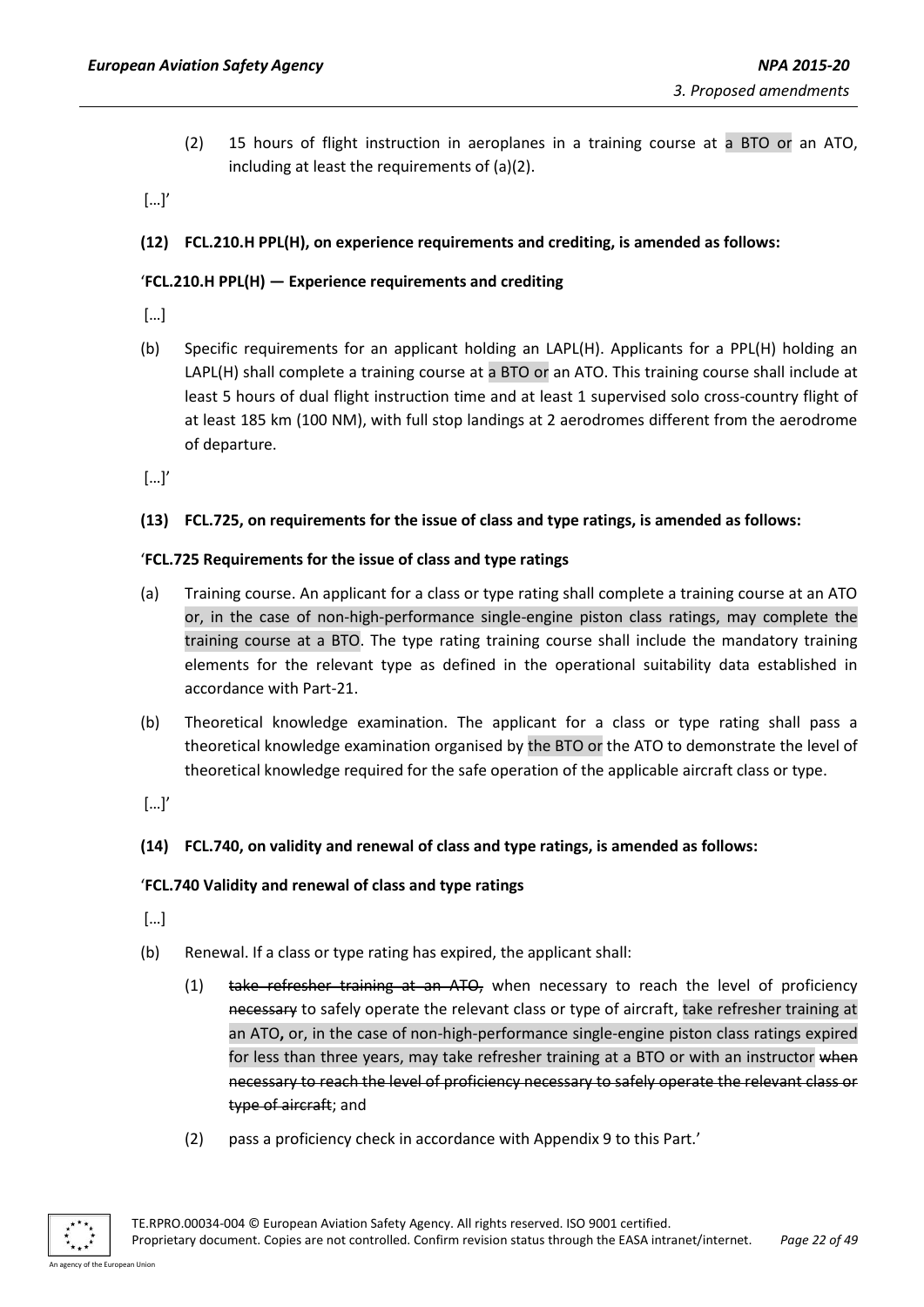(2) 15 hours of flight instruction in aeroplanes in a training course at a BTO or an ATO, including at least the requirements of (a)(2).

[…]'

**(12) FCL.210.H PPL(H), on experience requirements and crediting, is amended as follows:**

'**FCL.210.H PPL(H) — Experience requirements and crediting**

[…]

(b) Specific requirements for an applicant holding an LAPL(H). Applicants for a PPL(H) holding an LAPL(H) shall complete a training course at a BTO or an ATO. This training course shall include at least 5 hours of dual flight instruction time and at least 1 supervised solo cross-country flight of at least 185 km (100 NM), with full stop landings at 2 aerodromes different from the aerodrome of departure.

[…]'

**(13) FCL.725, on requirements for the issue of class and type ratings, is amended as follows:**

'**FCL.725 Requirements for the issue of class and type ratings**

(a) Training course. An applicant for a class or type rating shall complete a training course at an ATO or, in the case of non-high-performance single-engine piston class ratings, may complete the training course at a BTO. The type rating training course shall include the mandatory training elements for the relevant type as defined in the operational suitability data established in accordance with Part-21.

(b) Theoretical knowledge examination. The applicant for a class or type rating shall pass a theoretical knowledge examination organised by the BTO or the ATO to demonstrate the level of theoretical knowledge required for the safe operation of the applicable aircraft class or type.

[…]'

**(14) FCL.740, on validity and renewal of class and type ratings, is amended as follows:**

'**FCL.740 Validity and renewal of class and type ratings**

[…]

(b) Renewal. If a class or type rating has expired, the applicant shall:

(1) ~~take refresher training at an ATO,~~ when necessary to reach the level of proficiency ~~necessary~~ to safely operate the relevant class or type of aircraft, take refresher training at an ATO, or, in the case of non-high-performance single-engine piston class ratings expired for less than three years, may take refresher training at a BTO or with an instructor ~~when necessary to reach the level of proficiency necessary to safely operate the relevant class or type of aircraft~~; and

(2) pass a proficiency check in accordance with Appendix 9 to this Part.'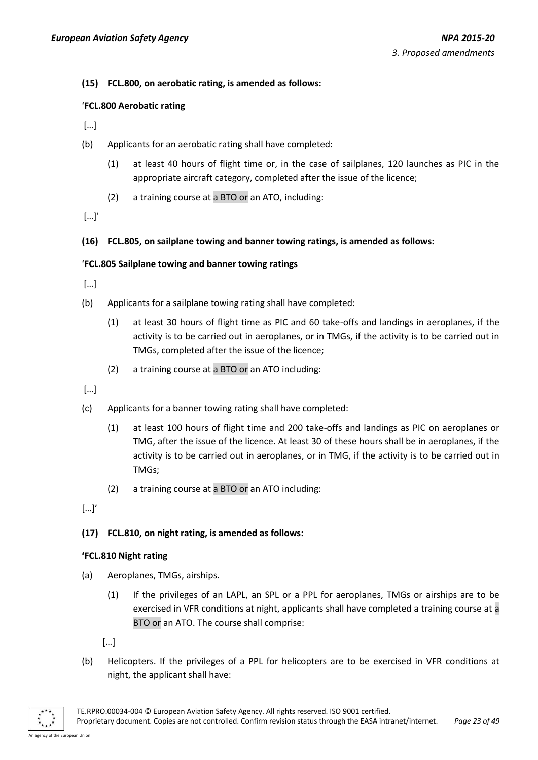**(15) FCL.800, on aerobatic rating, is amended as follows:**

'**FCL.800 Aerobatic rating**

[…]

(b) Applicants for an aerobatic rating shall have completed:

(1) at least 40 hours of flight time or, in the case of sailplanes, 120 launches as PIC in the appropriate aircraft category, completed after the issue of the licence;

(2) a training course at a BTO or an ATO, including:

[…]'

**(16) FCL.805, on sailplane towing and banner towing ratings, is amended as follows:**

'**FCL.805 Sailplane towing and banner towing ratings**

[…]

(b) Applicants for a sailplane towing rating shall have completed:

(1) at least 30 hours of flight time as PIC and 60 take-offs and landings in aeroplanes, if the activity is to be carried out in aeroplanes, or in TMGs, if the activity is to be carried out in TMGs, completed after the issue of the licence;

(2) a training course at a BTO or an ATO including:

[…]

(c) Applicants for a banner towing rating shall have completed:

(1) at least 100 hours of flight time and 200 take-offs and landings as PIC on aeroplanes or TMG, after the issue of the licence. At least 30 of these hours shall be in aeroplanes, if the activity is to be carried out in aeroplanes, or in TMG, if the activity is to be carried out in TMGs;

(2) a training course at a BTO or an ATO including:

[…]'

**(17) FCL.810, on night rating, is amended as follows:**

**'FCL.810 Night rating**

(a) Aeroplanes, TMGs, airships.

(1) If the privileges of an LAPL, an SPL or a PPL for aeroplanes, TMGs or airships are to be exercised in VFR conditions at night, applicants shall have completed a training course at a BTO or an ATO. The course shall comprise:

[…]

(b) Helicopters. If the privileges of a PPL for helicopters are to be exercised in VFR conditions at night, the applicant shall have: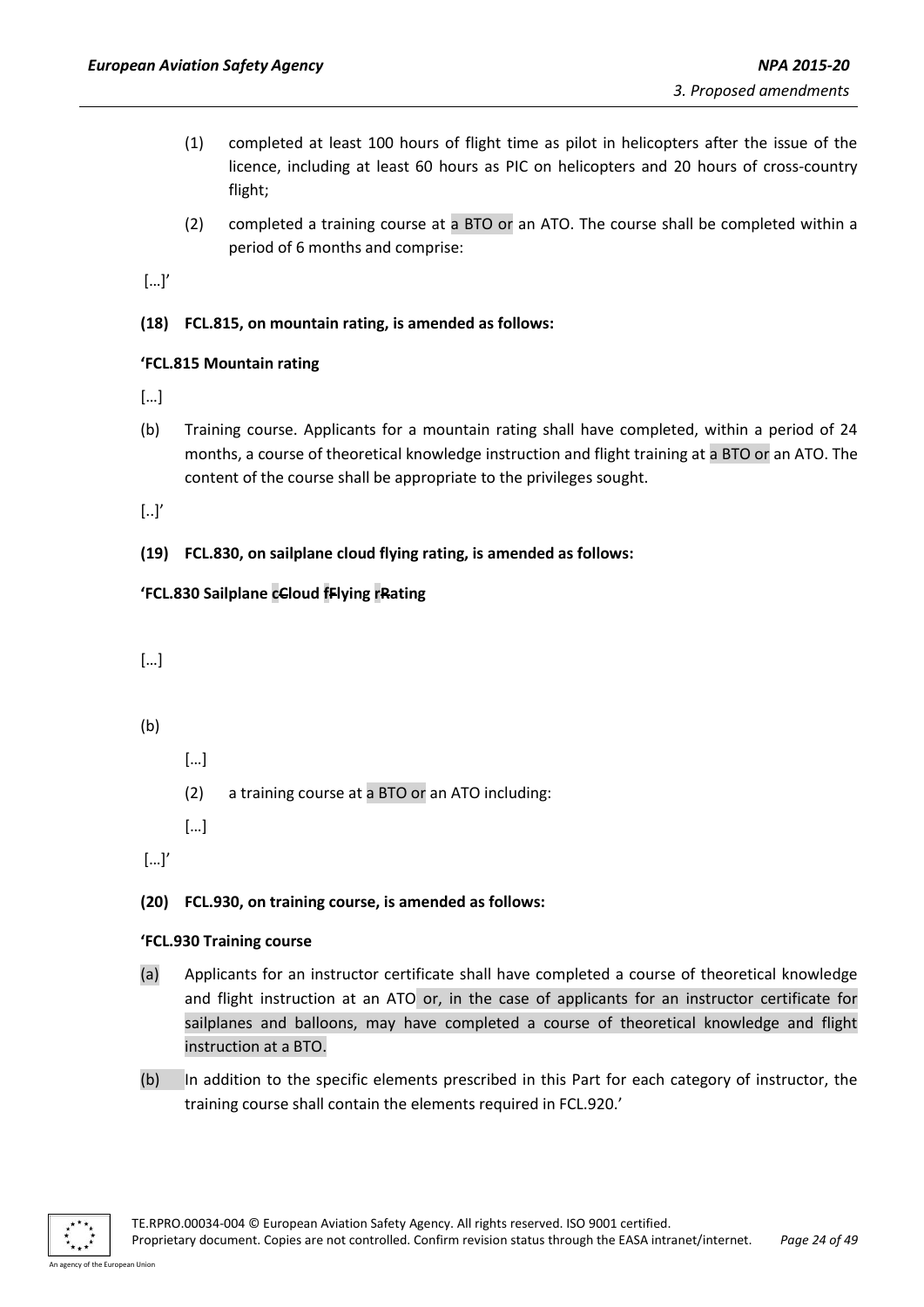(1) completed at least 100 hours of flight time as pilot in helicopters after the issue of the licence, including at least 60 hours as PIC on helicopters and 20 hours of cross-country flight;

(2) completed a training course at a BTO or an ATO. The course shall be completed within a period of 6 months and comprise:

[…]'

**(18) FCL.815, on mountain rating, is amended as follows:**

**'FCL.815 Mountain rating**

[…]

(b) Training course. Applicants for a mountain rating shall have completed, within a period of 24 months, a course of theoretical knowledge instruction and flight training at a BTO or an ATO. The content of the course shall be appropriate to the privileges sought.

[..]'

**(19) FCL.830, on sailplane cloud flying rating, is amended as follows:**

**'FCL.830 Sailplane ~~c~~Cloud ~~f~~Flying ~~r~~Rating**

[…]

(b)

[…]

(2) a training course at a BTO or an ATO including:

[…]

[…]'

**(20) FCL.930, on training course, is amended as follows:**

**'FCL.930 Training course**

(a) Applicants for an instructor certificate shall have completed a course of theoretical knowledge and flight instruction at an ATO or, in the case of applicants for an instructor certificate for sailplanes and balloons, may have completed a course of theoretical knowledge and flight instruction at a BTO.

(b) In addition to the specific elements prescribed in this Part for each category of instructor, the training course shall contain the elements required in FCL.920.'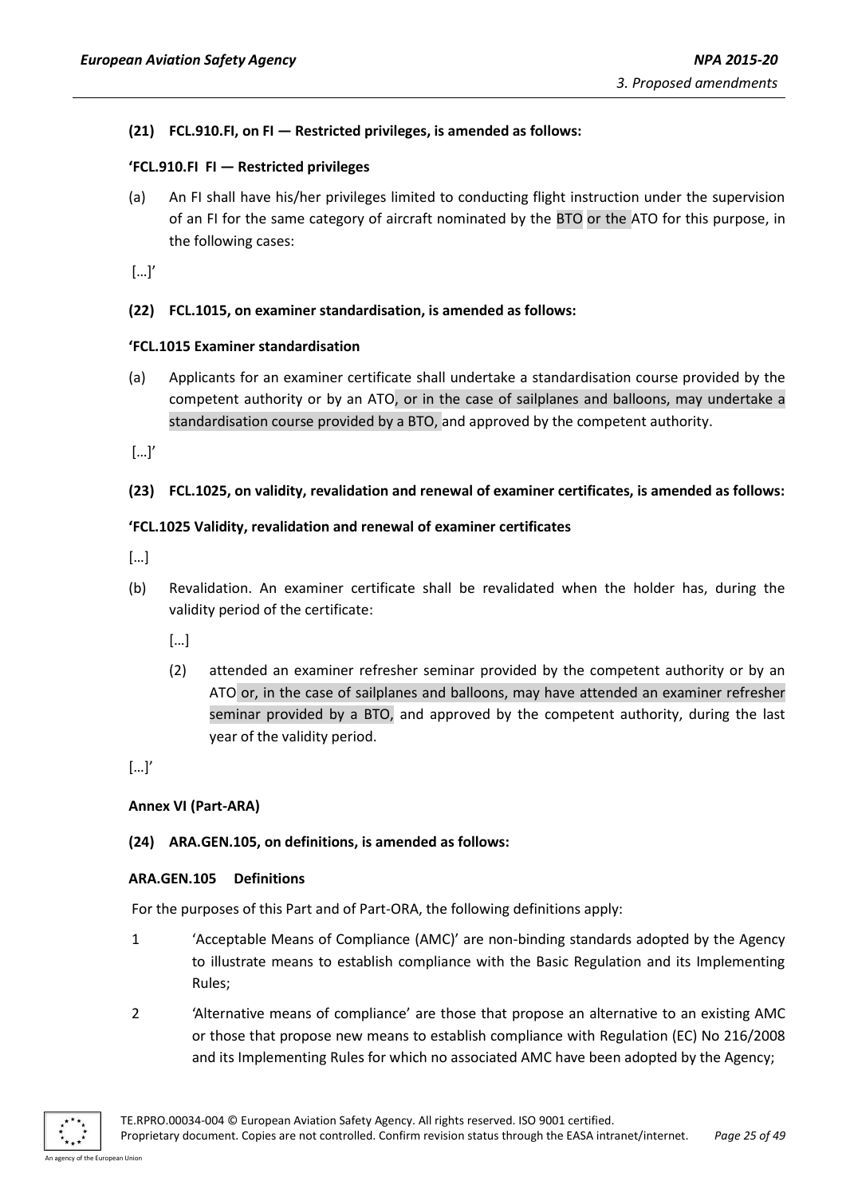**(21) FCL.910.FI, on FI — Restricted privileges, is amended as follows:**

**'FCL.910.FI FI — Restricted privileges**

(a) An FI shall have his/her privileges limited to conducting flight instruction under the supervision of an FI for the same category of aircraft nominated by the BTO or the ATO for this purpose, in the following cases:

[…]'

**(22) FCL.1015, on examiner standardisation, is amended as follows:**

**'FCL.1015 Examiner standardisation**

(a) Applicants for an examiner certificate shall undertake a standardisation course provided by the competent authority or by an ATO, or in the case of sailplanes and balloons, may undertake a standardisation course provided by a BTO, and approved by the competent authority.

[…]'

**(23) FCL.1025, on validity, revalidation and renewal of examiner certificates, is amended as follows:**

**'FCL.1025 Validity, revalidation and renewal of examiner certificates**

[…]

(b) Revalidation. An examiner certificate shall be revalidated when the holder has, during the validity period of the certificate:

[…]

(2) attended an examiner refresher seminar provided by the competent authority or by an ATO or, in the case of sailplanes and balloons, may have attended an examiner refresher seminar provided by a BTO, and approved by the competent authority, during the last year of the validity period.

[…]'

**Annex VI (Part-ARA)**

**(24) ARA.GEN.105, on definitions, is amended as follows:**

**ARA.GEN.105 Definitions**

For the purposes of this Part and of Part-ORA, the following definitions apply:

1 'Acceptable Means of Compliance (AMC)' are non-binding standards adopted by the Agency to illustrate means to establish compliance with the Basic Regulation and its Implementing Rules;

2 'Alternative means of compliance' are those that propose an alternative to an existing AMC or those that propose new means to establish compliance with Regulation (EC) No 216/2008 and its Implementing Rules for which no associated AMC have been adopted by the Agency;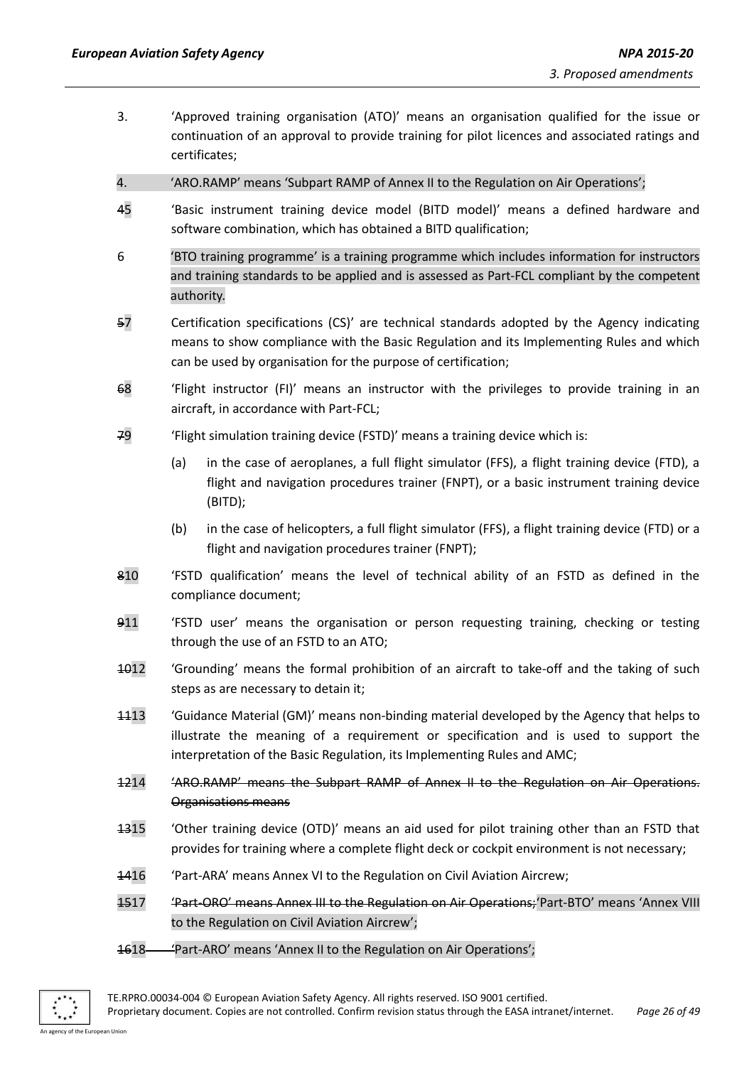3. 'Approved training organisation (ATO)' means an organisation qualified for the issue or continuation of an approval to provide training for pilot licences and associated ratings and certificates;

4. 'ARO.RAMP' means 'Subpart RAMP of Annex II to the Regulation on Air Operations';

~~4~~5 'Basic instrument training device model (BITD model)' means a defined hardware and software combination, which has obtained a BITD qualification;

6 'BTO training programme' is a training programme which includes information for instructors and training standards to be applied and is assessed as Part-FCL compliant by the competent authority.

~~5~~7 Certification specifications (CS)' are technical standards adopted by the Agency indicating means to show compliance with the Basic Regulation and its Implementing Rules and which can be used by organisation for the purpose of certification;

~~6~~8 'Flight instructor (FI)' means an instructor with the privileges to provide training in an aircraft, in accordance with Part-FCL;

~~7~~9 'Flight simulation training device (FSTD)' means a training device which is:

(a) in the case of aeroplanes, a full flight simulator (FFS), a flight training device (FTD), a flight and navigation procedures trainer (FNPT), or a basic instrument training device (BITD);

(b) in the case of helicopters, a full flight simulator (FFS), a flight training device (FTD) or a flight and navigation procedures trainer (FNPT);

~~8~~10 'FSTD qualification' means the level of technical ability of an FSTD as defined in the compliance document;

~~9~~11 'FSTD user' means the organisation or person requesting training, checking or testing through the use of an FSTD to an ATO;

~~10~~12 'Grounding' means the formal prohibition of an aircraft to take-off and the taking of such steps as are necessary to detain it;

~~11~~13 'Guidance Material (GM)' means non-binding material developed by the Agency that helps to illustrate the meaning of a requirement or specification and is used to support the interpretation of the Basic Regulation, its Implementing Rules and AMC;

~~12~~14 ~~'ARO.RAMP' means the Subpart RAMP of Annex II to the Regulation on Air Operations. Organisations means~~

~~13~~15 'Other training device (OTD)' means an aid used for pilot training other than an FSTD that provides for training where a complete flight deck or cockpit environment is not necessary;

~~14~~16 'Part-ARA' means Annex VI to the Regulation on Civil Aviation Aircrew;

~~15~~17 ~~'Part-ORO' means Annex III to the Regulation on Air Operations;~~'Part-BTO' means 'Annex VIII to the Regulation on Civil Aviation Aircrew';

~~16~~18 'Part-ARO' means 'Annex II to the Regulation on Air Operations';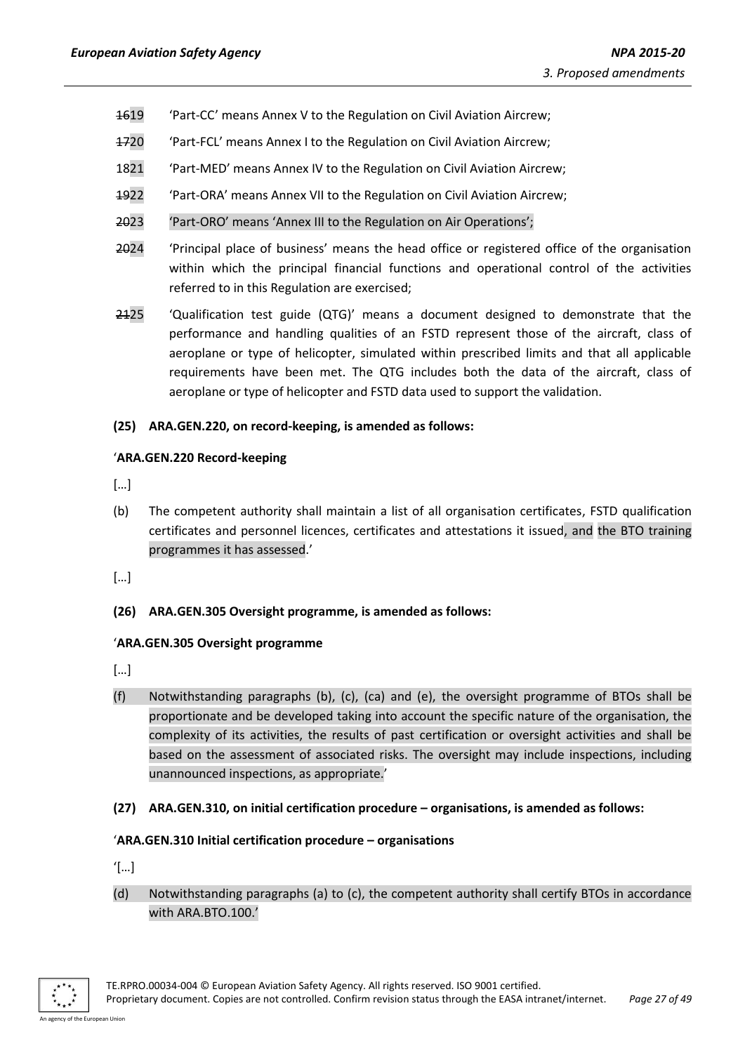~~16~~19 'Part-CC' means Annex V to the Regulation on Civil Aviation Aircrew;

~~17~~20 'Part-FCL' means Annex I to the Regulation on Civil Aviation Aircrew;

18~~21~~ 'Part-MED' means Annex IV to the Regulation on Civil Aviation Aircrew;

~~19~~22 'Part-ORA' means Annex VII to the Regulation on Civil Aviation Aircrew;

~~20~~23 'Part-ORO' means 'Annex III to the Regulation on Air Operations';

~~20~~24 'Principal place of business' means the head office or registered office of the organisation within which the principal financial functions and operational control of the activities referred to in this Regulation are exercised;

~~21~~25 'Qualification test guide (QTG)' means a document designed to demonstrate that the performance and handling qualities of an FSTD represent those of the aircraft, class of aeroplane or type of helicopter, simulated within prescribed limits and that all applicable requirements have been met. The QTG includes both the data of the aircraft, class of aeroplane or type of helicopter and FSTD data used to support the validation.

**(25) ARA.GEN.220, on record-keeping, is amended as follows:**

'**ARA.GEN.220 Record-keeping**

[…]

(b) The competent authority shall maintain a list of all organisation certificates, FSTD qualification certificates and personnel licences, certificates and attestations it issued, and the BTO training programmes it has assessed.'

[…]

**(26) ARA.GEN.305 Oversight programme, is amended as follows:**

'**ARA.GEN.305 Oversight programme**

[…]

(f) Notwithstanding paragraphs (b), (c), (ca) and (e), the oversight programme of BTOs shall be proportionate and be developed taking into account the specific nature of the organisation, the complexity of its activities, the results of past certification or oversight activities and shall be based on the assessment of associated risks. The oversight may include inspections, including unannounced inspections, as appropriate.'

**(27) ARA.GEN.310, on initial certification procedure – organisations, is amended as follows:**

'**ARA.GEN.310 Initial certification procedure – organisations**

'[…]

(d) Notwithstanding paragraphs (a) to (c), the competent authority shall certify BTOs in accordance with ARA.BTO.100.'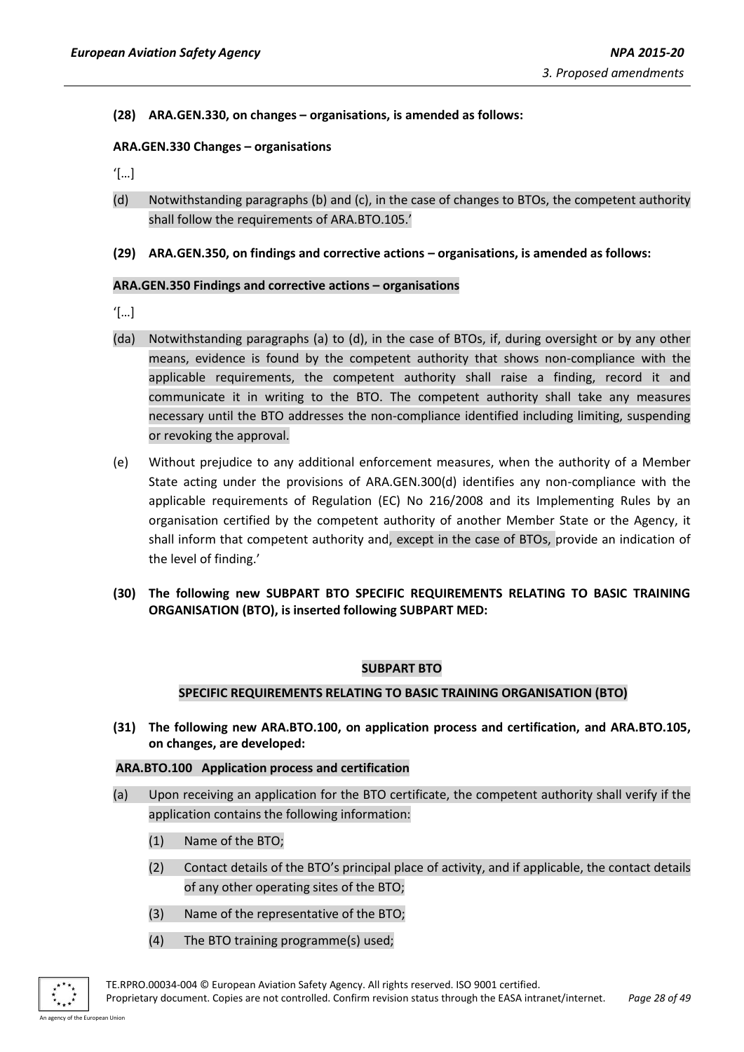**(28) ARA.GEN.330, on changes – organisations, is amended as follows:**

**ARA.GEN.330 Changes – organisations**

'[…]

(d) Notwithstanding paragraphs (b) and (c), in the case of changes to BTOs, the competent authority shall follow the requirements of ARA.BTO.105.'

**(29) ARA.GEN.350, on findings and corrective actions – organisations, is amended as follows:**

**ARA.GEN.350 Findings and corrective actions – organisations**

'[…]

(da) Notwithstanding paragraphs (a) to (d), in the case of BTOs, if, during oversight or by any other means, evidence is found by the competent authority that shows non-compliance with the applicable requirements, the competent authority shall raise a finding, record it and communicate it in writing to the BTO. The competent authority shall take any measures necessary until the BTO addresses the non-compliance identified including limiting, suspending or revoking the approval.

(e) Without prejudice to any additional enforcement measures, when the authority of a Member State acting under the provisions of ARA.GEN.300(d) identifies any non-compliance with the applicable requirements of Regulation (EC) No 216/2008 and its Implementing Rules by an organisation certified by the competent authority of another Member State or the Agency, it shall inform that competent authority and, except in the case of BTOs, provide an indication of the level of finding.'

**(30) The following new SUBPART BTO SPECIFIC REQUIREMENTS RELATING TO BASIC TRAINING ORGANISATION (BTO), is inserted following SUBPART MED:**

**SUBPART BTO**

**SPECIFIC REQUIREMENTS RELATING TO BASIC TRAINING ORGANISATION (BTO)**

**(31) The following new ARA.BTO.100, on application process and certification, and ARA.BTO.105, on changes, are developed:**

**ARA.BTO.100 Application process and certification**

(a) Upon receiving an application for the BTO certificate, the competent authority shall verify if the application contains the following information:

(1) Name of the BTO;

(2) Contact details of the BTO's principal place of activity, and if applicable, the contact details of any other operating sites of the BTO;

(3) Name of the representative of the BTO;

(4) The BTO training programme(s) used;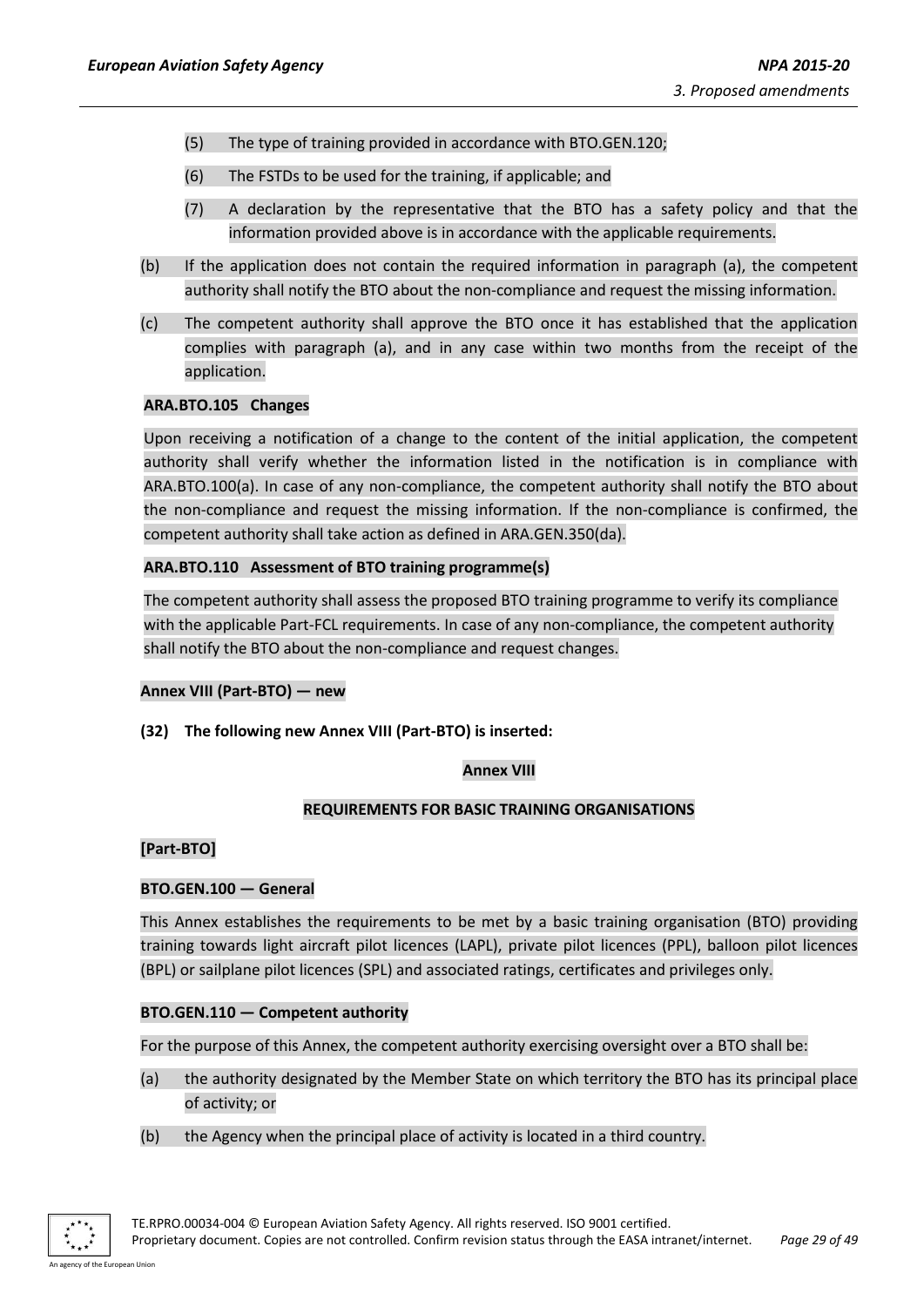(5) The type of training provided in accordance with BTO.GEN.120;

(6) The FSTDs to be used for the training, if applicable; and

(7) A declaration by the representative that the BTO has a safety policy and that the information provided above is in accordance with the applicable requirements.

(b) If the application does not contain the required information in paragraph (a), the competent authority shall notify the BTO about the non-compliance and request the missing information.

(c) The competent authority shall approve the BTO once it has established that the application complies with paragraph (a), and in any case within two months from the receipt of the application.

**ARA.BTO.105 Changes**

Upon receiving a notification of a change to the content of the initial application, the competent authority shall verify whether the information listed in the notification is in compliance with ARA.BTO.100(a). In case of any non-compliance, the competent authority shall notify the BTO about the non-compliance and request the missing information. If the non-compliance is confirmed, the competent authority shall take action as defined in ARA.GEN.350(da).

**ARA.BTO.110 Assessment of BTO training programme(s)**

The competent authority shall assess the proposed BTO training programme to verify its compliance with the applicable Part-FCL requirements. In case of any non-compliance, the competent authority shall notify the BTO about the non-compliance and request changes.

**Annex VIII (Part-BTO) — new**

**(32) The following new Annex VIII (Part-BTO) is inserted:**

**Annex VIII**

**REQUIREMENTS FOR BASIC TRAINING ORGANISATIONS**

**[Part-BTO]**

**BTO.GEN.100 — General**

This Annex establishes the requirements to be met by a basic training organisation (BTO) providing training towards light aircraft pilot licences (LAPL), private pilot licences (PPL), balloon pilot licences (BPL) or sailplane pilot licences (SPL) and associated ratings, certificates and privileges only.

**BTO.GEN.110 — Competent authority**

For the purpose of this Annex, the competent authority exercising oversight over a BTO shall be:

(a) the authority designated by the Member State on which territory the BTO has its principal place of activity; or

(b) the Agency when the principal place of activity is located in a third country.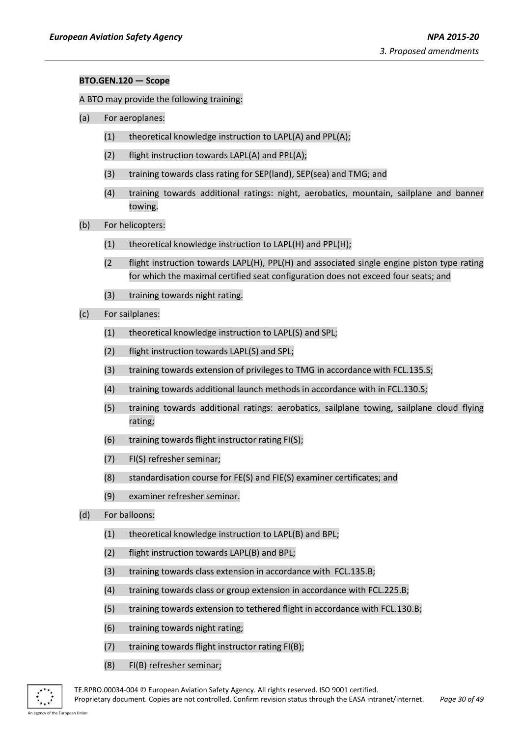**BTO.GEN.120 — Scope**

A BTO may provide the following training:

(a) For aeroplanes:

  (1) theoretical knowledge instruction to LAPL(A) and PPL(A);

  (2) flight instruction towards LAPL(A) and PPL(A);

  (3) training towards class rating for SEP(land), SEP(sea) and TMG; and

  (4) training towards additional ratings: night, aerobatics, mountain, sailplane and banner towing.

(b) For helicopters:

  (1) theoretical knowledge instruction to LAPL(H) and PPL(H);

  (2 flight instruction towards LAPL(H), PPL(H) and associated single engine piston type rating for which the maximal certified seat configuration does not exceed four seats; and

  (3) training towards night rating.

(c) For sailplanes:

  (1) theoretical knowledge instruction to LAPL(S) and SPL;

  (2) flight instruction towards LAPL(S) and SPL;

  (3) training towards extension of privileges to TMG in accordance with FCL.135.S;

  (4) training towards additional launch methods in accordance with in FCL.130.S;

  (5) training towards additional ratings: aerobatics, sailplane towing, sailplane cloud flying rating;

  (6) training towards flight instructor rating FI(S);

  (7) FI(S) refresher seminar;

  (8) standardisation course for FE(S) and FIE(S) examiner certificates; and

  (9) examiner refresher seminar.

(d) For balloons:

  (1) theoretical knowledge instruction to LAPL(B) and BPL;

  (2) flight instruction towards LAPL(B) and BPL;

  (3) training towards class extension in accordance with FCL.135.B;

  (4) training towards class or group extension in accordance with FCL.225.B;

  (5) training towards extension to tethered flight in accordance with FCL.130.B;

  (6) training towards night rating;

  (7) training towards flight instructor rating FI(B);

  (8) FI(B) refresher seminar;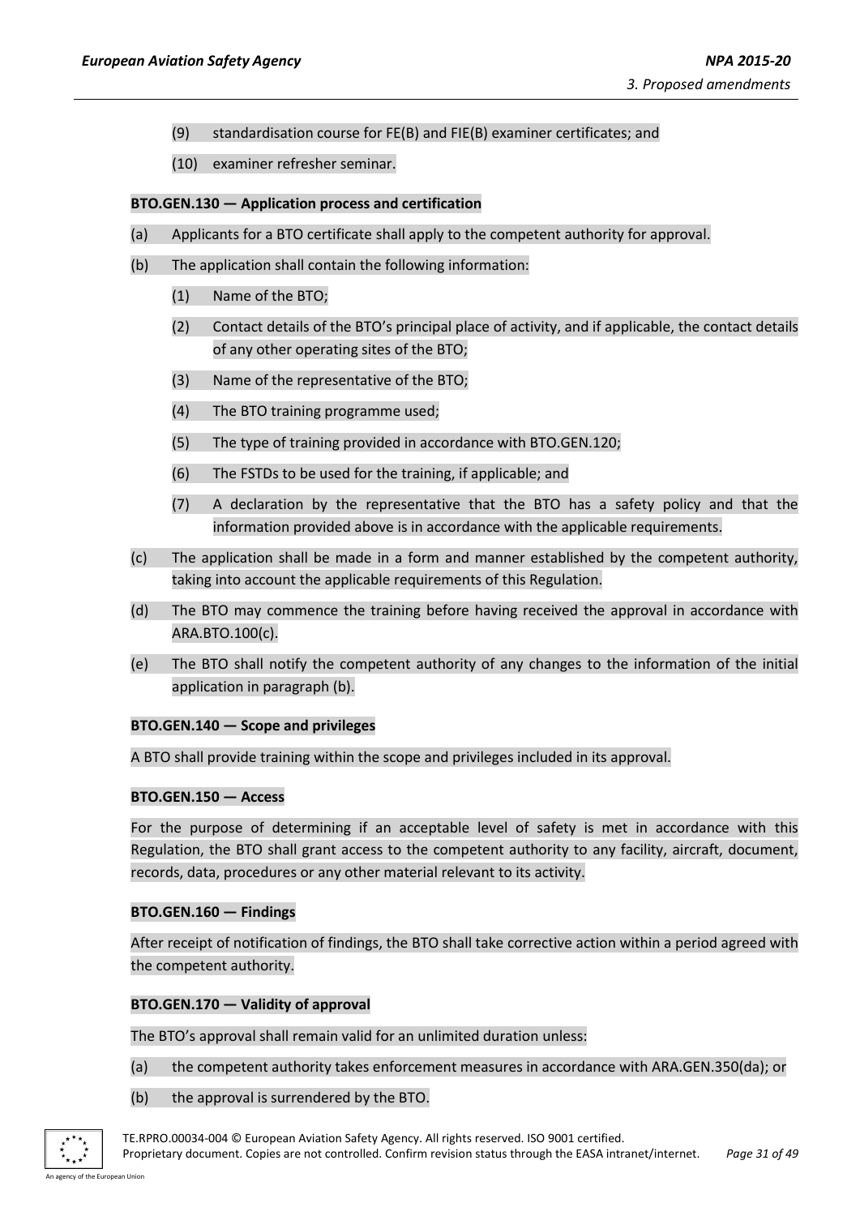(9) standardisation course for FE(B) and FIE(B) examiner certificates; and

(10) examiner refresher seminar.

**BTO.GEN.130 — Application process and certification**

(a) Applicants for a BTO certificate shall apply to the competent authority for approval.

(b) The application shall contain the following information:

(1) Name of the BTO;

(2) Contact details of the BTO's principal place of activity, and if applicable, the contact details of any other operating sites of the BTO;

(3) Name of the representative of the BTO;

(4) The BTO training programme used;

(5) The type of training provided in accordance with BTO.GEN.120;

(6) The FSTDs to be used for the training, if applicable; and

(7) A declaration by the representative that the BTO has a safety policy and that the information provided above is in accordance with the applicable requirements.

(c) The application shall be made in a form and manner established by the competent authority, taking into account the applicable requirements of this Regulation.

(d) The BTO may commence the training before having received the approval in accordance with ARA.BTO.100(c).

(e) The BTO shall notify the competent authority of any changes to the information of the initial application in paragraph (b).

**BTO.GEN.140 — Scope and privileges**

A BTO shall provide training within the scope and privileges included in its approval.

**BTO.GEN.150 — Access**

For the purpose of determining if an acceptable level of safety is met in accordance with this Regulation, the BTO shall grant access to the competent authority to any facility, aircraft, document, records, data, procedures or any other material relevant to its activity.

**BTO.GEN.160 — Findings**

After receipt of notification of findings, the BTO shall take corrective action within a period agreed with the competent authority.

**BTO.GEN.170 — Validity of approval**

The BTO's approval shall remain valid for an unlimited duration unless:

(a) the competent authority takes enforcement measures in accordance with ARA.GEN.350(da); or

(b) the approval is surrendered by the BTO.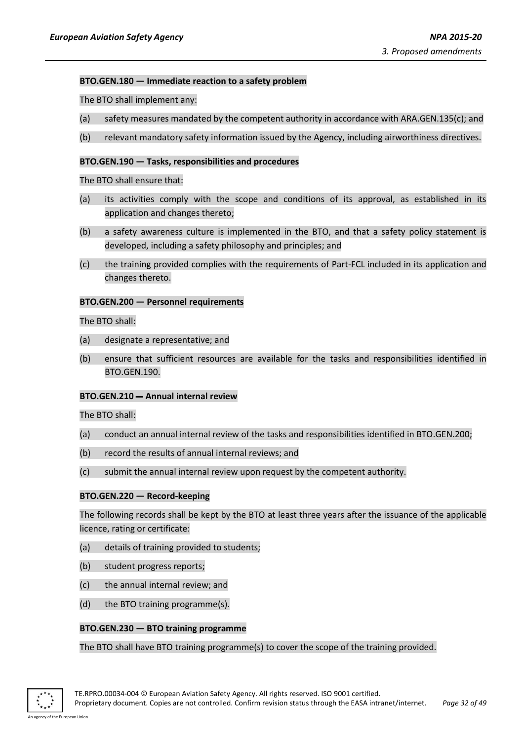**BTO.GEN.180 — Immediate reaction to a safety problem**

The BTO shall implement any:

(a) safety measures mandated by the competent authority in accordance with ARA.GEN.135(c); and

(b) relevant mandatory safety information issued by the Agency, including airworthiness directives.

**BTO.GEN.190 — Tasks, responsibilities and procedures**

The BTO shall ensure that:

(a) its activities comply with the scope and conditions of its approval, as established in its application and changes thereto;

(b) a safety awareness culture is implemented in the BTO, and that a safety policy statement is developed, including a safety philosophy and principles; and

(c) the training provided complies with the requirements of Part-FCL included in its application and changes thereto.

**BTO.GEN.200 — Personnel requirements**

The BTO shall:

(a) designate a representative; and

(b) ensure that sufficient resources are available for the tasks and responsibilities identified in BTO.GEN.190.

**BTO.GEN.210 — Annual internal review**

The BTO shall:

(a) conduct an annual internal review of the tasks and responsibilities identified in BTO.GEN.200;

(b) record the results of annual internal reviews; and

(c) submit the annual internal review upon request by the competent authority.

**BTO.GEN.220 — Record-keeping**

The following records shall be kept by the BTO at least three years after the issuance of the applicable licence, rating or certificate:

(a) details of training provided to students;

(b) student progress reports;

(c) the annual internal review; and

(d) the BTO training programme(s).

**BTO.GEN.230 — BTO training programme**

The BTO shall have BTO training programme(s) to cover the scope of the training provided.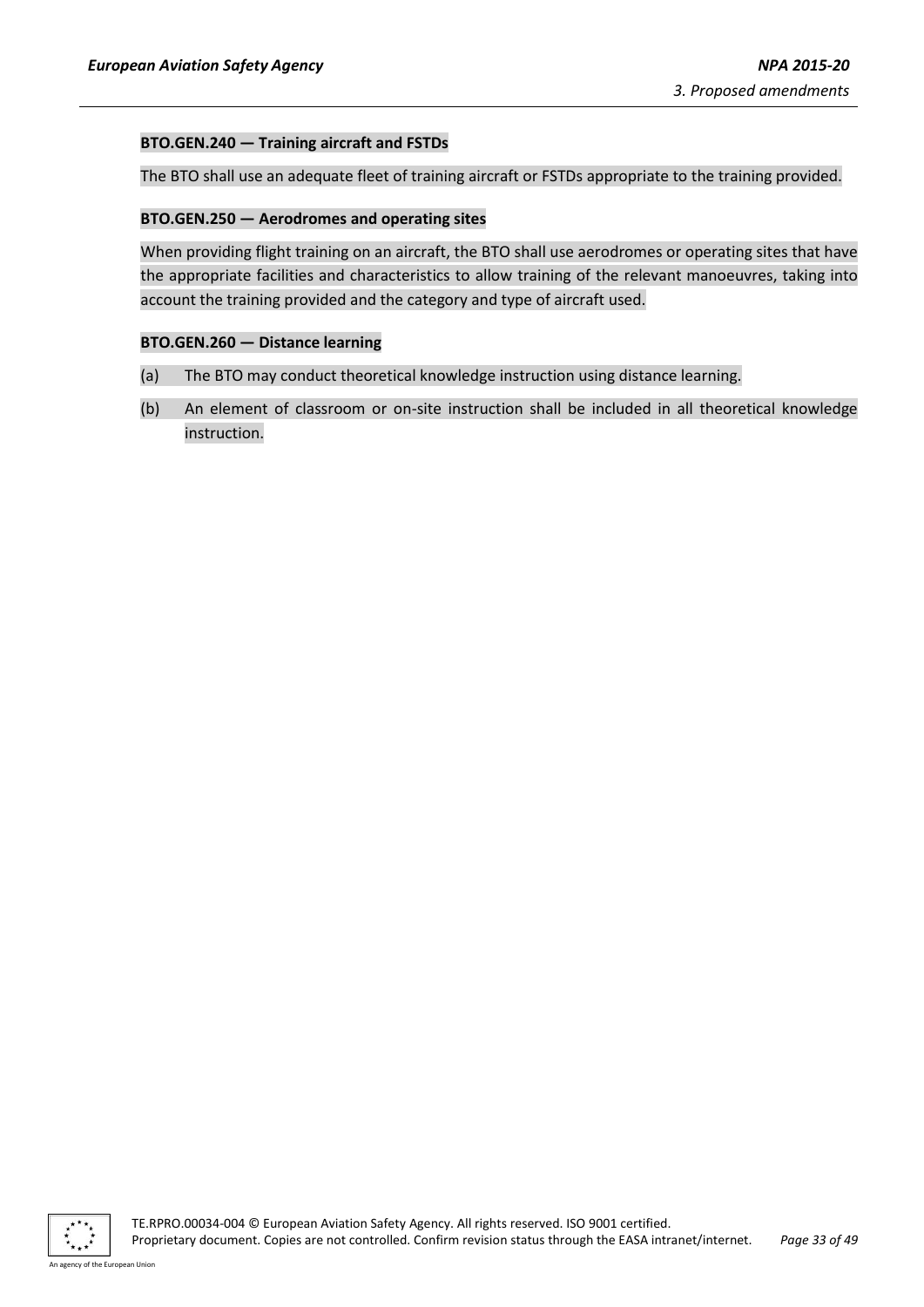**BTO.GEN.240 — Training aircraft and FSTDs**

The BTO shall use an adequate fleet of training aircraft or FSTDs appropriate to the training provided.

**BTO.GEN.250 — Aerodromes and operating sites**

When providing flight training on an aircraft, the BTO shall use aerodromes or operating sites that have the appropriate facilities and characteristics to allow training of the relevant manoeuvres, taking into account the training provided and the category and type of aircraft used.

**BTO.GEN.260 — Distance learning**

(a) The BTO may conduct theoretical knowledge instruction using distance learning.

(b) An element of classroom or on-site instruction shall be included in all theoretical knowledge instruction.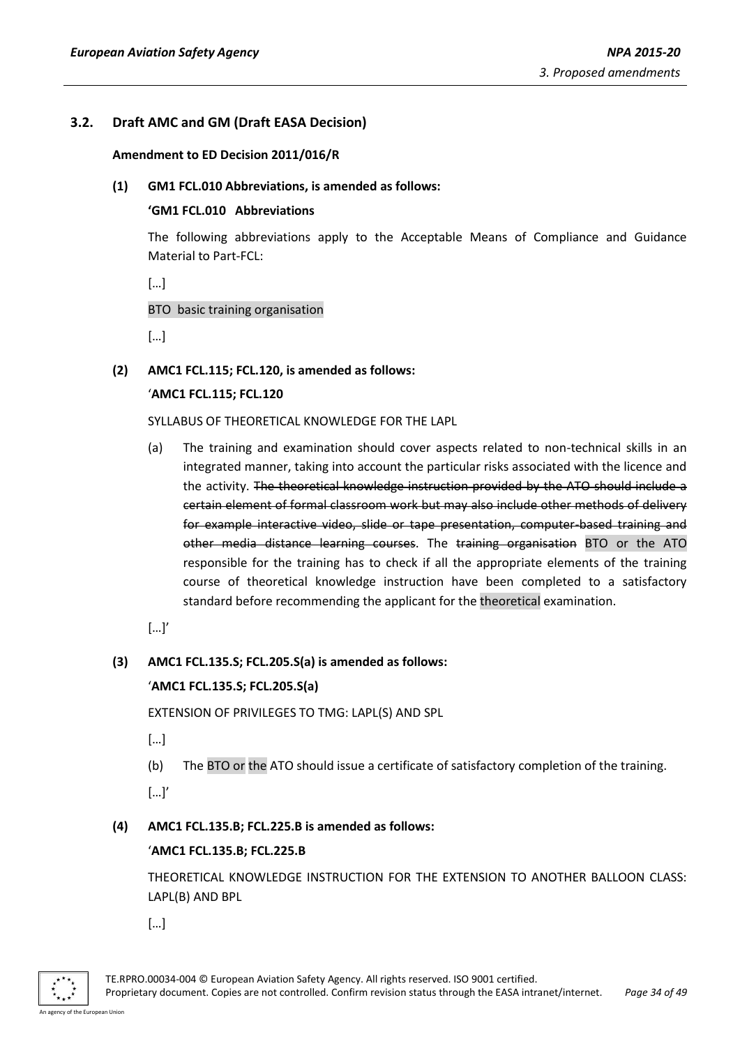## 3.2. Draft AMC and GM (Draft EASA Decision)

**Amendment to ED Decision 2011/016/R**

**(1) GM1 FCL.010 Abbreviations, is amended as follows:**

**'GM1 FCL.010 Abbreviations**

The following abbreviations apply to the Acceptable Means of Compliance and Guidance Material to Part-FCL:

[…]

BTO basic training organisation

[…]

**(2) AMC1 FCL.115; FCL.120, is amended as follows:**

'**AMC1 FCL.115; FCL.120**

SYLLABUS OF THEORETICAL KNOWLEDGE FOR THE LAPL

(a) The training and examination should cover aspects related to non-technical skills in an integrated manner, taking into account the particular risks associated with the licence and the activity. ~~The theoretical knowledge instruction provided by the ATO should include a certain element of formal classroom work but may also include other methods of delivery for example interactive video, slide or tape presentation, computer-based training and other media distance learning courses~~. The ~~training organisation~~ BTO or the ATO responsible for the training has to check if all the appropriate elements of the training course of theoretical knowledge instruction have been completed to a satisfactory standard before recommending the applicant for the theoretical examination.

[…]'

**(3) AMC1 FCL.135.S; FCL.205.S(a) is amended as follows:**

'**AMC1 FCL.135.S; FCL.205.S(a)**

EXTENSION OF PRIVILEGES TO TMG: LAPL(S) AND SPL

[…]

(b) The BTO or the ATO should issue a certificate of satisfactory completion of the training.

[…]'

**(4) AMC1 FCL.135.B; FCL.225.B is amended as follows:**

'**AMC1 FCL.135.B; FCL.225.B**

THEORETICAL KNOWLEDGE INSTRUCTION FOR THE EXTENSION TO ANOTHER BALLOON CLASS: LAPL(B) AND BPL

[…]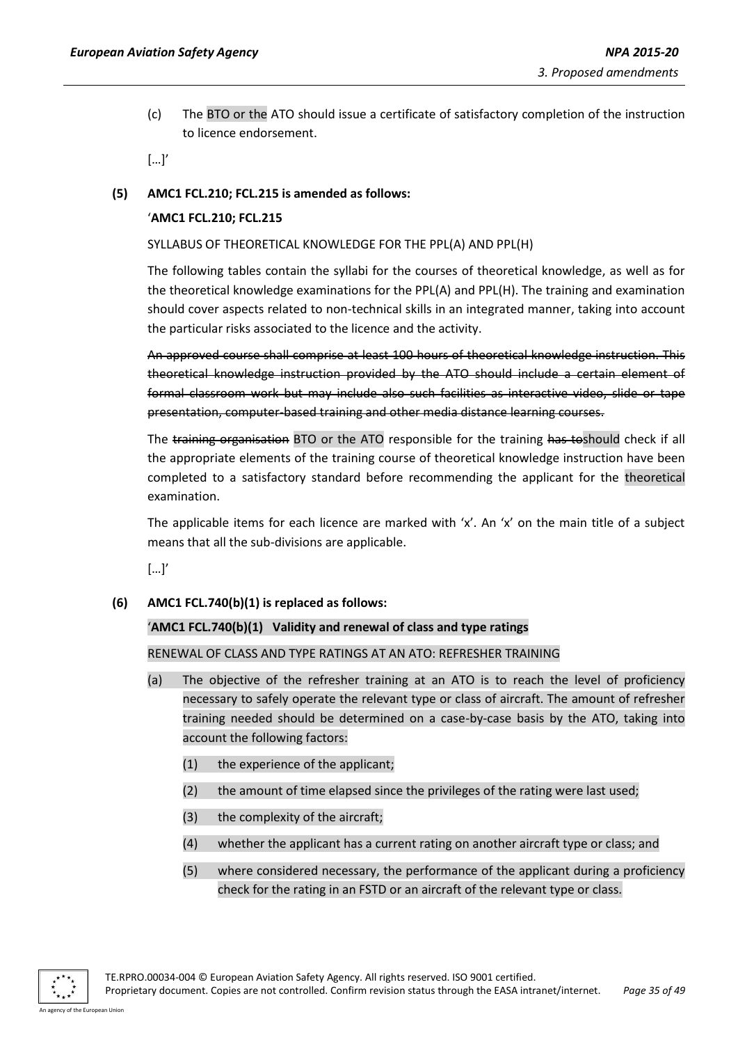(c) The BTO or the ATO should issue a certificate of satisfactory completion of the instruction to licence endorsement.

[…]'

**(5) AMC1 FCL.210; FCL.215 is amended as follows:**

'**AMC1 FCL.210; FCL.215**

SYLLABUS OF THEORETICAL KNOWLEDGE FOR THE PPL(A) AND PPL(H)

The following tables contain the syllabi for the courses of theoretical knowledge, as well as for the theoretical knowledge examinations for the PPL(A) and PPL(H). The training and examination should cover aspects related to non-technical skills in an integrated manner, taking into account the particular risks associated to the licence and the activity.

~~An approved course shall comprise at least 100 hours of theoretical knowledge instruction. This theoretical knowledge instruction provided by the ATO should include a certain element of formal classroom work but may include also such facilities as interactive video, slide or tape presentation, computer-based training and other media distance learning courses.~~

The ~~training organisation~~ BTO or the ATO responsible for the training ~~has to~~should check if all the appropriate elements of the training course of theoretical knowledge instruction have been completed to a satisfactory standard before recommending the applicant for the theoretical examination.

The applicable items for each licence are marked with 'x'. An 'x' on the main title of a subject means that all the sub-divisions are applicable.

[…]'

**(6) AMC1 FCL.740(b)(1) is replaced as follows:**

'**AMC1 FCL.740(b)(1) Validity and renewal of class and type ratings**

RENEWAL OF CLASS AND TYPE RATINGS AT AN ATO: REFRESHER TRAINING

(a) The objective of the refresher training at an ATO is to reach the level of proficiency necessary to safely operate the relevant type or class of aircraft. The amount of refresher training needed should be determined on a case-by-case basis by the ATO, taking into account the following factors:

(1) the experience of the applicant;

(2) the amount of time elapsed since the privileges of the rating were last used;

(3) the complexity of the aircraft;

(4) whether the applicant has a current rating on another aircraft type or class; and

(5) where considered necessary, the performance of the applicant during a proficiency check for the rating in an FSTD or an aircraft of the relevant type or class.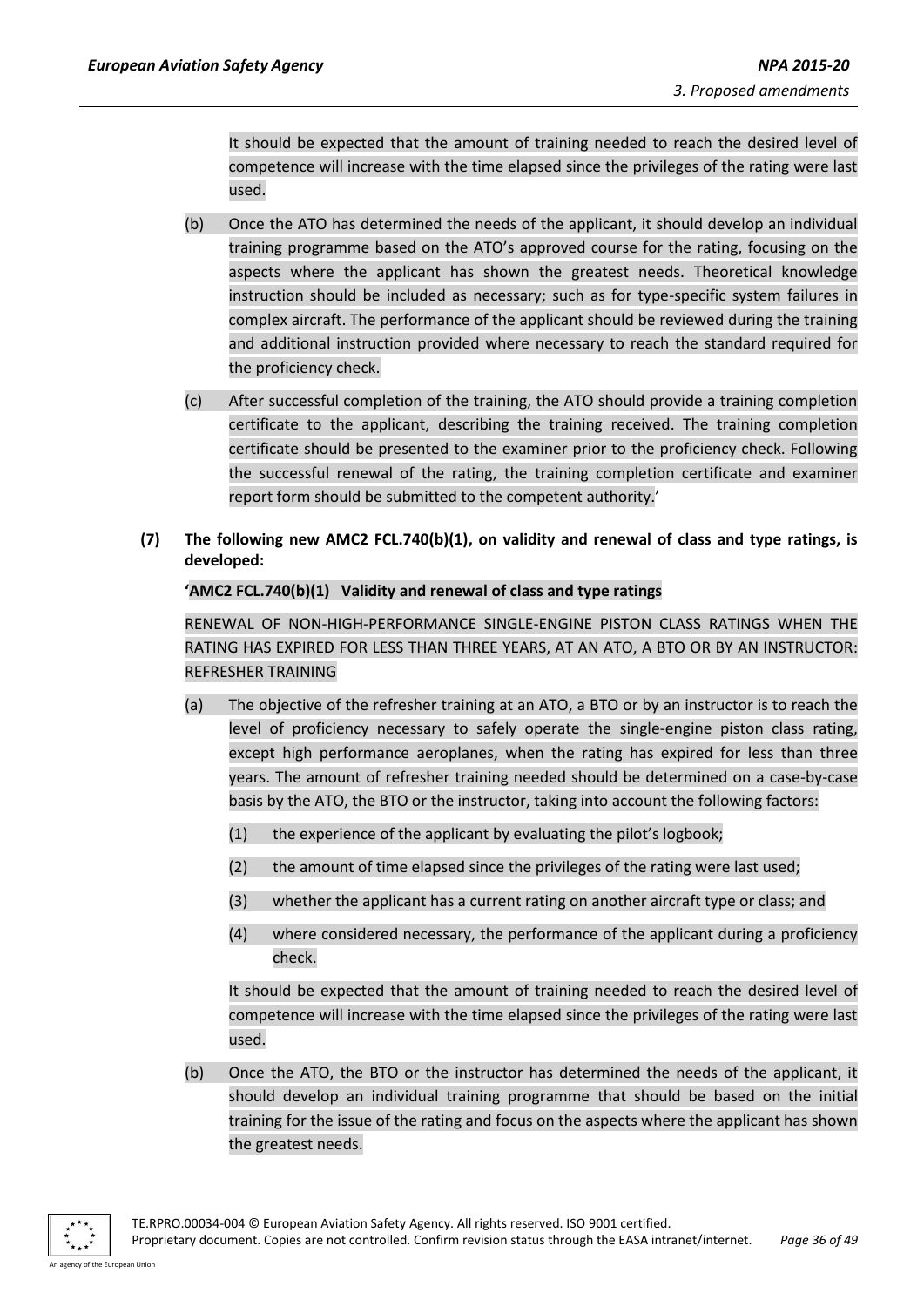It should be expected that the amount of training needed to reach the desired level of competence will increase with the time elapsed since the privileges of the rating were last used.

(b) Once the ATO has determined the needs of the applicant, it should develop an individual training programme based on the ATO's approved course for the rating, focusing on the aspects where the applicant has shown the greatest needs. Theoretical knowledge instruction should be included as necessary; such as for type-specific system failures in complex aircraft. The performance of the applicant should be reviewed during the training and additional instruction provided where necessary to reach the standard required for the proficiency check.

(c) After successful completion of the training, the ATO should provide a training completion certificate to the applicant, describing the training received. The training completion certificate should be presented to the examiner prior to the proficiency check. Following the successful renewal of the rating, the training completion certificate and examiner report form should be submitted to the competent authority.'

**(7) The following new AMC2 FCL.740(b)(1), on validity and renewal of class and type ratings, is developed:**

**'AMC2 FCL.740(b)(1) Validity and renewal of class and type ratings**

RENEWAL OF NON-HIGH-PERFORMANCE SINGLE-ENGINE PISTON CLASS RATINGS WHEN THE RATING HAS EXPIRED FOR LESS THAN THREE YEARS, AT AN ATO, A BTO OR BY AN INSTRUCTOR: REFRESHER TRAINING

(a) The objective of the refresher training at an ATO, a BTO or by an instructor is to reach the level of proficiency necessary to safely operate the single-engine piston class rating, except high performance aeroplanes, when the rating has expired for less than three years. The amount of refresher training needed should be determined on a case-by-case basis by the ATO, the BTO or the instructor, taking into account the following factors:

(1) the experience of the applicant by evaluating the pilot's logbook;

(2) the amount of time elapsed since the privileges of the rating were last used;

(3) whether the applicant has a current rating on another aircraft type or class; and

(4) where considered necessary, the performance of the applicant during a proficiency check.

It should be expected that the amount of training needed to reach the desired level of competence will increase with the time elapsed since the privileges of the rating were last used.

(b) Once the ATO, the BTO or the instructor has determined the needs of the applicant, it should develop an individual training programme that should be based on the initial training for the issue of the rating and focus on the aspects where the applicant has shown the greatest needs.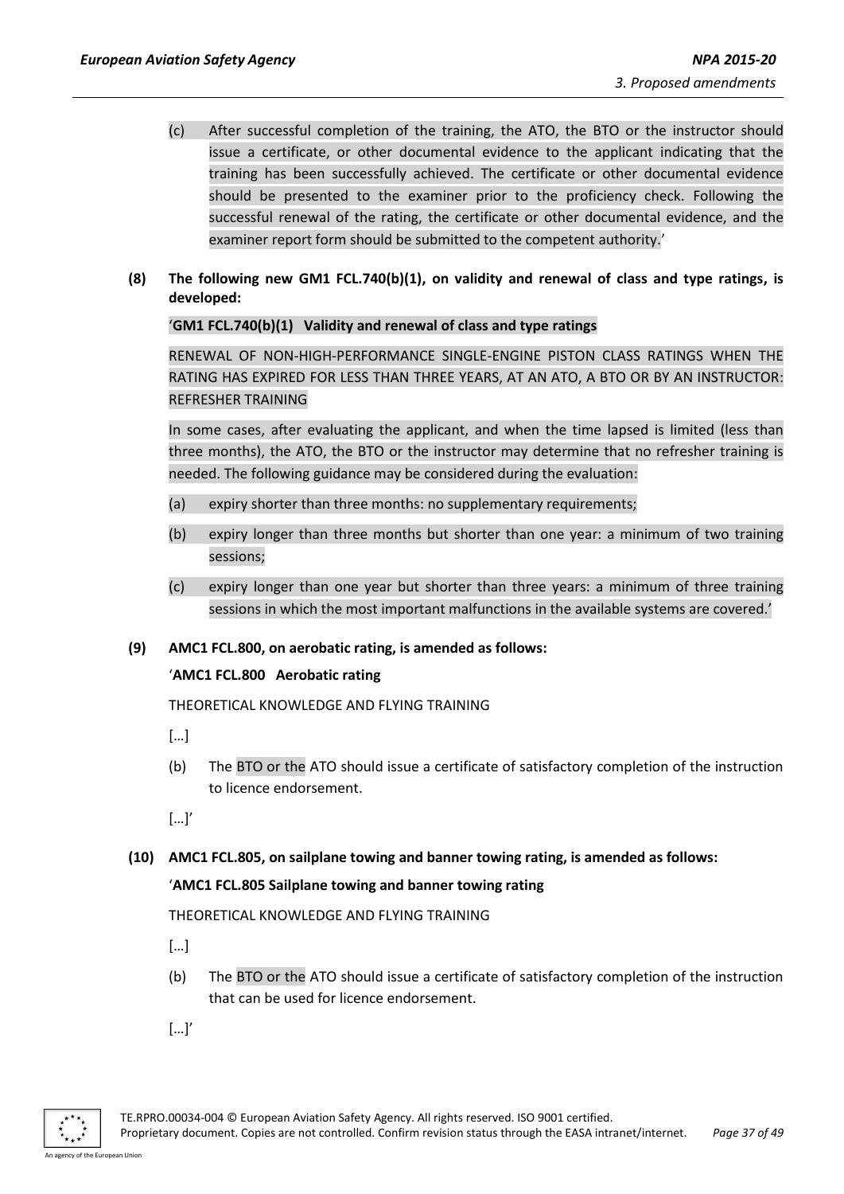(c) After successful completion of the training, the ATO, the BTO or the instructor should issue a certificate, or other documental evidence to the applicant indicating that the training has been successfully achieved. The certificate or other documental evidence should be presented to the examiner prior to the proficiency check. Following the successful renewal of the rating, the certificate or other documental evidence, and the examiner report form should be submitted to the competent authority.'

**(8) The following new GM1 FCL.740(b)(1), on validity and renewal of class and type ratings, is developed:**

'**GM1 FCL.740(b)(1) Validity and renewal of class and type ratings**

RENEWAL OF NON-HIGH-PERFORMANCE SINGLE-ENGINE PISTON CLASS RATINGS WHEN THE RATING HAS EXPIRED FOR LESS THAN THREE YEARS, AT AN ATO, A BTO OR BY AN INSTRUCTOR: REFRESHER TRAINING

In some cases, after evaluating the applicant, and when the time lapsed is limited (less than three months), the ATO, the BTO or the instructor may determine that no refresher training is needed. The following guidance may be considered during the evaluation:

(a) expiry shorter than three months: no supplementary requirements;

(b) expiry longer than three months but shorter than one year: a minimum of two training sessions;

(c) expiry longer than one year but shorter than three years: a minimum of three training sessions in which the most important malfunctions in the available systems are covered.'

**(9) AMC1 FCL.800, on aerobatic rating, is amended as follows:**

'**AMC1 FCL.800 Aerobatic rating**

THEORETICAL KNOWLEDGE AND FLYING TRAINING

[…]

(b) The BTO or the ATO should issue a certificate of satisfactory completion of the instruction to licence endorsement.

[…]'

**(10) AMC1 FCL.805, on sailplane towing and banner towing rating, is amended as follows:**

'**AMC1 FCL.805 Sailplane towing and banner towing rating**

THEORETICAL KNOWLEDGE AND FLYING TRAINING

[…]

(b) The BTO or the ATO should issue a certificate of satisfactory completion of the instruction that can be used for licence endorsement.

[…]'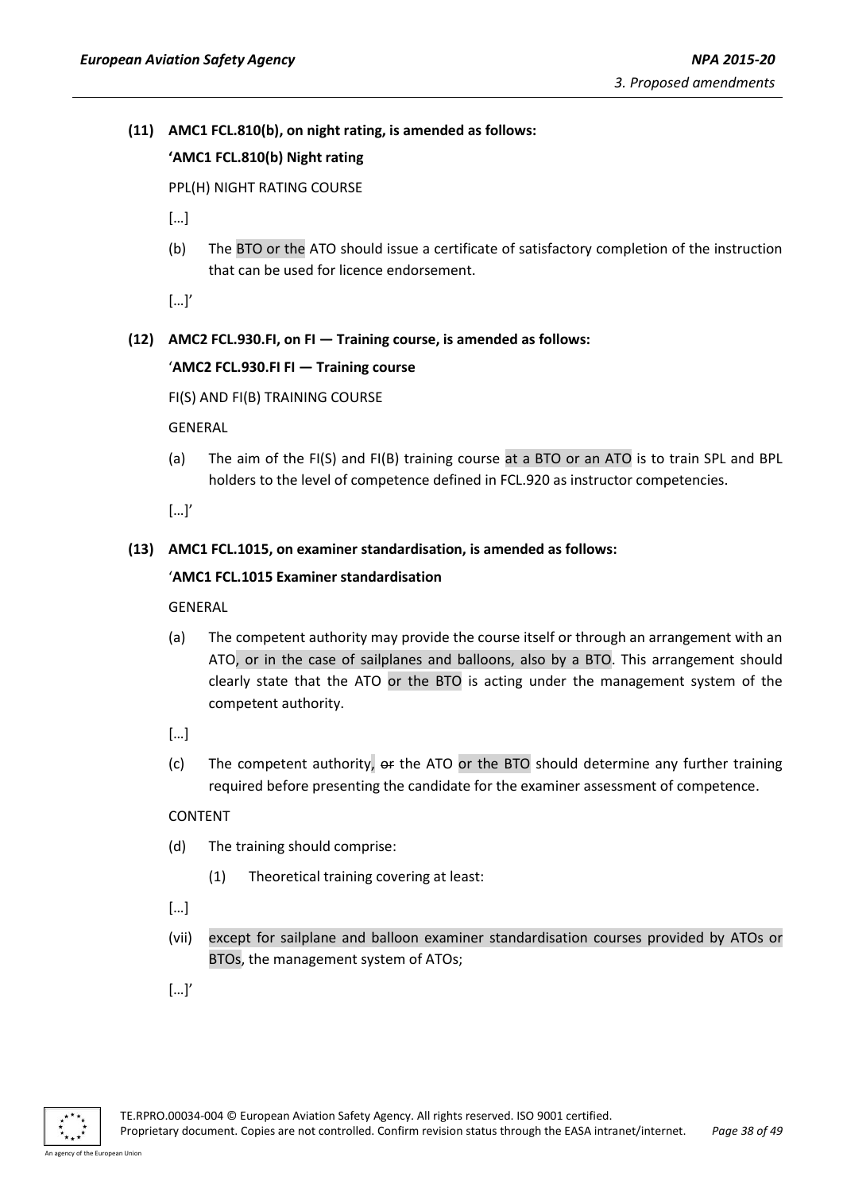**(11) AMC1 FCL.810(b), on night rating, is amended as follows:**

**'AMC1 FCL.810(b) Night rating**

PPL(H) NIGHT RATING COURSE

[…]

(b) The BTO or the ATO should issue a certificate of satisfactory completion of the instruction that can be used for licence endorsement.

[…]'

**(12) AMC2 FCL.930.FI, on FI — Training course, is amended as follows:**

'**AMC2 FCL.930.FI FI — Training course**

FI(S) AND FI(B) TRAINING COURSE

GENERAL

(a) The aim of the FI(S) and FI(B) training course at a BTO or an ATO is to train SPL and BPL holders to the level of competence defined in FCL.920 as instructor competencies.

[…]'

**(13) AMC1 FCL.1015, on examiner standardisation, is amended as follows:**

'**AMC1 FCL.1015 Examiner standardisation**

GENERAL

(a) The competent authority may provide the course itself or through an arrangement with an ATO, or in the case of sailplanes and balloons, also by a BTO. This arrangement should clearly state that the ATO or the BTO is acting under the management system of the competent authority.

[…]

(c) The competent authority, ~~or~~ the ATO or the BTO should determine any further training required before presenting the candidate for the examiner assessment of competence.

CONTENT

(d) The training should comprise:

(1) Theoretical training covering at least:

[…]

(vii) except for sailplane and balloon examiner standardisation courses provided by ATOs or BTOs, the management system of ATOs;

[…]'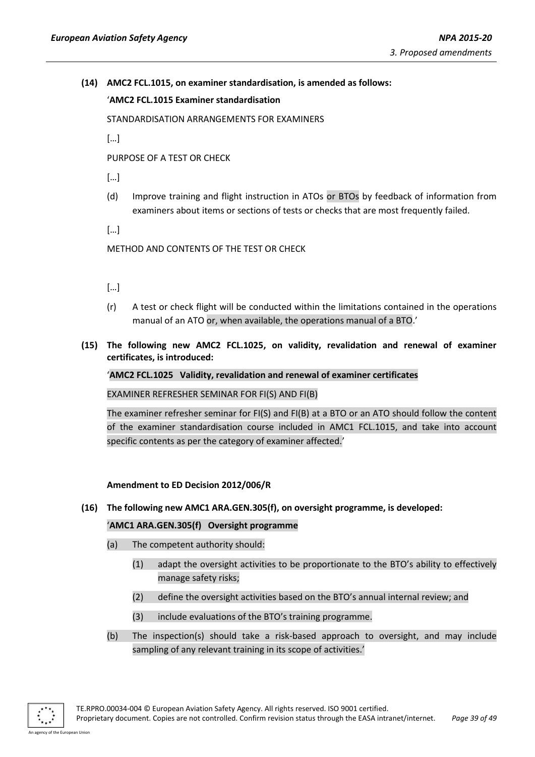**(14) AMC2 FCL.1015, on examiner standardisation, is amended as follows:**

'**AMC2 FCL.1015 Examiner standardisation**

STANDARDISATION ARRANGEMENTS FOR EXAMINERS

[…]

PURPOSE OF A TEST OR CHECK

[…]

(d) Improve training and flight instruction in ATOs or BTOs by feedback of information from examiners about items or sections of tests or checks that are most frequently failed.

[…]

METHOD AND CONTENTS OF THE TEST OR CHECK

[…]

(r) A test or check flight will be conducted within the limitations contained in the operations manual of an ATO or, when available, the operations manual of a BTO.'

**(15) The following new AMC2 FCL.1025, on validity, revalidation and renewal of examiner certificates, is introduced:**

'**AMC2 FCL.1025 Validity, revalidation and renewal of examiner certificates**

EXAMINER REFRESHER SEMINAR FOR FI(S) AND FI(B)

The examiner refresher seminar for FI(S) and FI(B) at a BTO or an ATO should follow the content of the examiner standardisation course included in AMC1 FCL.1015, and take into account specific contents as per the category of examiner affected.'

**Amendment to ED Decision 2012/006/R**

**(16) The following new AMC1 ARA.GEN.305(f), on oversight programme, is developed:**

'**AMC1 ARA.GEN.305(f) Oversight programme**

(a) The competent authority should:

  (1) adapt the oversight activities to be proportionate to the BTO's ability to effectively manage safety risks;

  (2) define the oversight activities based on the BTO's annual internal review; and

  (3) include evaluations of the BTO's training programme.

(b) The inspection(s) should take a risk-based approach to oversight, and may include sampling of any relevant training in its scope of activities.'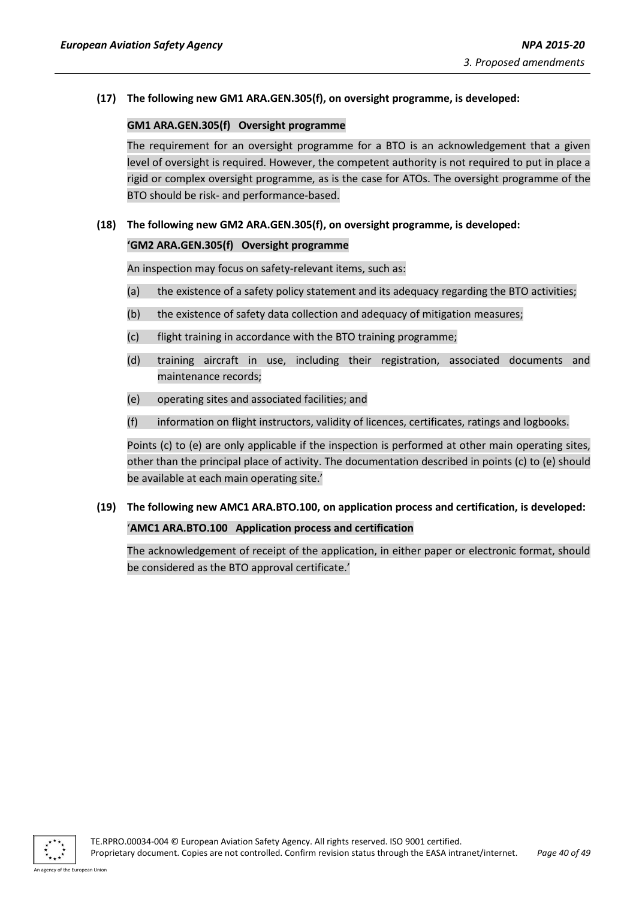**(17) The following new GM1 ARA.GEN.305(f), on oversight programme, is developed:**

**GM1 ARA.GEN.305(f) Oversight programme**

The requirement for an oversight programme for a BTO is an acknowledgement that a given level of oversight is required. However, the competent authority is not required to put in place a rigid or complex oversight programme, as is the case for ATOs. The oversight programme of the BTO should be risk- and performance-based.

**(18) The following new GM2 ARA.GEN.305(f), on oversight programme, is developed:**

**'GM2 ARA.GEN.305(f) Oversight programme**

An inspection may focus on safety-relevant items, such as:

(a) the existence of a safety policy statement and its adequacy regarding the BTO activities;

(b) the existence of safety data collection and adequacy of mitigation measures;

(c) flight training in accordance with the BTO training programme;

(d) training aircraft in use, including their registration, associated documents and maintenance records;

(e) operating sites and associated facilities; and

(f) information on flight instructors, validity of licences, certificates, ratings and logbooks.

Points (c) to (e) are only applicable if the inspection is performed at other main operating sites, other than the principal place of activity. The documentation described in points (c) to (e) should be available at each main operating site.'

**(19) The following new AMC1 ARA.BTO.100, on application process and certification, is developed:**

'**AMC1 ARA.BTO.100 Application process and certification**

The acknowledgement of receipt of the application, in either paper or electronic format, should be considered as the BTO approval certificate.'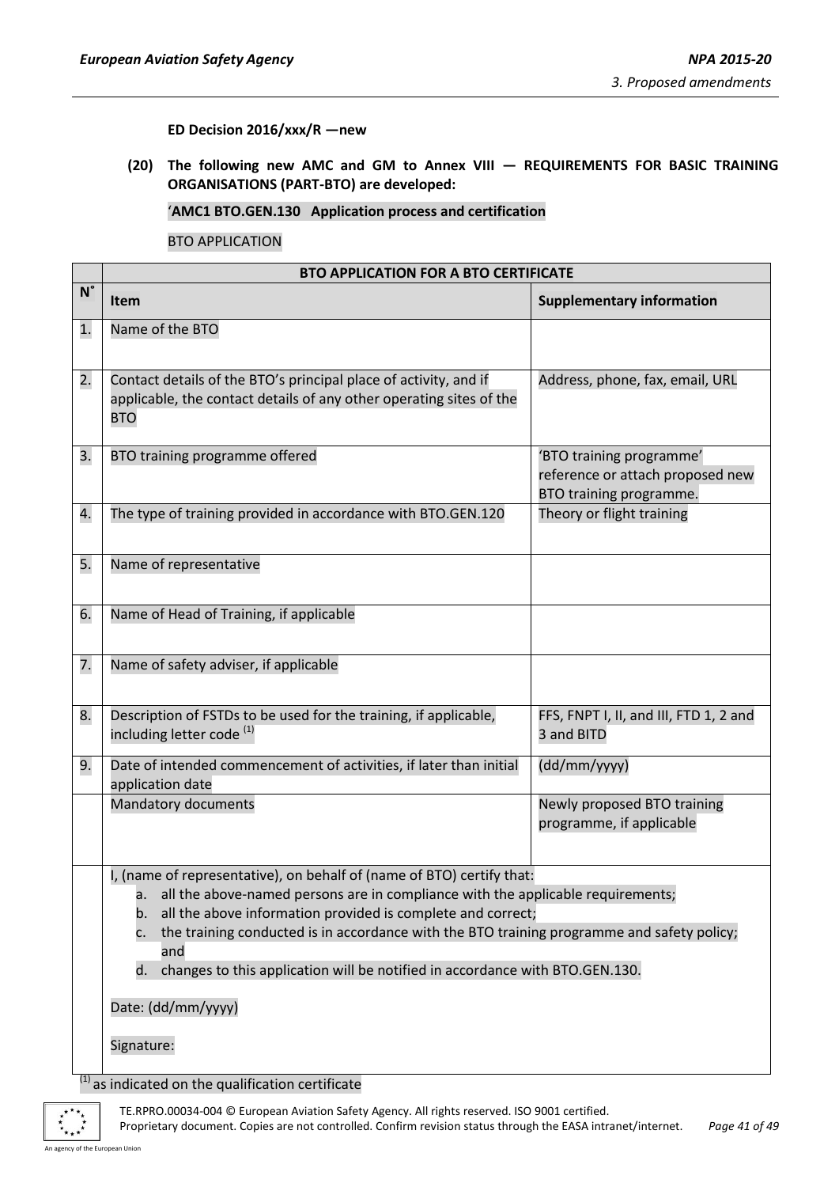**ED Decision 2016/xxx/R — new**

**(20) The following new AMC and GM to Annex VIII — REQUIREMENTS FOR BASIC TRAINING ORGANISATIONS (PART-BTO) are developed:**

'**AMC1 BTO.GEN.130 Application process and certification**

BTO APPLICATION

| | **BTO APPLICATION FOR A BTO CERTIFICATE** | |
|---|---|---|
| **N°** | **Item** | **Supplementary information** |
| 1. | Name of the BTO | |
| 2. | Contact details of the BTO's principal place of activity, and if applicable, the contact details of any other operating sites of the BTO | Address, phone, fax, email, URL |
| 3. | BTO training programme offered | 'BTO training programme' reference or attach proposed new BTO training programme. |
| 4. | The type of training provided in accordance with BTO.GEN.120 | Theory or flight training |
| 5. | Name of representative | |
| 6. | Name of Head of Training, if applicable | |
| 7. | Name of safety adviser, if applicable | |
| 8. | Description of FSTDs to be used for the training, if applicable, including letter code [(1)] | FFS, FNPT I, II, and III, FTD 1, 2 and 3 and BITD |
| 9. | Date of intended commencement of activities, if later than initial application date | (dd/mm/yyyy) |
| | Mandatory documents | Newly proposed BTO training programme, if applicable |
| | I, (name of representative), on behalf of (name of BTO) certify that:<br>a. all the above-named persons are in compliance with the applicable requirements;<br>b. all the above information provided is complete and correct;<br>c. the training conducted is in accordance with the BTO training programme and safety policy; and<br>d. changes to this application will be notified in accordance with BTO.GEN.130.<br><br>Date: (dd/mm/yyyy)<br><br>Signature: | |

[(1)] as indicated on the qualification certificate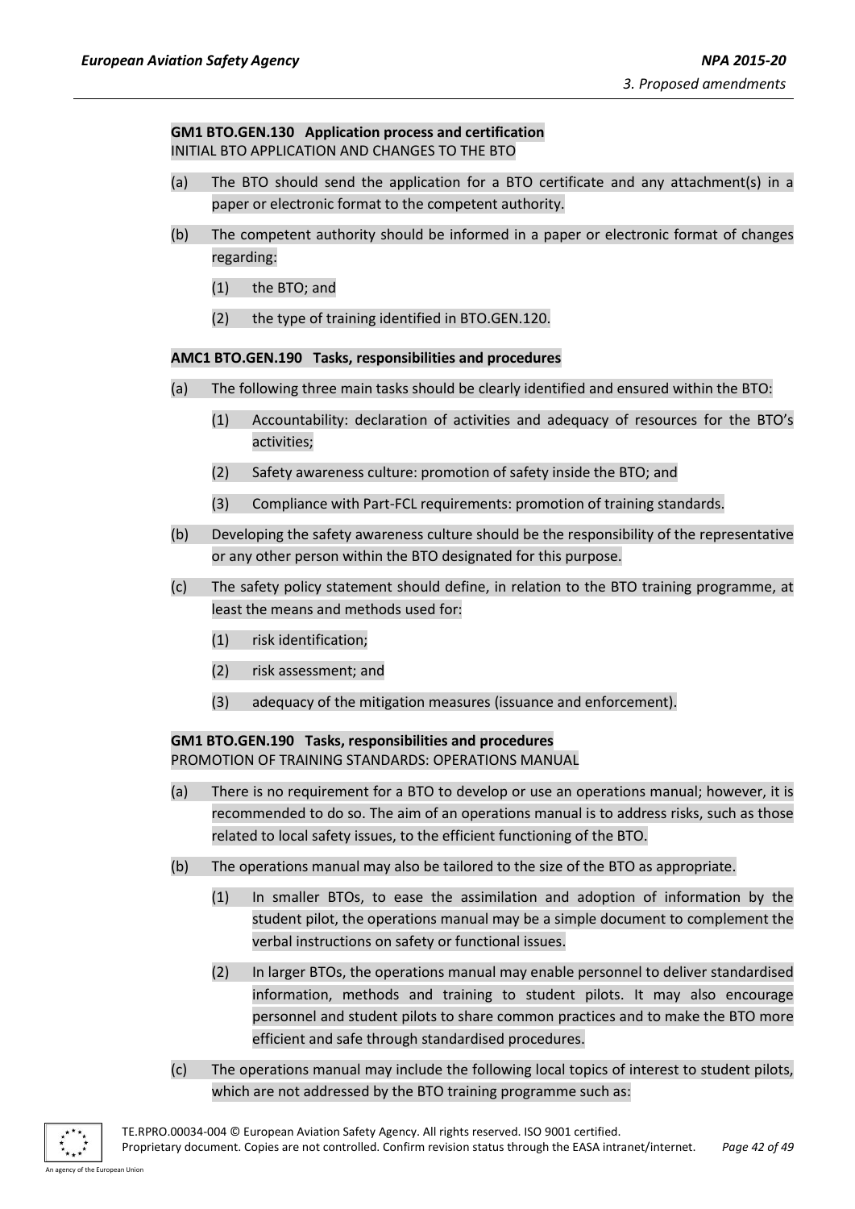**GM1 BTO.GEN.130 Application process and certification**
INITIAL BTO APPLICATION AND CHANGES TO THE BTO

(a) The BTO should send the application for a BTO certificate and any attachment(s) in a paper or electronic format to the competent authority.

(b) The competent authority should be informed in a paper or electronic format of changes regarding:

 (1) the BTO; and

 (2) the type of training identified in BTO.GEN.120.

**AMC1 BTO.GEN.190 Tasks, responsibilities and procedures**

(a) The following three main tasks should be clearly identified and ensured within the BTO:

 (1) Accountability: declaration of activities and adequacy of resources for the BTO's activities;

 (2) Safety awareness culture: promotion of safety inside the BTO; and

 (3) Compliance with Part-FCL requirements: promotion of training standards.

(b) Developing the safety awareness culture should be the responsibility of the representative or any other person within the BTO designated for this purpose.

(c) The safety policy statement should define, in relation to the BTO training programme, at least the means and methods used for:

 (1) risk identification;

 (2) risk assessment; and

 (3) adequacy of the mitigation measures (issuance and enforcement).

**GM1 BTO.GEN.190 Tasks, responsibilities and procedures**
PROMOTION OF TRAINING STANDARDS: OPERATIONS MANUAL

(a) There is no requirement for a BTO to develop or use an operations manual; however, it is recommended to do so. The aim of an operations manual is to address risks, such as those related to local safety issues, to the efficient functioning of the BTO.

(b) The operations manual may also be tailored to the size of the BTO as appropriate.

 (1) In smaller BTOs, to ease the assimilation and adoption of information by the student pilot, the operations manual may be a simple document to complement the verbal instructions on safety or functional issues.

 (2) In larger BTOs, the operations manual may enable personnel to deliver standardised information, methods and training to student pilots. It may also encourage personnel and student pilots to share common practices and to make the BTO more efficient and safe through standardised procedures.

(c) The operations manual may include the following local topics of interest to student pilots, which are not addressed by the BTO training programme such as: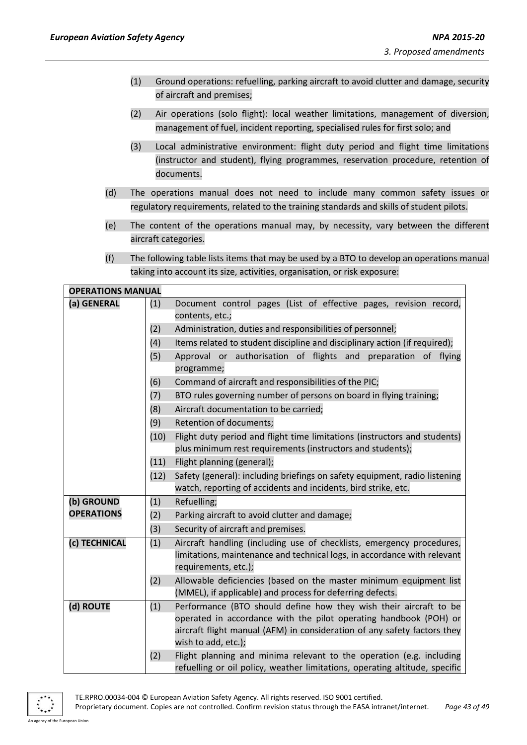(1) Ground operations: refuelling, parking aircraft to avoid clutter and damage, security of aircraft and premises;

(2) Air operations (solo flight): local weather limitations, management of diversion, management of fuel, incident reporting, specialised rules for first solo; and

(3) Local administrative environment: flight duty period and flight time limitations (instructor and student), flying programmes, reservation procedure, retention of documents.

(d) The operations manual does not need to include many common safety issues or regulatory requirements, related to the training standards and skills of student pilots.

(e) The content of the operations manual may, by necessity, vary between the different aircraft categories.

(f) The following table lists items that may be used by a BTO to develop an operations manual taking into account its size, activities, organisation, or risk exposure:

| OPERATIONS MANUAL | | |
|---|---|---|
| **(a) GENERAL** | (1) | Document control pages (List of effective pages, revision record, contents, etc.; |
| | (2) | Administration, duties and responsibilities of personnel; |
| | (4) | Items related to student discipline and disciplinary action (if required); |
| | (5) | Approval or authorisation of flights and preparation of flying programme; |
| | (6) | Command of aircraft and responsibilities of the PIC; |
| | (7) | BTO rules governing number of persons on board in flying training; |
| | (8) | Aircraft documentation to be carried; |
| | (9) | Retention of documents; |
| | (10) | Flight duty period and flight time limitations (instructors and students) plus minimum rest requirements (instructors and students); |
| | (11) | Flight planning (general); |
| | (12) | Safety (general): including briefings on safety equipment, radio listening watch, reporting of accidents and incidents, bird strike, etc. |
| **(b) GROUND OPERATIONS** | (1) | Refuelling; |
| | (2) | Parking aircraft to avoid clutter and damage; |
| | (3) | Security of aircraft and premises. |
| **(c) TECHNICAL** | (1) | Aircraft handling (including use of checklists, emergency procedures, limitations, maintenance and technical logs, in accordance with relevant requirements, etc.); |
| | (2) | Allowable deficiencies (based on the master minimum equipment list (MMEL), if applicable) and process for deferring defects. |
| **(d) ROUTE** | (1) | Performance (BTO should define how they wish their aircraft to be operated in accordance with the pilot operating handbook (POH) or aircraft flight manual (AFM) in consideration of any safety factors they wish to add, etc.); |
| | (2) | Flight planning and minima relevant to the operation (e.g. including refuelling or oil policy, weather limitations, operating altitude, specific |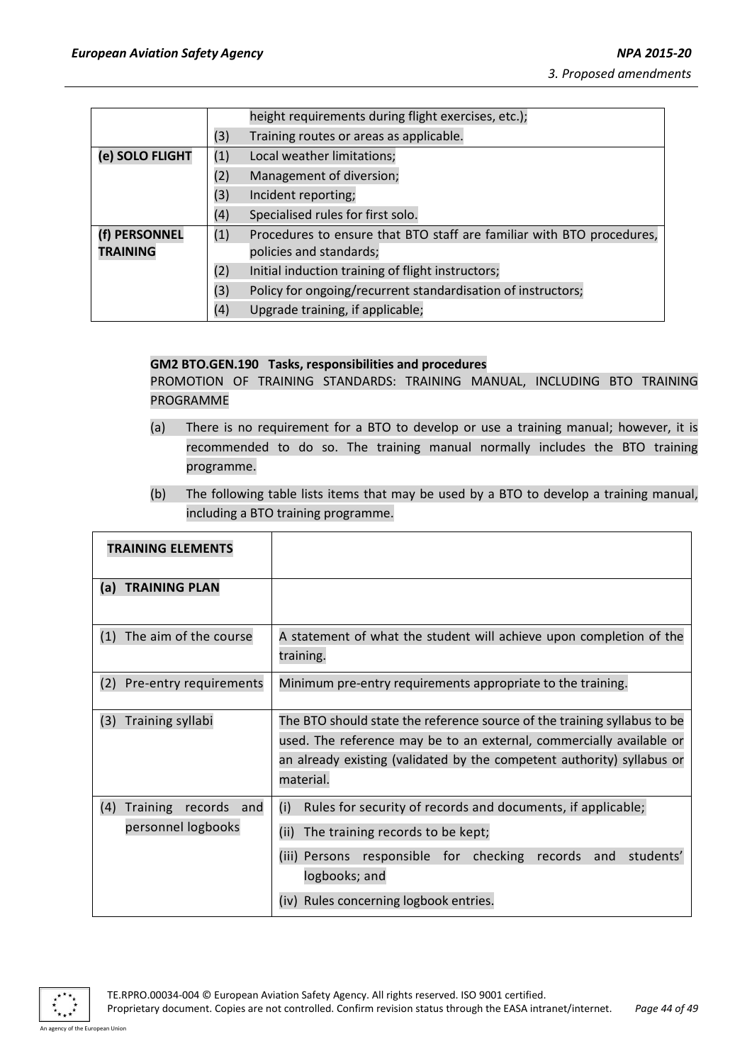| | |
|---|---|
| | height requirements during flight exercises, etc.); |
| | (3) Training routes or areas as applicable. |
| **(e) SOLO FLIGHT** | (1) Local weather limitations; |
| | (2) Management of diversion; |
| | (3) Incident reporting; |
| | (4) Specialised rules for first solo. |
| **(f) PERSONNEL TRAINING** | (1) Procedures to ensure that BTO staff are familiar with BTO procedures, policies and standards; |
| | (2) Initial induction training of flight instructors; |
| | (3) Policy for ongoing/recurrent standardisation of instructors; |
| | (4) Upgrade training, if applicable; |

**GM2 BTO.GEN.190 Tasks, responsibilities and procedures**

PROMOTION OF TRAINING STANDARDS: TRAINING MANUAL, INCLUDING BTO TRAINING PROGRAMME

(a) There is no requirement for a BTO to develop or use a training manual; however, it is recommended to do so. The training manual normally includes the BTO training programme.

(b) The following table lists items that may be used by a BTO to develop a training manual, including a BTO training programme.

| **TRAINING ELEMENTS** | |
|---|---|
| **(a) TRAINING PLAN** | |
| (1) The aim of the course | A statement of what the student will achieve upon completion of the training. |
| (2) Pre-entry requirements | Minimum pre-entry requirements appropriate to the training. |
| (3) Training syllabi | The BTO should state the reference source of the training syllabus to be used. The reference may be to an external, commercially available or an already existing (validated by the competent authority) syllabus or material. |
| (4) Training records and personnel logbooks | (i) Rules for security of records and documents, if applicable;<br>(ii) The training records to be kept;<br>(iii) Persons responsible for checking records and students' logbooks; and<br>(iv) Rules concerning logbook entries. |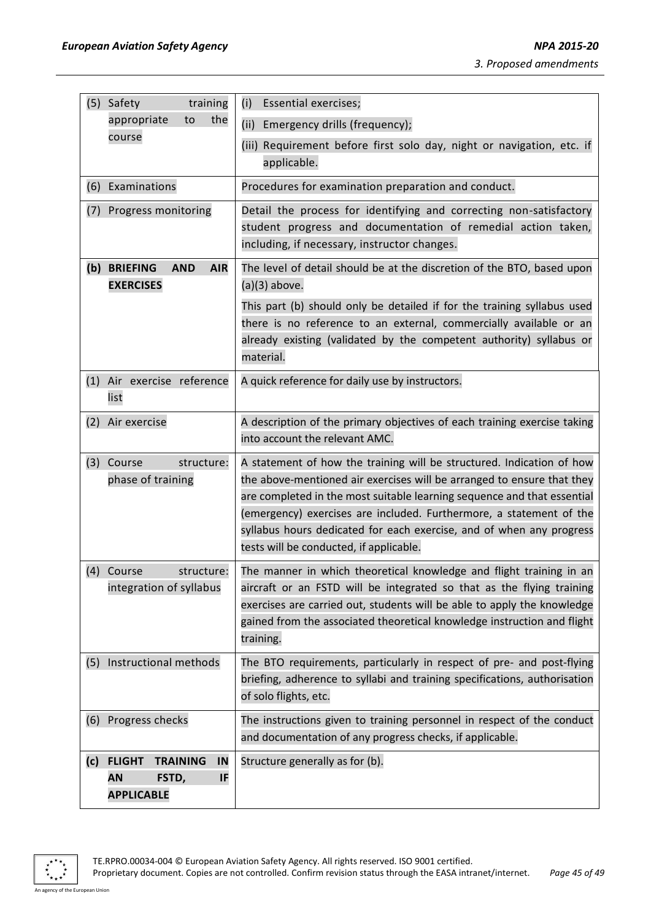| | |
|---|---|
| (5) Safety training appropriate to the course | (i) Essential exercises;<br>(ii) Emergency drills (frequency);<br>(iii) Requirement before first solo day, night or navigation, etc. if applicable. |
| (6) Examinations | Procedures for examination preparation and conduct. |
| (7) Progress monitoring | Detail the process for identifying and correcting non-satisfactory student progress and documentation of remedial action taken, including, if necessary, instructor changes. |
| **(b) BRIEFING AND AIR EXERCISES** | The level of detail should be at the discretion of the BTO, based upon (a)(3) above.<br>This part (b) should only be detailed if for the training syllabus used there is no reference to an external, commercially available or an already existing (validated by the competent authority) syllabus or material. |
| (1) Air exercise reference list | A quick reference for daily use by instructors. |
| (2) Air exercise | A description of the primary objectives of each training exercise taking into account the relevant AMC. |
| (3) Course structure: phase of training | A statement of how the training will be structured. Indication of how the above-mentioned air exercises will be arranged to ensure that they are completed in the most suitable learning sequence and that essential (emergency) exercises are included. Furthermore, a statement of the syllabus hours dedicated for each exercise, and of when any progress tests will be conducted, if applicable. |
| (4) Course structure: integration of syllabus | The manner in which theoretical knowledge and flight training in an aircraft or an FSTD will be integrated so that as the flying training exercises are carried out, students will be able to apply the knowledge gained from the associated theoretical knowledge instruction and flight training. |
| (5) Instructional methods | The BTO requirements, particularly in respect of pre- and post-flying briefing, adherence to syllabi and training specifications, authorisation of solo flights, etc. |
| (6) Progress checks | The instructions given to training personnel in respect of the conduct and documentation of any progress checks, if applicable. |
| **(c) FLIGHT TRAINING IN AN FSTD, IF APPLICABLE** | Structure generally as for (b). |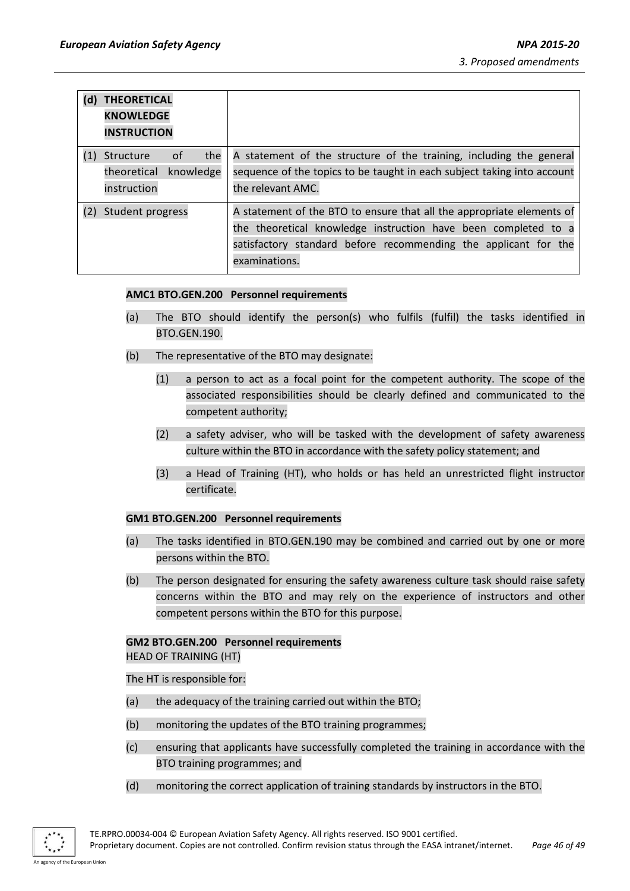| (d) THEORETICAL KNOWLEDGE INSTRUCTION | |
|---|---|
| (1) Structure of the theoretical knowledge instruction | A statement of the structure of the training, including the general sequence of the topics to be taught in each subject taking into account the relevant AMC. |
| (2) Student progress | A statement of the BTO to ensure that all the appropriate elements of the theoretical knowledge instruction have been completed to a satisfactory standard before recommending the applicant for the examinations. |

**AMC1 BTO.GEN.200 Personnel requirements**

(a) The BTO should identify the person(s) who fulfils (fulfil) the tasks identified in BTO.GEN.190.

(b) The representative of the BTO may designate:

  (1) a person to act as a focal point for the competent authority. The scope of the associated responsibilities should be clearly defined and communicated to the competent authority;

  (2) a safety adviser, who will be tasked with the development of safety awareness culture within the BTO in accordance with the safety policy statement; and

  (3) a Head of Training (HT), who holds or has held an unrestricted flight instructor certificate.

**GM1 BTO.GEN.200 Personnel requirements**

(a) The tasks identified in BTO.GEN.190 may be combined and carried out by one or more persons within the BTO.

(b) The person designated for ensuring the safety awareness culture task should raise safety concerns within the BTO and may rely on the experience of instructors and other competent persons within the BTO for this purpose.

**GM2 BTO.GEN.200 Personnel requirements**

HEAD OF TRAINING (HT)

The HT is responsible for:

(a) the adequacy of the training carried out within the BTO;

(b) monitoring the updates of the BTO training programmes;

(c) ensuring that applicants have successfully completed the training in accordance with the BTO training programmes; and

(d) monitoring the correct application of training standards by instructors in the BTO.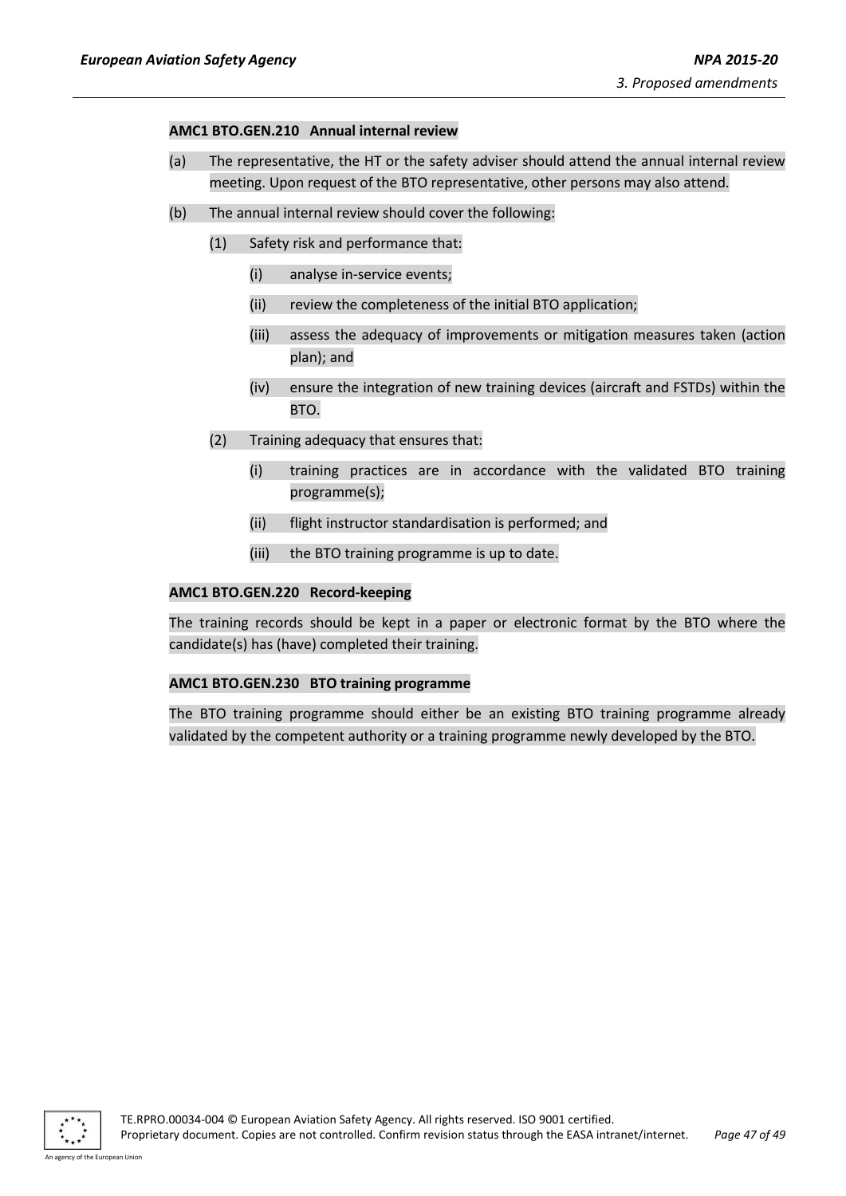**AMC1 BTO.GEN.210 Annual internal review**

(a) The representative, the HT or the safety adviser should attend the annual internal review meeting. Upon request of the BTO representative, other persons may also attend.

(b) The annual internal review should cover the following:

  (1) Safety risk and performance that:

    (i) analyse in-service events;

    (ii) review the completeness of the initial BTO application;

    (iii) assess the adequacy of improvements or mitigation measures taken (action plan); and

    (iv) ensure the integration of new training devices (aircraft and FSTDs) within the BTO.

  (2) Training adequacy that ensures that:

    (i) training practices are in accordance with the validated BTO training programme(s);

    (ii) flight instructor standardisation is performed; and

    (iii) the BTO training programme is up to date.

**AMC1 BTO.GEN.220 Record-keeping**

The training records should be kept in a paper or electronic format by the BTO where the candidate(s) has (have) completed their training.

**AMC1 BTO.GEN.230 BTO training programme**

The BTO training programme should either be an existing BTO training programme already validated by the competent authority or a training programme newly developed by the BTO.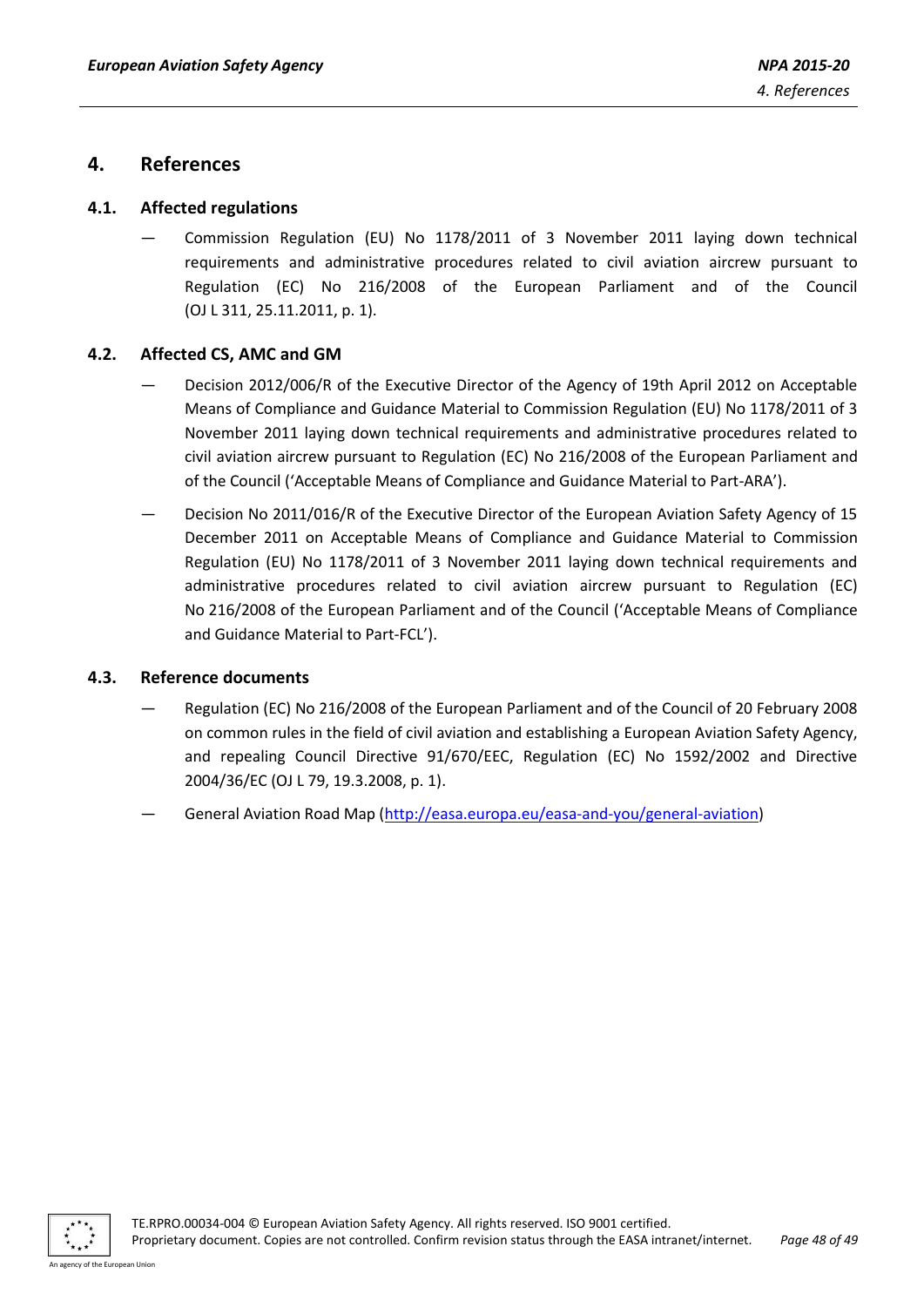# 4. References

## 4.1. Affected regulations

— Commission Regulation (EU) No 1178/2011 of 3 November 2011 laying down technical requirements and administrative procedures related to civil aviation aircrew pursuant to Regulation (EC) No 216/2008 of the European Parliament and of the Council (OJ L 311, 25.11.2011, p. 1).

## 4.2. Affected CS, AMC and GM

— Decision 2012/006/R of the Executive Director of the Agency of 19th April 2012 on Acceptable Means of Compliance and Guidance Material to Commission Regulation (EU) No 1178/2011 of 3 November 2011 laying down technical requirements and administrative procedures related to civil aviation aircrew pursuant to Regulation (EC) No 216/2008 of the European Parliament and of the Council ('Acceptable Means of Compliance and Guidance Material to Part-ARA').

— Decision No 2011/016/R of the Executive Director of the European Aviation Safety Agency of 15 December 2011 on Acceptable Means of Compliance and Guidance Material to Commission Regulation (EU) No 1178/2011 of 3 November 2011 laying down technical requirements and administrative procedures related to civil aviation aircrew pursuant to Regulation (EC) No 216/2008 of the European Parliament and of the Council ('Acceptable Means of Compliance and Guidance Material to Part-FCL').

## 4.3. Reference documents

— Regulation (EC) No 216/2008 of the European Parliament and of the Council of 20 February 2008 on common rules in the field of civil aviation and establishing a European Aviation Safety Agency, and repealing Council Directive 91/670/EEC, Regulation (EC) No 1592/2002 and Directive 2004/36/EC (OJ L 79, 19.3.2008, p. 1).

— General Aviation Road Map (http://easa.europa.eu/easa-and-you/general-aviation)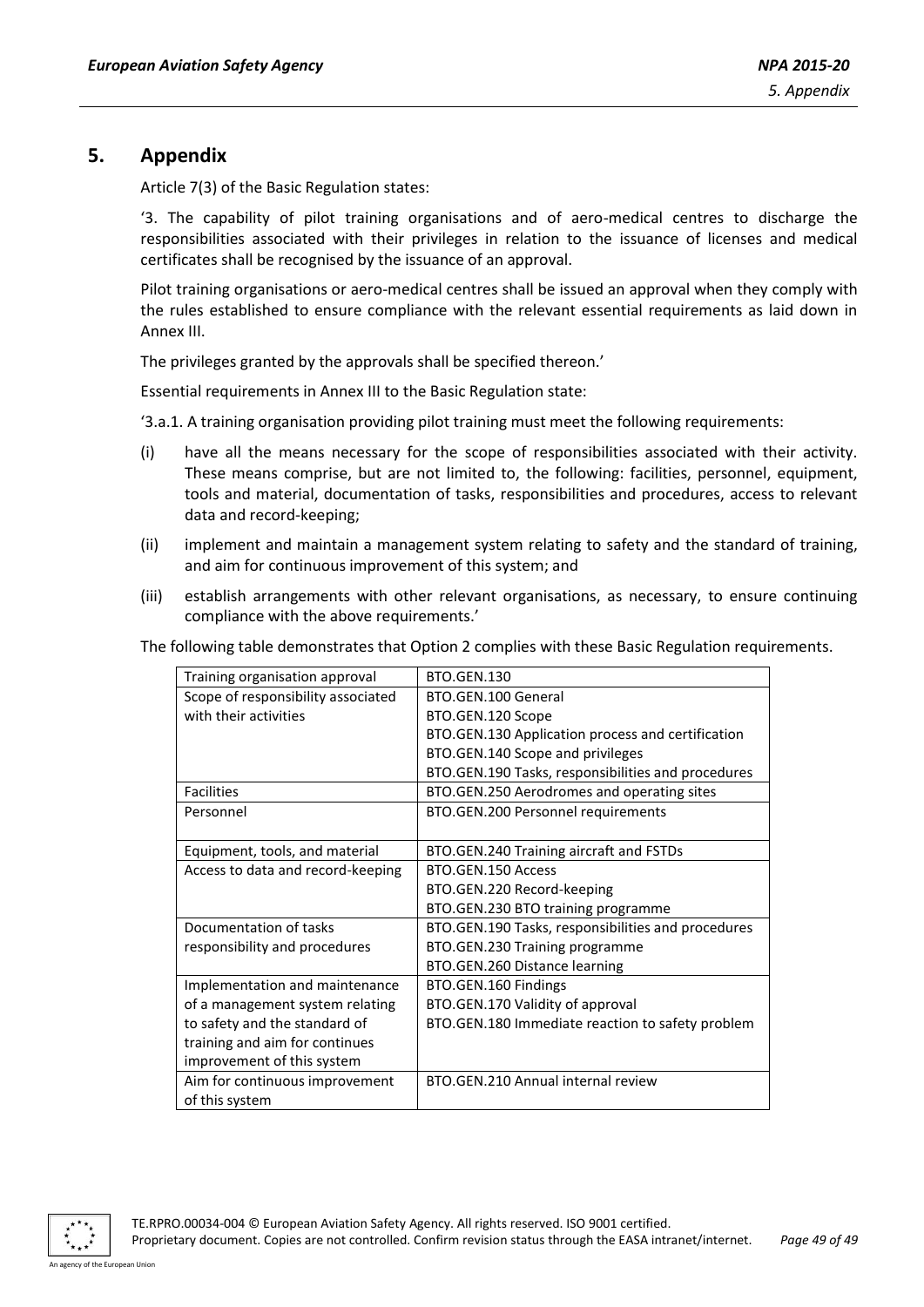# 5. Appendix

Article 7(3) of the Basic Regulation states:

'3. The capability of pilot training organisations and of aero-medical centres to discharge the responsibilities associated with their privileges in relation to the issuance of licenses and medical certificates shall be recognised by the issuance of an approval.

Pilot training organisations or aero-medical centres shall be issued an approval when they comply with the rules established to ensure compliance with the relevant essential requirements as laid down in Annex III.

The privileges granted by the approvals shall be specified thereon.'

Essential requirements in Annex III to the Basic Regulation state:

'3.a.1. A training organisation providing pilot training must meet the following requirements:

(i) have all the means necessary for the scope of responsibilities associated with their activity. These means comprise, but are not limited to, the following: facilities, personnel, equipment, tools and material, documentation of tasks, responsibilities and procedures, access to relevant data and record-keeping;

(ii) implement and maintain a management system relating to safety and the standard of training, and aim for continuous improvement of this system; and

(iii) establish arrangements with other relevant organisations, as necessary, to ensure continuing compliance with the above requirements.'

The following table demonstrates that Option 2 complies with these Basic Regulation requirements.

| Training organisation approval | BTO.GEN.130 |
|---|---|
| Scope of responsibility associated with their activities | BTO.GEN.100 General<br>BTO.GEN.120 Scope<br>BTO.GEN.130 Application process and certification<br>BTO.GEN.140 Scope and privileges<br>BTO.GEN.190 Tasks, responsibilities and procedures |
| Facilities | BTO.GEN.250 Aerodromes and operating sites |
| Personnel | BTO.GEN.200 Personnel requirements |
| Equipment, tools, and material | BTO.GEN.240 Training aircraft and FSTDs |
| Access to data and record-keeping | BTO.GEN.150 Access<br>BTO.GEN.220 Record-keeping<br>BTO.GEN.230 BTO training programme |
| Documentation of tasks responsibility and procedures | BTO.GEN.190 Tasks, responsibilities and procedures<br>BTO.GEN.230 Training programme<br>BTO.GEN.260 Distance learning |
| Implementation and maintenance of a management system relating to safety and the standard of training and aim for continues improvement of this system | BTO.GEN.160 Findings<br>BTO.GEN.170 Validity of approval<br>BTO.GEN.180 Immediate reaction to safety problem |
| Aim for continuous improvement of this system | BTO.GEN.210 Annual internal review |